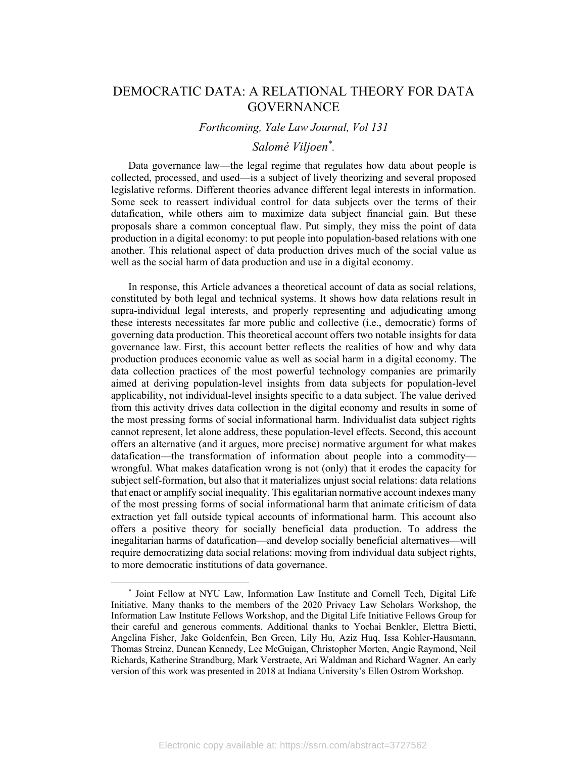# DEMOCRATIC DATA: A RELATIONAL THEORY FOR DATA GOVERNANCE

*Forthcoming, Yale Law Journal, Vol 131*

*Salomé Viljoen*[*].

Data governance law—the legal regime that regulates how data about people is collected, processed, and used—is a subject of lively theorizing and several proposed legislative reforms. Different theories advance different legal interests in information. Some seek to reassert individual control for data subjects over the terms of their datafication, while others aim to maximize data subject financial gain. But these proposals share a common conceptual flaw. Put simply, they miss the point of data production in a digital economy: to put people into population-based relations with one another. This relational aspect of data production drives much of the social value as well as the social harm of data production and use in a digital economy.

In response, this Article advances a theoretical account of data as social relations, constituted by both legal and technical systems. It shows how data relations result in supra-individual legal interests, and properly representing and adjudicating among these interests necessitates far more public and collective (i.e., democratic) forms of governing data production. This theoretical account offers two notable insights for data governance law. First, this account better reflects the realities of how and why data production produces economic value as well as social harm in a digital economy. The data collection practices of the most powerful technology companies are primarily aimed at deriving population-level insights from data subjects for population-level applicability, not individual-level insights specific to a data subject. The value derived from this activity drives data collection in the digital economy and results in some of the most pressing forms of social informational harm. Individualist data subject rights cannot represent, let alone address, these population-level effects. Second, this account offers an alternative (and it argues, more precise) normative argument for what makes datafication—the transformation of information about people into a commodity—wrongful. What makes datafication wrong is not (only) that it erodes the capacity for subject self-formation, but also that it materializes unjust social relations: data relations that enact or amplify social inequality. This egalitarian normative account indexes many of the most pressing forms of social informational harm that animate criticism of data extraction yet fall outside typical accounts of informational harm. This account also offers a positive theory for socially beneficial data production. To address the inegalitarian harms of datafication—and develop socially beneficial alternatives—will require democratizing data social relations: moving from individual data subject rights, to more democratic institutions of data governance.

---

[*] Joint Fellow at NYU Law, Information Law Institute and Cornell Tech, Digital Life Initiative. Many thanks to the members of the 2020 Privacy Law Scholars Workshop, the Information Law Institute Fellows Workshop, and the Digital Life Initiative Fellows Group for their careful and generous comments. Additional thanks to Yochai Benkler, Elettra Bietti, Angelina Fisher, Jake Goldenfein, Ben Green, Lily Hu, Aziz Huq, Issa Kohler-Hausmann, Thomas Streinz, Duncan Kennedy, Lee McGuigan, Christopher Morten, Angie Raymond, Neil Richards, Katherine Strandburg, Mark Verstraete, Ari Waldman and Richard Wagner. An early version of this work was presented in 2018 at Indiana University's Ellen Ostrom Workshop.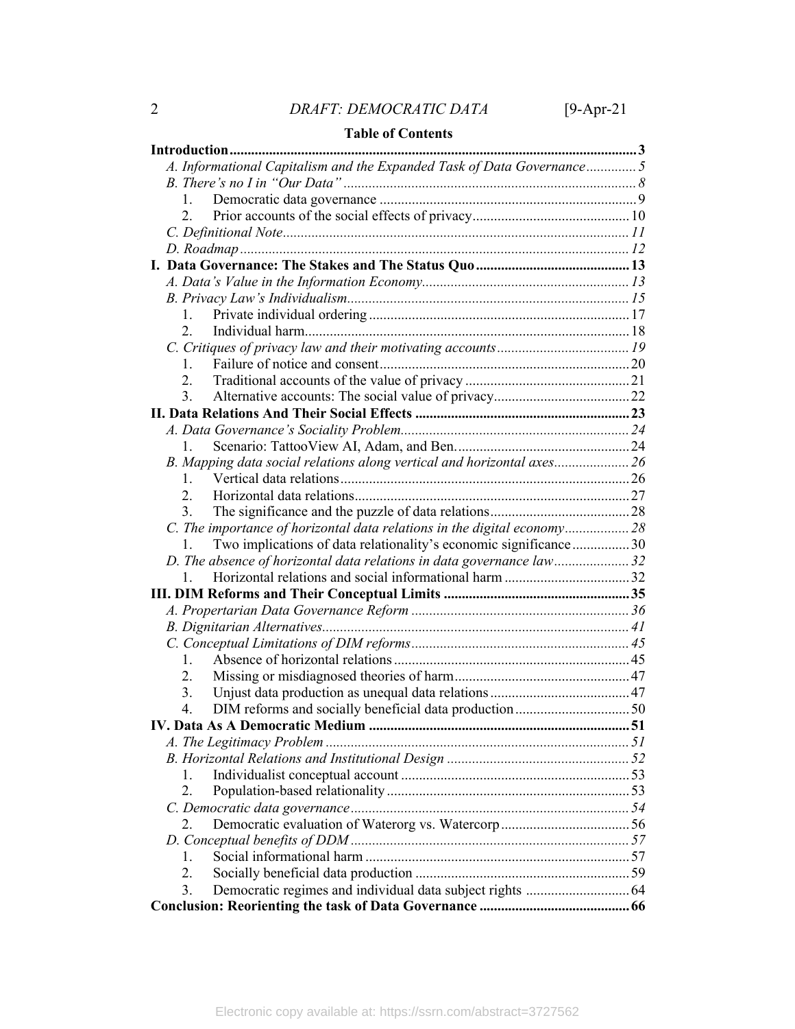**Table of Contents**

**Introduction** ... 3

- *A. Informational Capitalism and the Expanded Task of Data Governance* ... 5
- *B. There's no I in "Our Data"* ... 8
  1. Democratic data governance ... 9
  2. Prior accounts of the social effects of privacy ... 10
- *C. Definitional Note* ... 11
- *D. Roadmap* ... 12

**I. Data Governance: The Stakes and The Status Quo** ... 13

- *A. Data's Value in the Information Economy* ... 13
- *B. Privacy Law's Individualism* ... 15
  1. Private individual ordering ... 17
  2. Individual harm ... 18
- *C. Critiques of privacy law and their motivating accounts* ... 19
  1. Failure of notice and consent ... 20
  2. Traditional accounts of the value of privacy ... 21
  3. Alternative accounts: The social value of privacy ... 22

**II. Data Relations And Their Social Effects** ... 23

- *A. Data Governance's Sociality Problem* ... 24
  1. Scenario: TattooView AI, Adam, and Ben. ... 24
- *B. Mapping data social relations along vertical and horizontal axes* ... 26
  1. Vertical data relations ... 26
  2. Horizontal data relations ... 27
  3. The significance and the puzzle of data relations ... 28
- *C. The importance of horizontal data relations in the digital economy* ... 28
  1. Two implications of data relationality's economic significance ... 30
- *D. The absence of horizontal data relations in data governance law* ... 32
  1. Horizontal relations and social informational harm ... 32

**III. DIM Reforms and Their Conceptual Limits** ... 35

- *A. Propertarian Data Governance Reform* ... 36
- *B. Dignitarian Alternatives* ... 41
- *C. Conceptual Limitations of DIM reforms* ... 45
  1. Absence of horizontal relations ... 45
  2. Missing or misdiagnosed theories of harm ... 47
  3. Unjust data production as unequal data relations ... 47
  4. DIM reforms and socially beneficial data production ... 50

**IV. Data As A Democratic Medium** ... 51

- *A. The Legitimacy Problem* ... 51
- *B. Horizontal Relations and Institutional Design* ... 52
  1. Individualist conceptual account ... 53
  2. Population-based relationality ... 53
- *C. Democratic data governance* ... 54
  2. Democratic evaluation of Waterorg vs. Watercorp ... 56
- *D. Conceptual benefits of DDM* ... 57
  1. Social informational harm ... 57
  2. Socially beneficial data production ... 59
  3. Democratic regimes and individual data subject rights ... 64

**Conclusion: Reorienting the task of Data Governance** ... 66

Electronic copy available at: https://ssrn.com/abstract=3727562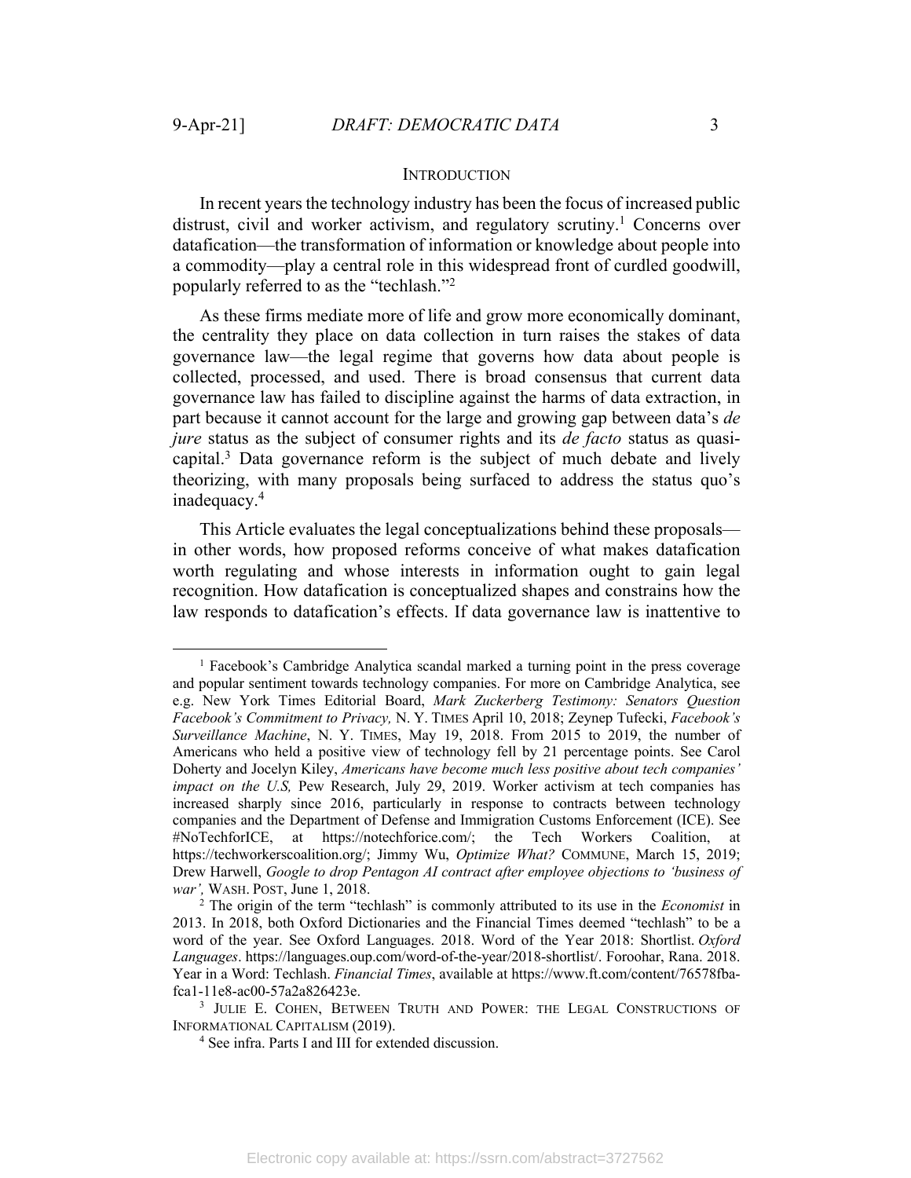## INTRODUCTION

In recent years the technology industry has been the focus of increased public distrust, civil and worker activism, and regulatory scrutiny.[1] Concerns over datafication—the transformation of information or knowledge about people into a commodity—play a central role in this widespread front of curdled goodwill, popularly referred to as the "techlash."[2]

As these firms mediate more of life and grow more economically dominant, the centrality they place on data collection in turn raises the stakes of data governance law—the legal regime that governs how data about people is collected, processed, and used. There is broad consensus that current data governance law has failed to discipline against the harms of data extraction, in part because it cannot account for the large and growing gap between data's *de jure* status as the subject of consumer rights and its *de facto* status as quasi-capital.[3] Data governance reform is the subject of much debate and lively theorizing, with many proposals being surfaced to address the status quo's inadequacy.[4]

This Article evaluates the legal conceptualizations behind these proposals—in other words, how proposed reforms conceive of what makes datafication worth regulating and whose interests in information ought to gain legal recognition. How datafication is conceptualized shapes and constrains how the law responds to datafication's effects. If data governance law is inattentive to

---

[1] Facebook's Cambridge Analytica scandal marked a turning point in the press coverage and popular sentiment towards technology companies. For more on Cambridge Analytica, see e.g. New York Times Editorial Board, *Mark Zuckerberg Testimony: Senators Question Facebook's Commitment to Privacy,* N. Y. TIMES April 10, 2018; Zeynep Tufecki, *Facebook's Surveillance Machine*, N. Y. TIMES, May 19, 2018. From 2015 to 2019, the number of Americans who held a positive view of technology fell by 21 percentage points. See Carol Doherty and Jocelyn Kiley, *Americans have become much less positive about tech companies' impact on the U.S,* Pew Research, July 29, 2019. Worker activism at tech companies has increased sharply since 2016, particularly in response to contracts between technology companies and the Department of Defense and Immigration Customs Enforcement (ICE). See #NoTechforICE, at https://notechforice.com/; the Tech Workers Coalition, at https://techworkerscoalition.org/; Jimmy Wu, *Optimize What?* COMMUNE, March 15, 2019; Drew Harwell, *Google to drop Pentagon AI contract after employee objections to 'business of war',* WASH. POST, June 1, 2018.

[2] The origin of the term "techlash" is commonly attributed to its use in the *Economist* in 2013. In 2018, both Oxford Dictionaries and the Financial Times deemed "techlash" to be a word of the year. See Oxford Languages. 2018. Word of the Year 2018: Shortlist. *Oxford Languages*. https://languages.oup.com/word-of-the-year/2018-shortlist/. Foroohar, Rana. 2018. Year in a Word: Techlash. *Financial Times*, available at https://www.ft.com/content/76578fba-fca1-11e8-ac00-57a2a826423e.

[3] JULIE E. COHEN, BETWEEN TRUTH AND POWER: THE LEGAL CONSTRUCTIONS OF INFORMATIONAL CAPITALISM (2019).

[4] See infra. Parts I and III for extended discussion.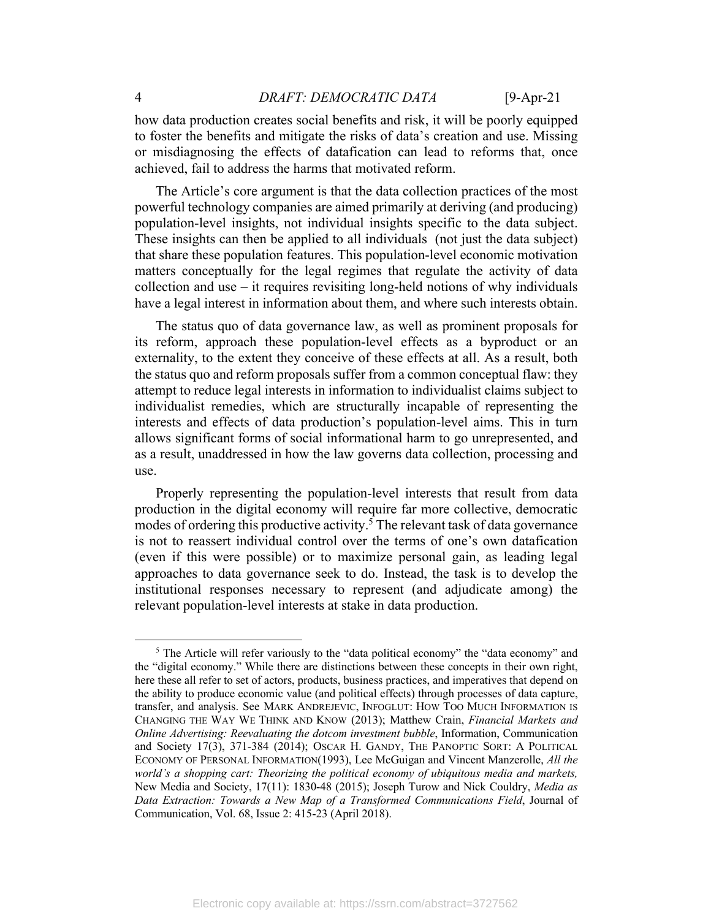how data production creates social benefits and risk, it will be poorly equipped to foster the benefits and mitigate the risks of data's creation and use. Missing or misdiagnosing the effects of datafication can lead to reforms that, once achieved, fail to address the harms that motivated reform.

The Article's core argument is that the data collection practices of the most powerful technology companies are aimed primarily at deriving (and producing) population-level insights, not individual insights specific to the data subject. These insights can then be applied to all individuals (not just the data subject) that share these population features. This population-level economic motivation matters conceptually for the legal regimes that regulate the activity of data collection and use – it requires revisiting long-held notions of why individuals have a legal interest in information about them, and where such interests obtain.

The status quo of data governance law, as well as prominent proposals for its reform, approach these population-level effects as a byproduct or an externality, to the extent they conceive of these effects at all. As a result, both the status quo and reform proposals suffer from a common conceptual flaw: they attempt to reduce legal interests in information to individualist claims subject to individualist remedies, which are structurally incapable of representing the interests and effects of data production's population-level aims. This in turn allows significant forms of social informational harm to go unrepresented, and as a result, unaddressed in how the law governs data collection, processing and use.

Properly representing the population-level interests that result from data production in the digital economy will require far more collective, democratic modes of ordering this productive activity.[5] The relevant task of data governance is not to reassert individual control over the terms of one's own datafication (even if this were possible) or to maximize personal gain, as leading legal approaches to data governance seek to do. Instead, the task is to develop the institutional responses necessary to represent (and adjudicate among) the relevant population-level interests at stake in data production.

---

[5] The Article will refer variously to the "data political economy" the "data economy" and the "digital economy." While there are distinctions between these concepts in their own right, here these all refer to set of actors, products, business practices, and imperatives that depend on the ability to produce economic value (and political effects) through processes of data capture, transfer, and analysis. See MARK ANDREJEVIC, INFOGLUT: HOW TOO MUCH INFORMATION IS CHANGING THE WAY WE THINK AND KNOW (2013); Matthew Crain, *Financial Markets and Online Advertising: Reevaluating the dotcom investment bubble*, Information, Communication and Society 17(3), 371-384 (2014); OSCAR H. GANDY, THE PANOPTIC SORT: A POLITICAL ECONOMY OF PERSONAL INFORMATION(1993), Lee McGuigan and Vincent Manzerolle, *All the world's a shopping cart: Theorizing the political economy of ubiquitous media and markets,* New Media and Society, 17(11): 1830-48 (2015); Joseph Turow and Nick Couldry, *Media as Data Extraction: Towards a New Map of a Transformed Communications Field*, Journal of Communication, Vol. 68, Issue 2: 415-23 (April 2018).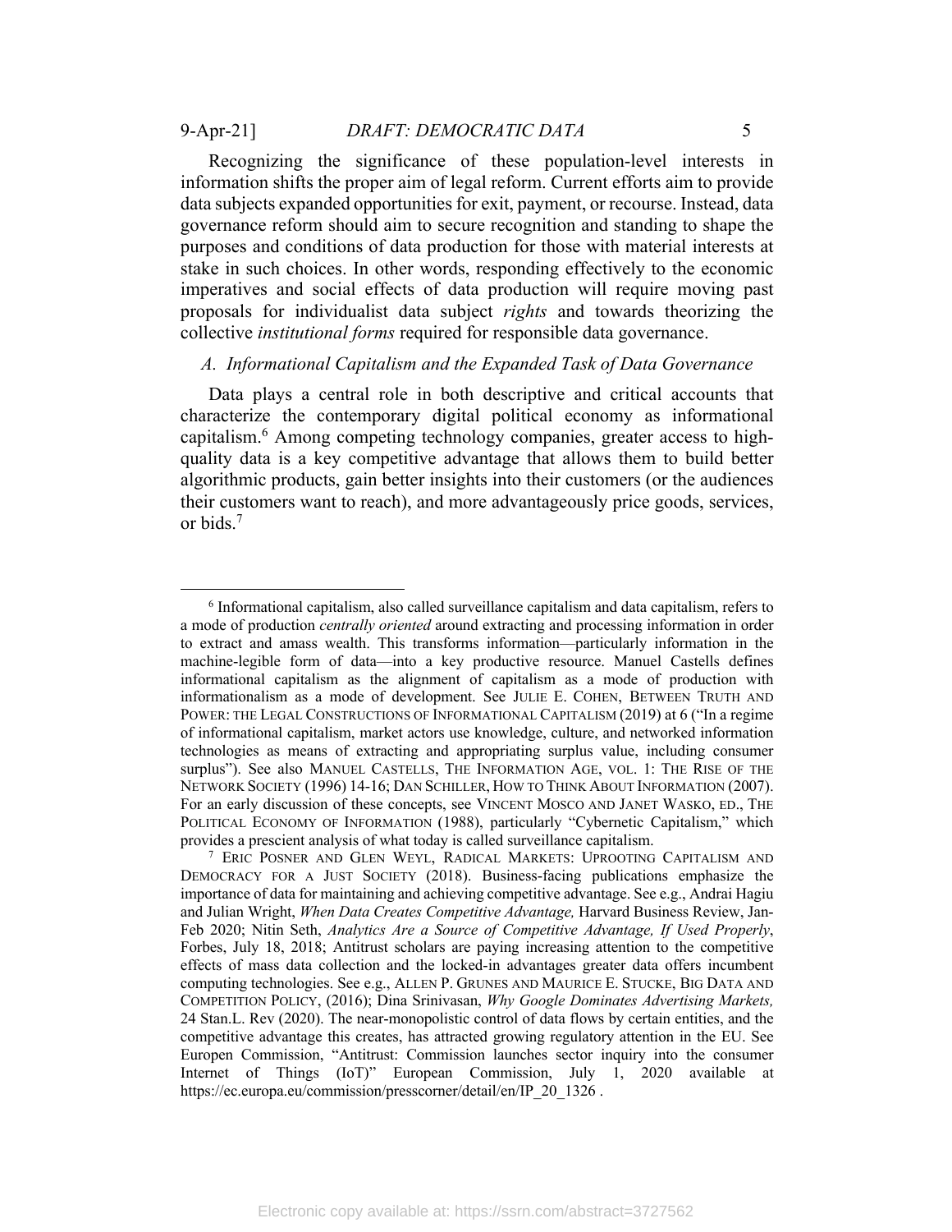Recognizing the significance of these population-level interests in information shifts the proper aim of legal reform. Current efforts aim to provide data subjects expanded opportunities for exit, payment, or recourse. Instead, data governance reform should aim to secure recognition and standing to shape the purposes and conditions of data production for those with material interests at stake in such choices. In other words, responding effectively to the economic imperatives and social effects of data production will require moving past proposals for individualist data subject *rights* and towards theorizing the collective *institutional forms* required for responsible data governance.

### *A. Informational Capitalism and the Expanded Task of Data Governance*

Data plays a central role in both descriptive and critical accounts that characterize the contemporary digital political economy as informational capitalism.[6] Among competing technology companies, greater access to high-quality data is a key competitive advantage that allows them to build better algorithmic products, gain better insights into their customers (or the audiences their customers want to reach), and more advantageously price goods, services, or bids.[7]

---

[6] Informational capitalism, also called surveillance capitalism and data capitalism, refers to a mode of production *centrally oriented* around extracting and processing information in order to extract and amass wealth. This transforms information—particularly information in the machine-legible form of data—into a key productive resource. Manuel Castells defines informational capitalism as the alignment of capitalism as a mode of production with informationalism as a mode of development. See JULIE E. COHEN, BETWEEN TRUTH AND POWER: THE LEGAL CONSTRUCTIONS OF INFORMATIONAL CAPITALISM (2019) at 6 ("In a regime of informational capitalism, market actors use knowledge, culture, and networked information technologies as means of extracting and appropriating surplus value, including consumer surplus"). See also MANUEL CASTELLS, THE INFORMATION AGE, VOL. 1: THE RISE OF THE NETWORK SOCIETY (1996) 14-16; DAN SCHILLER, HOW TO THINK ABOUT INFORMATION (2007). For an early discussion of these concepts, see VINCENT MOSCO AND JANET WASKO, ED., THE POLITICAL ECONOMY OF INFORMATION (1988), particularly "Cybernetic Capitalism," which provides a prescient analysis of what today is called surveillance capitalism.

[7] ERIC POSNER AND GLEN WEYL, RADICAL MARKETS: UPROOTING CAPITALISM AND DEMOCRACY FOR A JUST SOCIETY (2018). Business-facing publications emphasize the importance of data for maintaining and achieving competitive advantage. See e.g., Andrai Hagiu and Julian Wright, *When Data Creates Competitive Advantage,* Harvard Business Review, Jan-Feb 2020; Nitin Seth, *Analytics Are a Source of Competitive Advantage, If Used Properly*, Forbes, July 18, 2018; Antitrust scholars are paying increasing attention to the competitive effects of mass data collection and the locked-in advantages greater data offers incumbent computing technologies. See e.g., ALLEN P. GRUNES AND MAURICE E. STUCKE, BIG DATA AND COMPETITION POLICY, (2016); Dina Srinivasan, *Why Google Dominates Advertising Markets,* 24 Stan.L. Rev (2020). The near-monopolistic control of data flows by certain entities, and the competitive advantage this creates, has attracted growing regulatory attention in the EU. See Europen Commission, "Antitrust: Commission launches sector inquiry into the consumer Internet of Things (IoT)" European Commission, July 1, 2020 available at https://ec.europa.eu/commission/presscorner/detail/en/IP_20_1326 .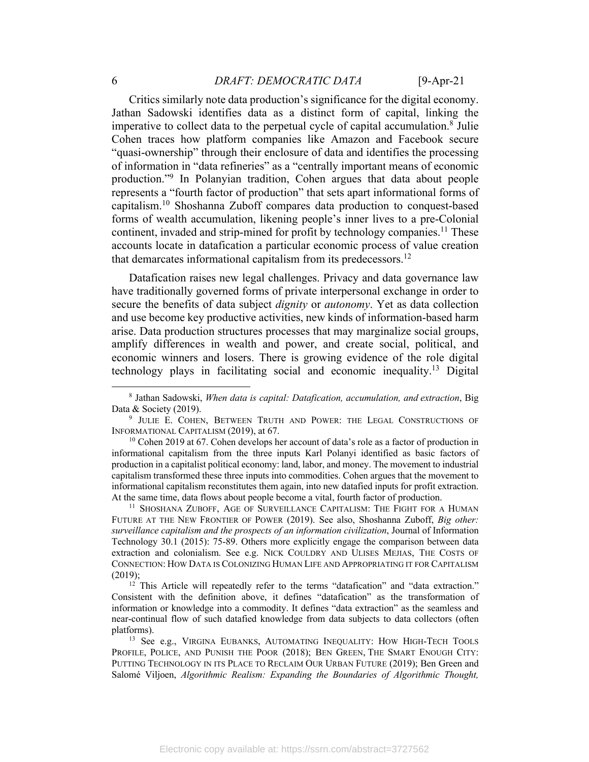Critics similarly note data production's significance for the digital economy. Jathan Sadowski identifies data as a distinct form of capital, linking the imperative to collect data to the perpetual cycle of capital accumulation.[8] Julie Cohen traces how platform companies like Amazon and Facebook secure "quasi-ownership" through their enclosure of data and identifies the processing of information in "data refineries" as a "centrally important means of economic production."[9] In Polanyian tradition, Cohen argues that data about people represents a "fourth factor of production" that sets apart informational forms of capitalism.[10] Shoshanna Zuboff compares data production to conquest-based forms of wealth accumulation, likening people's inner lives to a pre-Colonial continent, invaded and strip-mined for profit by technology companies.[11] These accounts locate in datafication a particular economic process of value creation that demarcates informational capitalism from its predecessors.[12]

Datafication raises new legal challenges. Privacy and data governance law have traditionally governed forms of private interpersonal exchange in order to secure the benefits of data subject *dignity* or *autonomy*. Yet as data collection and use become key productive activities, new kinds of information-based harm arise. Data production structures processes that may marginalize social groups, amplify differences in wealth and power, and create social, political, and economic winners and losers. There is growing evidence of the role digital technology plays in facilitating social and economic inequality.[13] Digital

---

[8] Jathan Sadowski, *When data is capital: Datafication, accumulation, and extraction*, Big Data & Society (2019).

[9] JULIE E. COHEN, BETWEEN TRUTH AND POWER: THE LEGAL CONSTRUCTIONS OF INFORMATIONAL CAPITALISM (2019), at 67.

[10] Cohen 2019 at 67. Cohen develops her account of data's role as a factor of production in informational capitalism from the three inputs Karl Polanyi identified as basic factors of production in a capitalist political economy: land, labor, and money. The movement to industrial capitalism transformed these three inputs into commodities. Cohen argues that the movement to informational capitalism reconstitutes them again, into new datafied inputs for profit extraction. At the same time, data flows about people become a vital, fourth factor of production.

[11] SHOSHANA ZUBOFF, AGE OF SURVEILLANCE CAPITALISM: THE FIGHT FOR A HUMAN FUTURE AT THE NEW FRONTIER OF POWER (2019). See also, Shoshanna Zuboff, *Big other: surveillance capitalism and the prospects of an information civilization*, Journal of Information Technology 30.1 (2015): 75-89. Others more explicitly engage the comparison between data extraction and colonialism. See e.g. NICK COULDRY AND ULISES MEJIAS, THE COSTS OF CONNECTION: HOW DATA IS COLONIZING HUMAN LIFE AND APPROPRIATING IT FOR CAPITALISM (2019);

[12] This Article will repeatedly refer to the terms "datafication" and "data extraction." Consistent with the definition above, it defines "datafication" as the transformation of information or knowledge into a commodity. It defines "data extraction" as the seamless and near-continual flow of such datafied knowledge from data subjects to data collectors (often platforms).

[13] See e.g., VIRGINA EUBANKS, AUTOMATING INEQUALITY: HOW HIGH-TECH TOOLS PROFILE, POLICE, AND PUNISH THE POOR (2018); BEN GREEN, THE SMART ENOUGH CITY: PUTTING TECHNOLOGY IN ITS PLACE TO RECLAIM OUR URBAN FUTURE (2019); Ben Green and Salomé Viljoen, *Algorithmic Realism: Expanding the Boundaries of Algorithmic Thought,*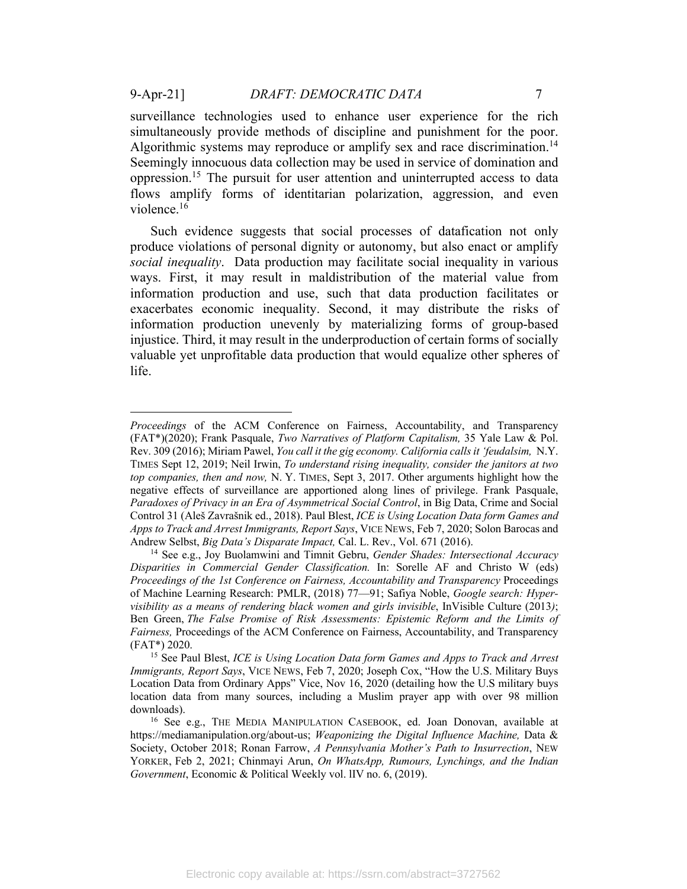surveillance technologies used to enhance user experience for the rich simultaneously provide methods of discipline and punishment for the poor. Algorithmic systems may reproduce or amplify sex and race discrimination.[14] Seemingly innocuous data collection may be used in service of domination and oppression.[15] The pursuit for user attention and uninterrupted access to data flows amplify forms of identitarian polarization, aggression, and even violence.[16]

Such evidence suggests that social processes of datafication not only produce violations of personal dignity or autonomy, but also enact or amplify *social inequality*. Data production may facilitate social inequality in various ways. First, it may result in maldistribution of the material value from information production and use, such that data production facilitates or exacerbates economic inequality. Second, it may distribute the risks of information production unevenly by materializing forms of group-based injustice. Third, it may result in the underproduction of certain forms of socially valuable yet unprofitable data production that would equalize other spheres of life.

---

*Proceedings* of the ACM Conference on Fairness, Accountability, and Transparency (FAT*)(2020); Frank Pasquale, *Two Narratives of Platform Capitalism,* 35 Yale Law & Pol. Rev. 309 (2016); Miriam Pawel, *You call it the gig economy. California calls it 'feudalsim,* N.Y. TIMES Sept 12, 2019; Neil Irwin, *To understand rising inequality, consider the janitors at two top companies, then and now,* N. Y. TIMES, Sept 3, 2017. Other arguments highlight how the negative effects of surveillance are apportioned along lines of privilege. Frank Pasquale, *Paradoxes of Privacy in an Era of Asymmetrical Social Control*, in Big Data, Crime and Social Control 31 (Aleš Zavrašnik ed., 2018). Paul Blest, *ICE is Using Location Data form Games and Apps to Track and Arrest Immigrants, Report Says*, VICE NEWS, Feb 7, 2020; Solon Barocas and Andrew Selbst, *Big Data's Disparate Impact,* Cal. L. Rev., Vol. 671 (2016).

[14] See e.g., Joy Buolamwini and Timnit Gebru, *Gender Shades: Intersectional Accuracy Disparities in Commercial Gender Classification.* In: Sorelle AF and Christo W (eds) *Proceedings of the 1st Conference on Fairness, Accountability and Transparency* Proceedings of Machine Learning Research: PMLR, (2018) 77—91; Safiya Noble, *Google search: Hyper-visibility as a means of rendering black women and girls invisible*, InVisible Culture (2013); Ben Green, *The False Promise of Risk Assessments: Epistemic Reform and the Limits of Fairness,* Proceedings of the ACM Conference on Fairness, Accountability, and Transparency (FAT*) 2020.

[15] See Paul Blest, *ICE is Using Location Data form Games and Apps to Track and Arrest Immigrants, Report Says*, VICE NEWS, Feb 7, 2020; Joseph Cox, "How the U.S. Military Buys Location Data from Ordinary Apps" Vice, Nov 16, 2020 (detailing how the U.S military buys location data from many sources, including a Muslim prayer app with over 98 million downloads).

[16] See e.g., THE MEDIA MANIPULATION CASEBOOK, ed. Joan Donovan, available at https://mediamanipulation.org/about-us; *Weaponizing the Digital Influence Machine,* Data & Society, October 2018; Ronan Farrow, *A Pennsylvania Mother's Path to Insurrection*, NEW YORKER, Feb 2, 2021; Chinmayi Arun, *On WhatsApp, Rumours, Lynchings, and the Indian Government*, Economic & Political Weekly vol. lIV no. 6, (2019).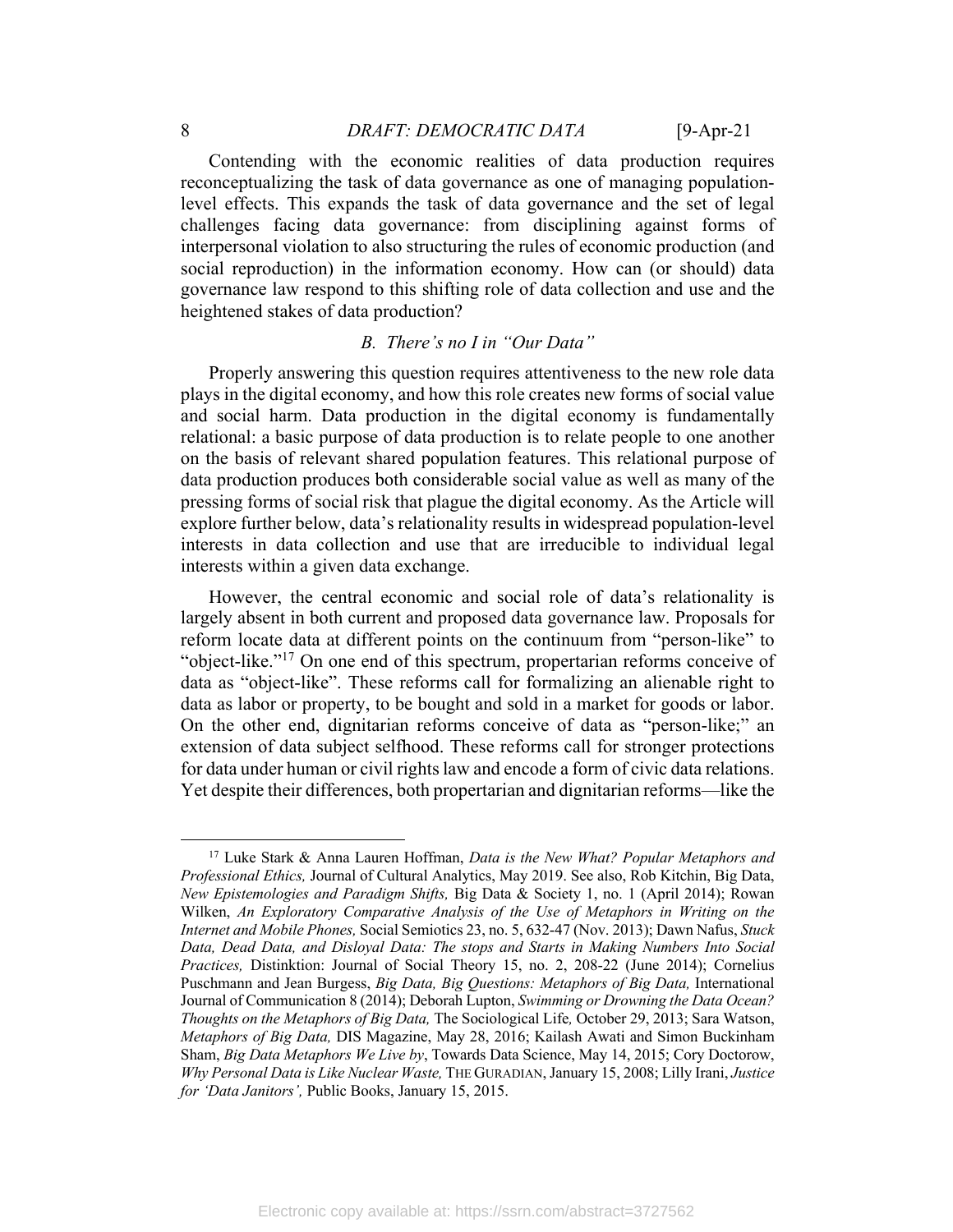Contending with the economic realities of data production requires reconceptualizing the task of data governance as one of managing population-level effects. This expands the task of data governance and the set of legal challenges facing data governance: from disciplining against forms of interpersonal violation to also structuring the rules of economic production (and social reproduction) in the information economy. How can (or should) data governance law respond to this shifting role of data collection and use and the heightened stakes of data production?

### *B. There's no I in "Our Data"*

Properly answering this question requires attentiveness to the new role data plays in the digital economy, and how this role creates new forms of social value and social harm. Data production in the digital economy is fundamentally relational: a basic purpose of data production is to relate people to one another on the basis of relevant shared population features. This relational purpose of data production produces both considerable social value as well as many of the pressing forms of social risk that plague the digital economy. As the Article will explore further below, data's relationality results in widespread population-level interests in data collection and use that are irreducible to individual legal interests within a given data exchange.

However, the central economic and social role of data's relationality is largely absent in both current and proposed data governance law. Proposals for reform locate data at different points on the continuum from "person-like" to "object-like."[17] On one end of this spectrum, propertarian reforms conceive of data as "object-like". These reforms call for formalizing an alienable right to data as labor or property, to be bought and sold in a market for goods or labor. On the other end, dignitarian reforms conceive of data as "person-like;" an extension of data subject selfhood. These reforms call for stronger protections for data under human or civil rights law and encode a form of civic data relations. Yet despite their differences, both propertarian and dignitarian reforms—like the

---

[17] Luke Stark & Anna Lauren Hoffman, *Data is the New What? Popular Metaphors and Professional Ethics,* Journal of Cultural Analytics, May 2019. See also, Rob Kitchin, Big Data, *New Epistemologies and Paradigm Shifts,* Big Data & Society 1, no. 1 (April 2014); Rowan Wilken, *An Exploratory Comparative Analysis of the Use of Metaphors in Writing on the Internet and Mobile Phones,* Social Semiotics 23, no. 5, 632-47 (Nov. 2013); Dawn Nafus, *Stuck Data, Dead Data, and Disloyal Data: The stops and Starts in Making Numbers Into Social Practices,* Distinktion: Journal of Social Theory 15, no. 2, 208-22 (June 2014); Cornelius Puschmann and Jean Burgess, *Big Data, Big Questions: Metaphors of Big Data,* International Journal of Communication 8 (2014); Deborah Lupton, *Swimming or Drowning the Data Ocean? Thoughts on the Metaphors of Big Data,* The Sociological Life*,* October 29, 2013; Sara Watson, *Metaphors of Big Data,* DIS Magazine, May 28, 2016; Kailash Awati and Simon Buckinham Sham, *Big Data Metaphors We Live by*, Towards Data Science, May 14, 2015; Cory Doctorow, *Why Personal Data is Like Nuclear Waste,* THE GURADIAN, January 15, 2008; Lilly Irani, *Justice for 'Data Janitors',* Public Books, January 15, 2015.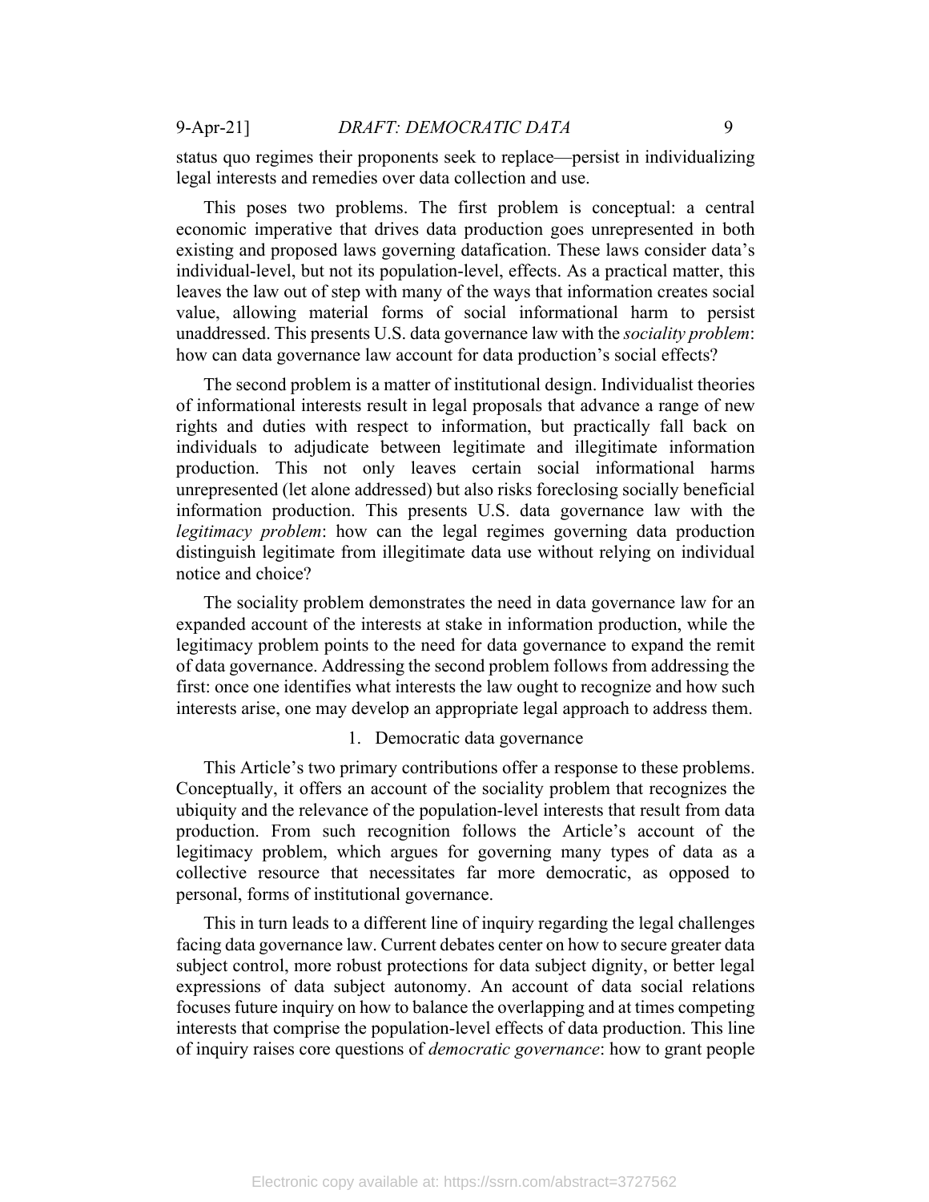status quo regimes their proponents seek to replace—persist in individualizing legal interests and remedies over data collection and use.

This poses two problems. The first problem is conceptual: a central economic imperative that drives data production goes unrepresented in both existing and proposed laws governing datafication. These laws consider data's individual-level, but not its population-level, effects. As a practical matter, this leaves the law out of step with many of the ways that information creates social value, allowing material forms of social informational harm to persist unaddressed. This presents U.S. data governance law with the *sociality problem*: how can data governance law account for data production's social effects?

The second problem is a matter of institutional design. Individualist theories of informational interests result in legal proposals that advance a range of new rights and duties with respect to information, but practically fall back on individuals to adjudicate between legitimate and illegitimate information production. This not only leaves certain social informational harms unrepresented (let alone addressed) but also risks foreclosing socially beneficial information production. This presents U.S. data governance law with the *legitimacy problem*: how can the legal regimes governing data production distinguish legitimate from illegitimate data use without relying on individual notice and choice?

The sociality problem demonstrates the need in data governance law for an expanded account of the interests at stake in information production, while the legitimacy problem points to the need for data governance to expand the remit of data governance. Addressing the second problem follows from addressing the first: once one identifies what interests the law ought to recognize and how such interests arise, one may develop an appropriate legal approach to address them.

### 1. Democratic data governance

This Article's two primary contributions offer a response to these problems. Conceptually, it offers an account of the sociality problem that recognizes the ubiquity and the relevance of the population-level interests that result from data production. From such recognition follows the Article's account of the legitimacy problem, which argues for governing many types of data as a collective resource that necessitates far more democratic, as opposed to personal, forms of institutional governance.

This in turn leads to a different line of inquiry regarding the legal challenges facing data governance law. Current debates center on how to secure greater data subject control, more robust protections for data subject dignity, or better legal expressions of data subject autonomy. An account of data social relations focuses future inquiry on how to balance the overlapping and at times competing interests that comprise the population-level effects of data production. This line of inquiry raises core questions of *democratic governance*: how to grant people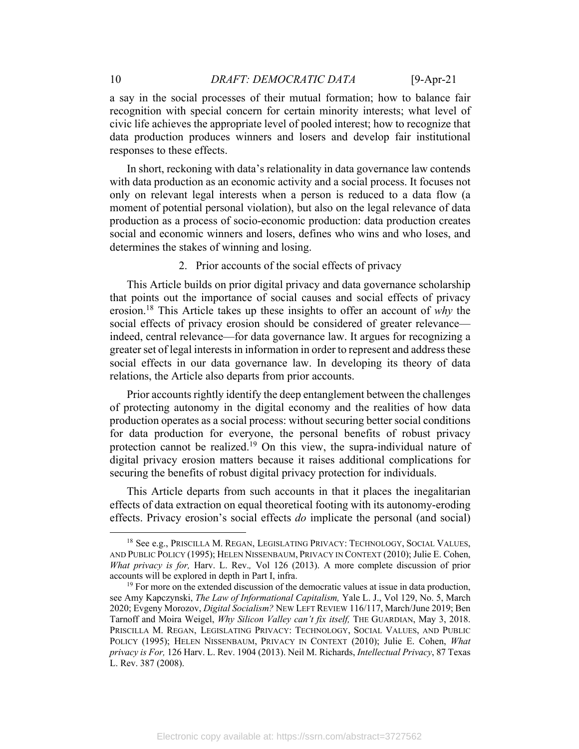a say in the social processes of their mutual formation; how to balance fair recognition with special concern for certain minority interests; what level of civic life achieves the appropriate level of pooled interest; how to recognize that data production produces winners and losers and develop fair institutional responses to these effects.

In short, reckoning with data's relationality in data governance law contends with data production as an economic activity and a social process. It focuses not only on relevant legal interests when a person is reduced to a data flow (a moment of potential personal violation), but also on the legal relevance of data production as a process of socio-economic production: data production creates social and economic winners and losers, defines who wins and who loses, and determines the stakes of winning and losing.

### 2. Prior accounts of the social effects of privacy

This Article builds on prior digital privacy and data governance scholarship that points out the importance of social causes and social effects of privacy erosion.[18] This Article takes up these insights to offer an account of *why* the social effects of privacy erosion should be considered of greater relevance—indeed, central relevance—for data governance law. It argues for recognizing a greater set of legal interests in information in order to represent and address these social effects in our data governance law. In developing its theory of data relations, the Article also departs from prior accounts.

Prior accounts rightly identify the deep entanglement between the challenges of protecting autonomy in the digital economy and the realities of how data production operates as a social process: without securing better social conditions for data production for everyone, the personal benefits of robust privacy protection cannot be realized.[19] On this view, the supra-individual nature of digital privacy erosion matters because it raises additional complications for securing the benefits of robust digital privacy protection for individuals.

This Article departs from such accounts in that it places the inegalitarian effects of data extraction on equal theoretical footing with its autonomy-eroding effects. Privacy erosion's social effects *do* implicate the personal (and social)

---

[18] See e.g., PRISCILLA M. REGAN, LEGISLATING PRIVACY: TECHNOLOGY, SOCIAL VALUES, AND PUBLIC POLICY (1995); HELEN NISSENBAUM, PRIVACY IN CONTEXT (2010); Julie E. Cohen, *What privacy is for,* Harv. L. Rev., Vol 126 (2013). A more complete discussion of prior accounts will be explored in depth in Part I, infra.

[19] For more on the extended discussion of the democratic values at issue in data production, see Amy Kapczynski, *The Law of Informational Capitalism,* Yale L. J., Vol 129, No. 5, March 2020; Evgeny Morozov, *Digital Socialism?* NEW LEFT REVIEW 116/117, March/June 2019; Ben Tarnoff and Moira Weigel, *Why Silicon Valley can't fix itself,* THE GUARDIAN, May 3, 2018. PRISCILLA M. REGAN, LEGISLATING PRIVACY: TECHNOLOGY, SOCIAL VALUES, AND PUBLIC POLICY (1995); HELEN NISSENBAUM, PRIVACY IN CONTEXT (2010); Julie E. Cohen, *What privacy is For,* 126 Harv. L. Rev. 1904 (2013). Neil M. Richards, *Intellectual Privacy*, 87 Texas L. Rev. 387 (2008).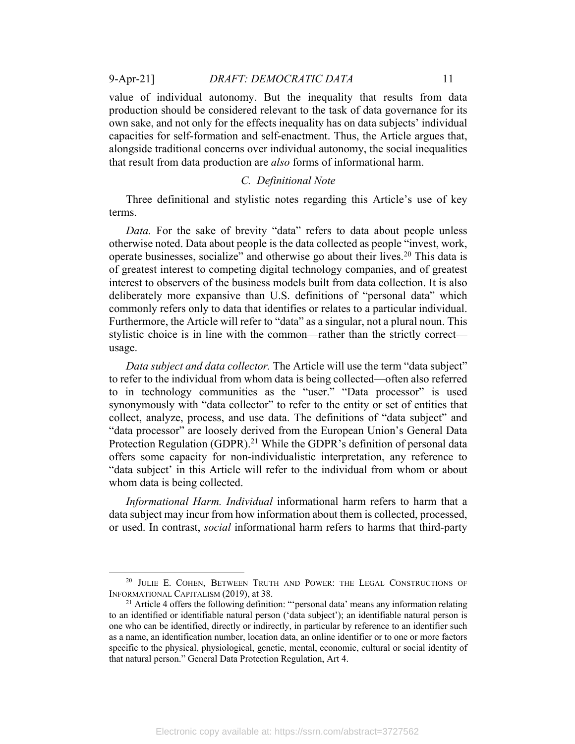value of individual autonomy. But the inequality that results from data production should be considered relevant to the task of data governance for its own sake, and not only for the effects inequality has on data subjects' individual capacities for self-formation and self-enactment. Thus, the Article argues that, alongside traditional concerns over individual autonomy, the social inequalities that result from data production are *also* forms of informational harm.

### *C. Definitional Note*

Three definitional and stylistic notes regarding this Article's use of key terms.

*Data.* For the sake of brevity "data" refers to data about people unless otherwise noted. Data about people is the data collected as people "invest, work, operate businesses, socialize" and otherwise go about their lives.[20] This data is of greatest interest to competing digital technology companies, and of greatest interest to observers of the business models built from data collection. It is also deliberately more expansive than U.S. definitions of "personal data" which commonly refers only to data that identifies or relates to a particular individual. Furthermore, the Article will refer to "data" as a singular, not a plural noun. This stylistic choice is in line with the common—rather than the strictly correct—usage.

*Data subject and data collector.* The Article will use the term "data subject" to refer to the individual from whom data is being collected—often also referred to in technology communities as the "user." "Data processor" is used synonymously with "data collector" to refer to the entity or set of entities that collect, analyze, process, and use data. The definitions of "data subject" and "data processor" are loosely derived from the European Union's General Data Protection Regulation (GDPR).[21] While the GDPR's definition of personal data offers some capacity for non-individualistic interpretation, any reference to "data subject' in this Article will refer to the individual from whom or about whom data is being collected.

*Informational Harm. Individual* informational harm refers to harm that a data subject may incur from how information about them is collected, processed, or used. In contrast, *social* informational harm refers to harms that third-party

---

[20] JULIE E. COHEN, BETWEEN TRUTH AND POWER: THE LEGAL CONSTRUCTIONS OF INFORMATIONAL CAPITALISM (2019), at 38.

[21] Article 4 offers the following definition: "'personal data' means any information relating to an identified or identifiable natural person ('data subject'); an identifiable natural person is one who can be identified, directly or indirectly, in particular by reference to an identifier such as a name, an identification number, location data, an online identifier or to one or more factors specific to the physical, physiological, genetic, mental, economic, cultural or social identity of that natural person." General Data Protection Regulation, Art 4.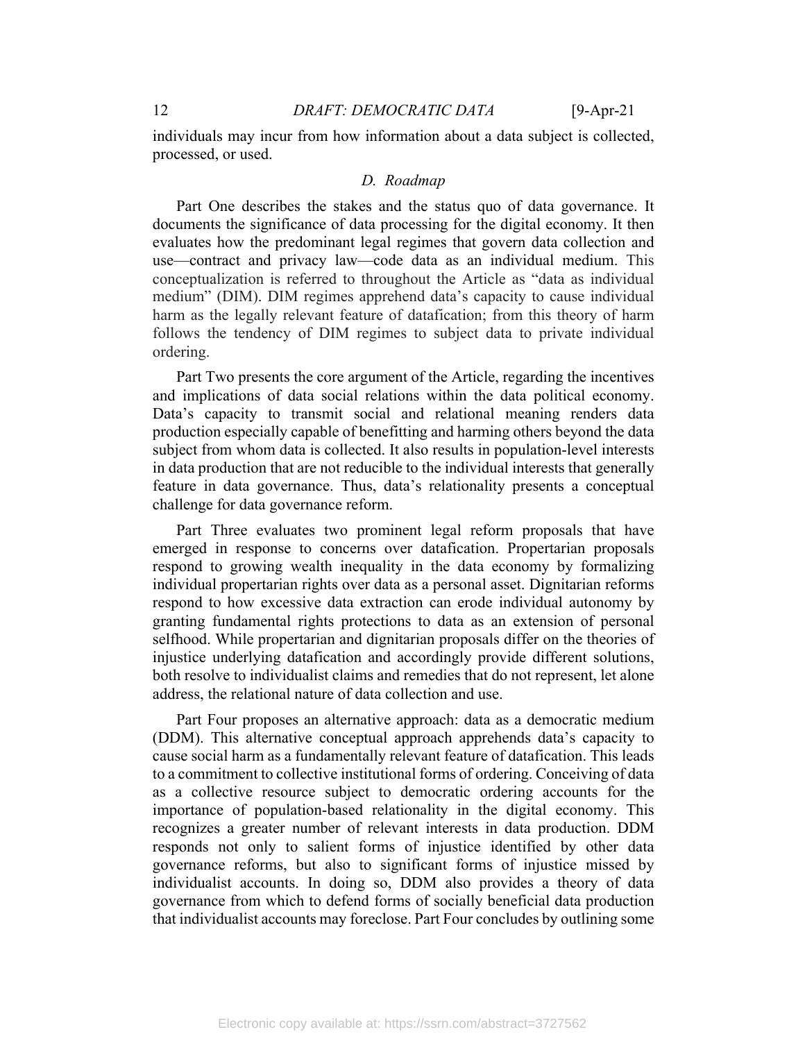individuals may incur from how information about a data subject is collected, processed, or used.

### *D. Roadmap*

Part One describes the stakes and the status quo of data governance. It documents the significance of data processing for the digital economy. It then evaluates how the predominant legal regimes that govern data collection and use—contract and privacy law—code data as an individual medium. This conceptualization is referred to throughout the Article as "data as individual medium" (DIM). DIM regimes apprehend data's capacity to cause individual harm as the legally relevant feature of datafication; from this theory of harm follows the tendency of DIM regimes to subject data to private individual ordering.

Part Two presents the core argument of the Article, regarding the incentives and implications of data social relations within the data political economy. Data's capacity to transmit social and relational meaning renders data production especially capable of benefitting and harming others beyond the data subject from whom data is collected. It also results in population-level interests in data production that are not reducible to the individual interests that generally feature in data governance. Thus, data's relationality presents a conceptual challenge for data governance reform.

Part Three evaluates two prominent legal reform proposals that have emerged in response to concerns over datafication. Propertarian proposals respond to growing wealth inequality in the data economy by formalizing individual propertarian rights over data as a personal asset. Dignitarian reforms respond to how excessive data extraction can erode individual autonomy by granting fundamental rights protections to data as an extension of personal selfhood. While propertarian and dignitarian proposals differ on the theories of injustice underlying datafication and accordingly provide different solutions, both resolve to individualist claims and remedies that do not represent, let alone address, the relational nature of data collection and use.

Part Four proposes an alternative approach: data as a democratic medium (DDM). This alternative conceptual approach apprehends data's capacity to cause social harm as a fundamentally relevant feature of datafication. This leads to a commitment to collective institutional forms of ordering. Conceiving of data as a collective resource subject to democratic ordering accounts for the importance of population-based relationality in the digital economy. This recognizes a greater number of relevant interests in data production. DDM responds not only to salient forms of injustice identified by other data governance reforms, but also to significant forms of injustice missed by individualist accounts. In doing so, DDM also provides a theory of data governance from which to defend forms of socially beneficial data production that individualist accounts may foreclose. Part Four concludes by outlining some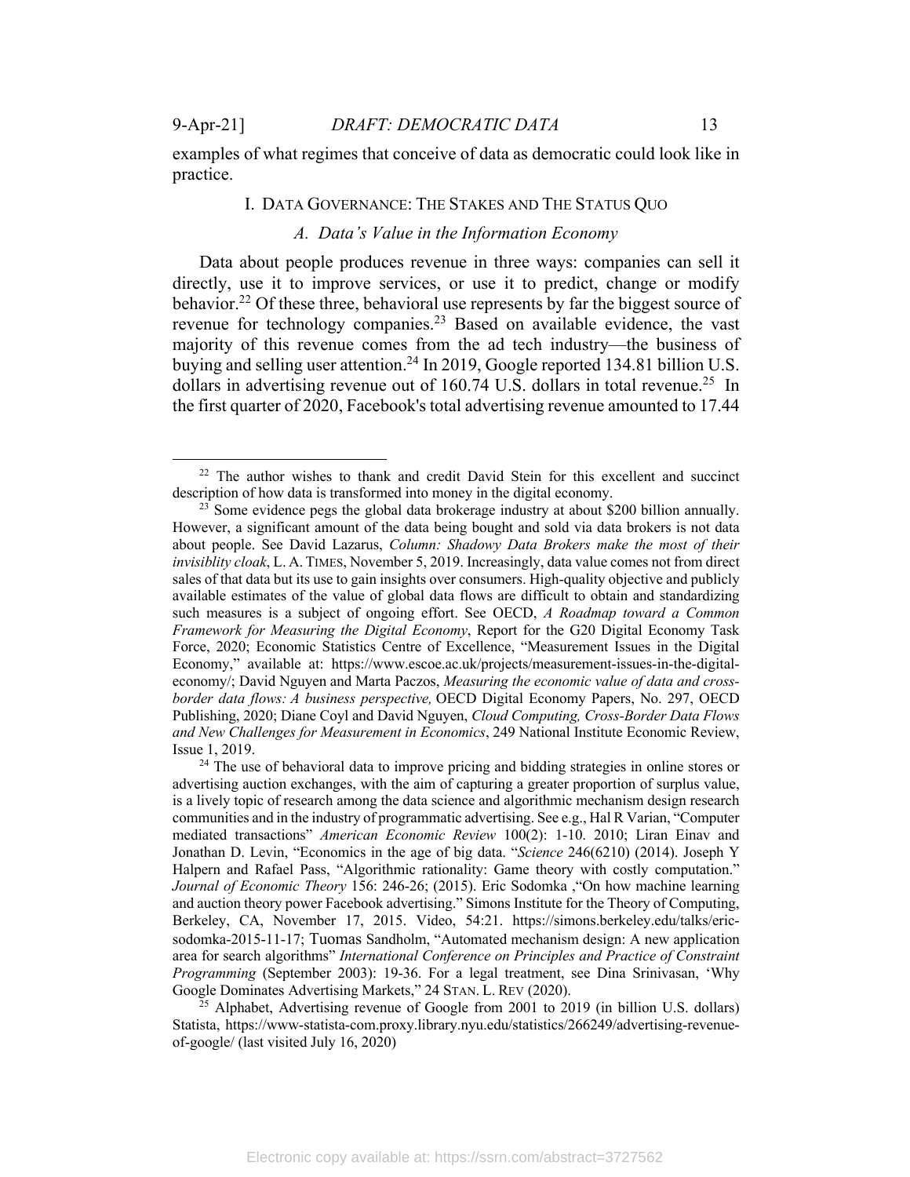examples of what regimes that conceive of data as democratic could look like in practice.

## I. Data Governance: The Stakes and The Status Quo

### *A. Data's Value in the Information Economy*

Data about people produces revenue in three ways: companies can sell it directly, use it to improve services, or use it to predict, change or modify behavior.[22] Of these three, behavioral use represents by far the biggest source of revenue for technology companies.[23] Based on available evidence, the vast majority of this revenue comes from the ad tech industry—the business of buying and selling user attention.[24] In 2019, Google reported 134.81 billion U.S. dollars in advertising revenue out of 160.74 U.S. dollars in total revenue.[25] In the first quarter of 2020, Facebook's total advertising revenue amounted to 17.44

---

[22] The author wishes to thank and credit David Stein for this excellent and succinct description of how data is transformed into money in the digital economy.

[23] Some evidence pegs the global data brokerage industry at about $200 billion annually. However, a significant amount of the data being bought and sold via data brokers is not data about people. See David Lazarus, *Column: Shadowy Data Brokers make the most of their invisiblity cloak*, L. A. TIMES, November 5, 2019. Increasingly, data value comes not from direct sales of that data but its use to gain insights over consumers. High-quality objective and publicly available estimates of the value of global data flows are difficult to obtain and standardizing such measures is a subject of ongoing effort. See OECD, *A Roadmap toward a Common Framework for Measuring the Digital Economy*, Report for the G20 Digital Economy Task Force, 2020; Economic Statistics Centre of Excellence, "Measurement Issues in the Digital Economy," available at: https://www.escoe.ac.uk/projects/measurement-issues-in-the-digital-economy/; David Nguyen and Marta Paczos, *Measuring the economic value of data and cross-border data flows: A business perspective,* OECD Digital Economy Papers, No. 297, OECD Publishing, 2020; Diane Coyl and David Nguyen, *Cloud Computing, Cross-Border Data Flows and New Challenges for Measurement in Economics*, 249 National Institute Economic Review, Issue 1, 2019.

[24] The use of behavioral data to improve pricing and bidding strategies in online stores or advertising auction exchanges, with the aim of capturing a greater proportion of surplus value, is a lively topic of research among the data science and algorithmic mechanism design research communities and in the industry of programmatic advertising. See e.g., Hal R Varian, "Computer mediated transactions" *American Economic Review* 100(2): 1-10. 2010; Liran Einav and Jonathan D. Levin, "Economics in the age of big data. "*Science* 246(6210) (2014). Joseph Y Halpern and Rafael Pass, "Algorithmic rationality: Game theory with costly computation." *Journal of Economic Theory* 156: 246-26; (2015). Eric Sodomka ,"On how machine learning and auction theory power Facebook advertising." Simons Institute for the Theory of Computing, Berkeley, CA, November 17, 2015. Video, 54:21. https://simons.berkeley.edu/talks/eric-sodomka-2015-11-17; Tuomas Sandholm, "Automated mechanism design: A new application area for search algorithms" *International Conference on Principles and Practice of Constraint Programming* (September 2003): 19-36. For a legal treatment, see Dina Srinivasan, 'Why Google Dominates Advertising Markets," 24 STAN. L. REV (2020).

[25] Alphabet, Advertising revenue of Google from 2001 to 2019 (in billion U.S. dollars) Statista, https://www-statista-com.proxy.library.nyu.edu/statistics/266249/advertising-revenue-of-google/ (last visited July 16, 2020)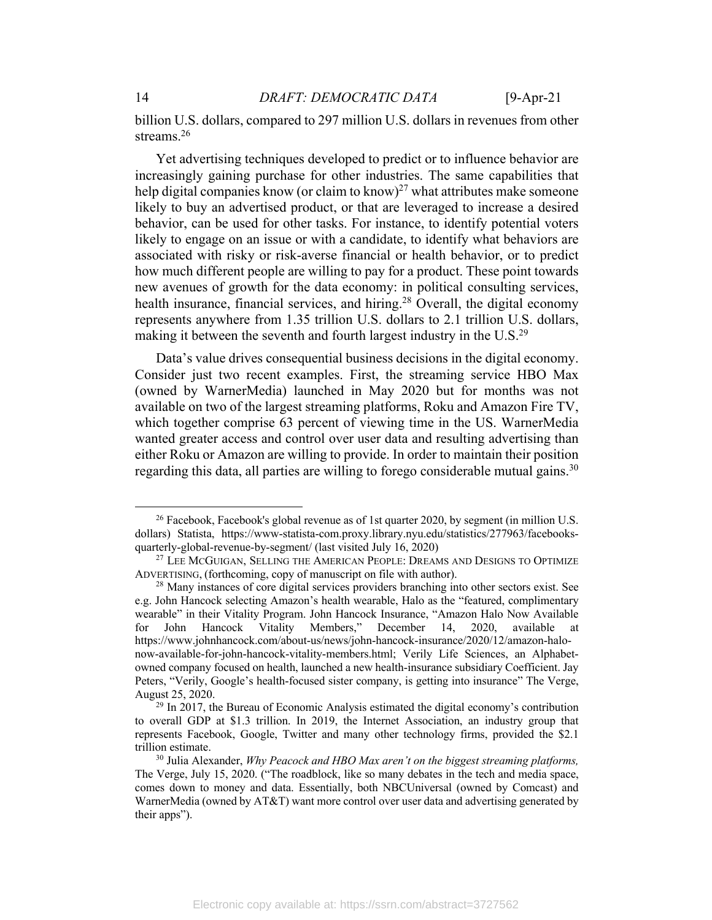billion U.S. dollars, compared to 297 million U.S. dollars in revenues from other streams.[26]

Yet advertising techniques developed to predict or to influence behavior are increasingly gaining purchase for other industries. The same capabilities that help digital companies know (or claim to know)[27] what attributes make someone likely to buy an advertised product, or that are leveraged to increase a desired behavior, can be used for other tasks. For instance, to identify potential voters likely to engage on an issue or with a candidate, to identify what behaviors are associated with risky or risk-averse financial or health behavior, or to predict how much different people are willing to pay for a product. These point towards new avenues of growth for the data economy: in political consulting services, health insurance, financial services, and hiring.[28] Overall, the digital economy represents anywhere from 1.35 trillion U.S. dollars to 2.1 trillion U.S. dollars, making it between the seventh and fourth largest industry in the U.S.[29]

Data's value drives consequential business decisions in the digital economy. Consider just two recent examples. First, the streaming service HBO Max (owned by WarnerMedia) launched in May 2020 but for months was not available on two of the largest streaming platforms, Roku and Amazon Fire TV, which together comprise 63 percent of viewing time in the US. WarnerMedia wanted greater access and control over user data and resulting advertising than either Roku or Amazon are willing to provide. In order to maintain their position regarding this data, all parties are willing to forego considerable mutual gains.[30]

---

[26] Facebook, Facebook's global revenue as of 1st quarter 2020, by segment (in million U.S. dollars) Statista, https://www-statista-com.proxy.library.nyu.edu/statistics/277963/facebooks-quarterly-global-revenue-by-segment/ (last visited July 16, 2020)

[27] LEE MCGUIGAN, SELLING THE AMERICAN PEOPLE: DREAMS AND DESIGNS TO OPTIMIZE ADVERTISING, (forthcoming, copy of manuscript on file with author).

[28] Many instances of core digital services providers branching into other sectors exist. See e.g. John Hancock selecting Amazon's health wearable, Halo as the "featured, complimentary wearable" in their Vitality Program. John Hancock Insurance, "Amazon Halo Now Available for John Hancock Vitality Members," December 14, 2020, available at https://www.johnhancock.com/about-us/news/john-hancock-insurance/2020/12/amazon-halo-now-available-for-john-hancock-vitality-members.html; Verily Life Sciences, an Alphabet-owned company focused on health, launched a new health-insurance subsidiary Coefficient. Jay Peters, "Verily, Google's health-focused sister company, is getting into insurance" The Verge, August 25, 2020.

[29] In 2017, the Bureau of Economic Analysis estimated the digital economy's contribution to overall GDP at $1.3 trillion. In 2019, the Internet Association, an industry group that represents Facebook, Google, Twitter and many other technology firms, provided the $2.1 trillion estimate.

[30] Julia Alexander, *Why Peacock and HBO Max aren't on the biggest streaming platforms,* The Verge, July 15, 2020. ("The roadblock, like so many debates in the tech and media space, comes down to money and data. Essentially, both NBCUniversal (owned by Comcast) and WarnerMedia (owned by AT&T) want more control over user data and advertising generated by their apps").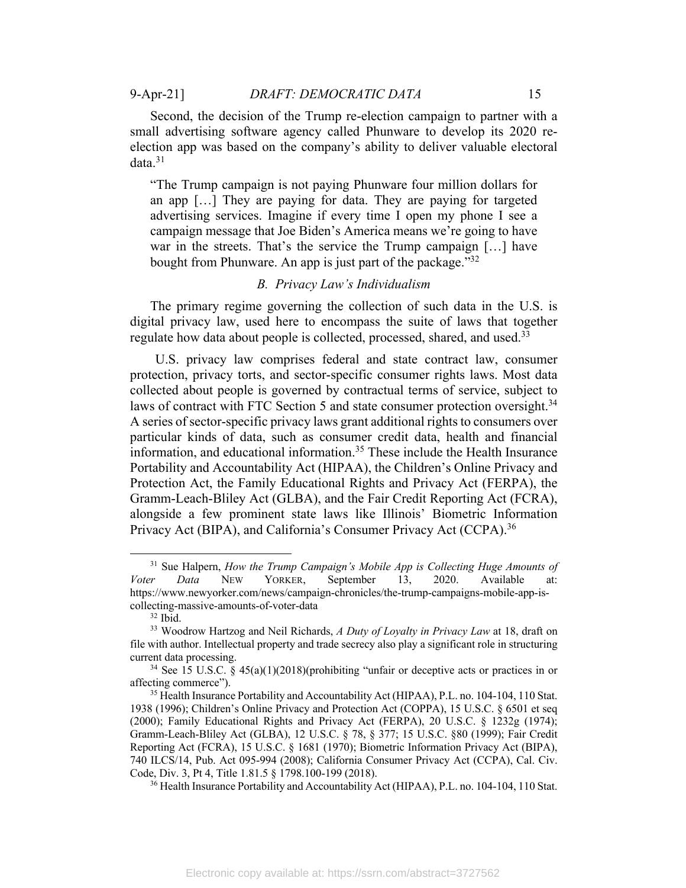Second, the decision of the Trump re-election campaign to partner with a small advertising software agency called Phunware to develop its 2020 re-election app was based on the company's ability to deliver valuable electoral data.[31]

> "The Trump campaign is not paying Phunware four million dollars for an app […] They are paying for data. They are paying for targeted advertising services. Imagine if every time I open my phone I see a campaign message that Joe Biden's America means we're going to have war in the streets. That's the service the Trump campaign […] have bought from Phunware. An app is just part of the package."[32]

### *B. Privacy Law's Individualism*

The primary regime governing the collection of such data in the U.S. is digital privacy law, used here to encompass the suite of laws that together regulate how data about people is collected, processed, shared, and used.[33]

U.S. privacy law comprises federal and state contract law, consumer protection, privacy torts, and sector-specific consumer rights laws. Most data collected about people is governed by contractual terms of service, subject to laws of contract with FTC Section 5 and state consumer protection oversight.[34] A series of sector-specific privacy laws grant additional rights to consumers over particular kinds of data, such as consumer credit data, health and financial information, and educational information.[35] These include the Health Insurance Portability and Accountability Act (HIPAA), the Children's Online Privacy and Protection Act, the Family Educational Rights and Privacy Act (FERPA), the Gramm-Leach-Bliley Act (GLBA), and the Fair Credit Reporting Act (FCRA), alongside a few prominent state laws like Illinois' Biometric Information Privacy Act (BIPA), and California's Consumer Privacy Act (CCPA).[36]

---

[31] Sue Halpern, *How the Trump Campaign's Mobile App is Collecting Huge Amounts of Voter Data* New Yorker, September 13, 2020. Available at: https://www.newyorker.com/news/campaign-chronicles/the-trump-campaigns-mobile-app-is-collecting-massive-amounts-of-voter-data

[32] Ibid.

[33] Woodrow Hartzog and Neil Richards, *A Duty of Loyalty in Privacy Law* at 18, draft on file with author. Intellectual property and trade secrecy also play a significant role in structuring current data processing.

[34] See 15 U.S.C. § 45(a)(1)(2018)(prohibiting "unfair or deceptive acts or practices in or affecting commerce").

[35] Health Insurance Portability and Accountability Act (HIPAA), P.L. no. 104-104, 110 Stat. 1938 (1996); Children's Online Privacy and Protection Act (COPPA), 15 U.S.C. § 6501 et seq (2000); Family Educational Rights and Privacy Act (FERPA), 20 U.S.C. § 1232g (1974); Gramm-Leach-Bliley Act (GLBA), 12 U.S.C. § 78, § 377; 15 U.S.C. §80 (1999); Fair Credit Reporting Act (FCRA), 15 U.S.C. § 1681 (1970); Biometric Information Privacy Act (BIPA), 740 ILCS/14, Pub. Act 095-994 (2008); California Consumer Privacy Act (CCPA), Cal. Civ. Code, Div. 3, Pt 4, Title 1.81.5 § 1798.100-199 (2018).

[36] Health Insurance Portability and Accountability Act (HIPAA), P.L. no. 104-104, 110 Stat.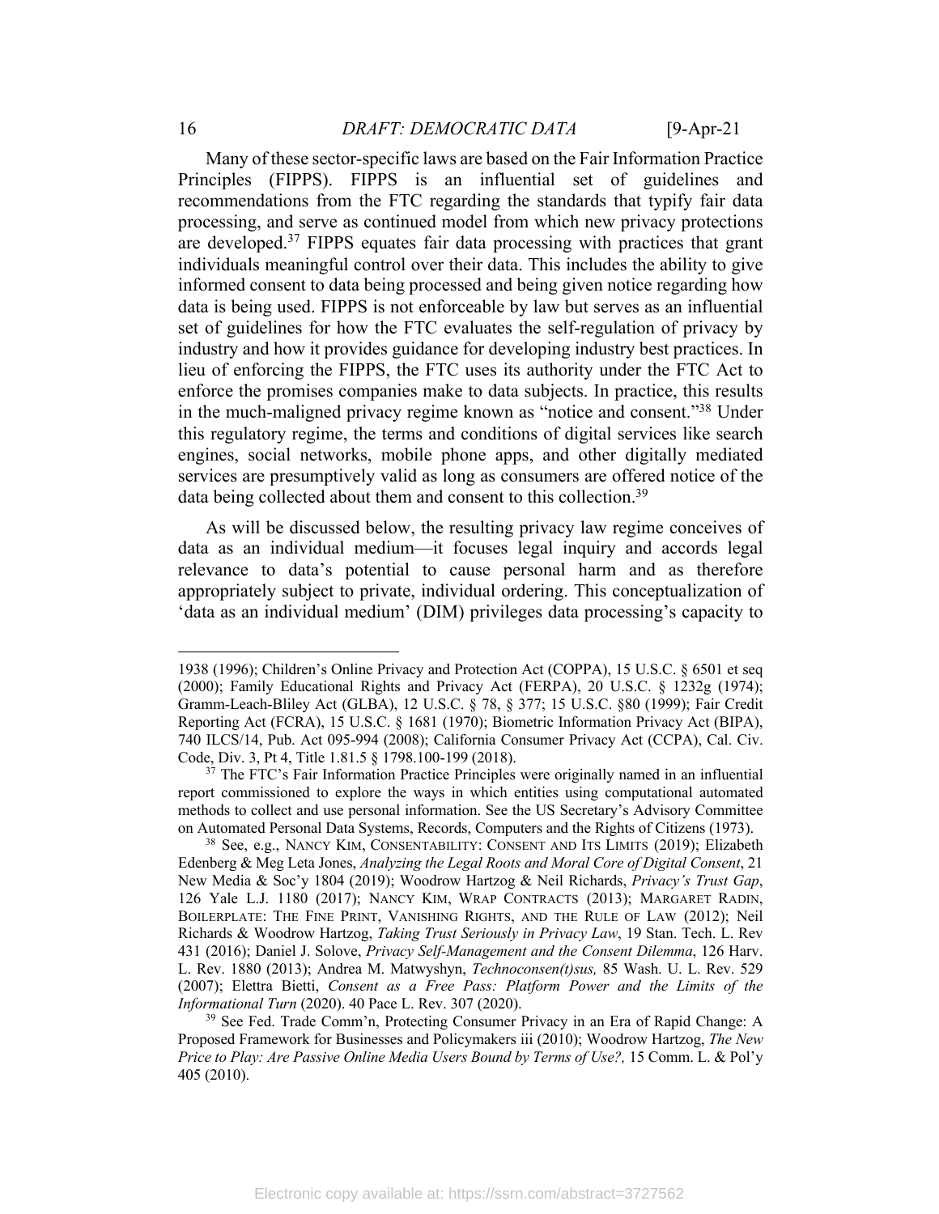Many of these sector-specific laws are based on the Fair Information Practice Principles (FIPPS). FIPPS is an influential set of guidelines and recommendations from the FTC regarding the standards that typify fair data processing, and serve as continued model from which new privacy protections are developed.[37] FIPPS equates fair data processing with practices that grant individuals meaningful control over their data. This includes the ability to give informed consent to data being processed and being given notice regarding how data is being used. FIPPS is not enforceable by law but serves as an influential set of guidelines for how the FTC evaluates the self-regulation of privacy by industry and how it provides guidance for developing industry best practices. In lieu of enforcing the FIPPS, the FTC uses its authority under the FTC Act to enforce the promises companies make to data subjects. In practice, this results in the much-maligned privacy regime known as "notice and consent."[38] Under this regulatory regime, the terms and conditions of digital services like search engines, social networks, mobile phone apps, and other digitally mediated services are presumptively valid as long as consumers are offered notice of the data being collected about them and consent to this collection.[39]

As will be discussed below, the resulting privacy law regime conceives of data as an individual medium—it focuses legal inquiry and accords legal relevance to data's potential to cause personal harm and as therefore appropriately subject to private, individual ordering. This conceptualization of 'data as an individual medium' (DIM) privileges data processing's capacity to

---

1938 (1996); Children's Online Privacy and Protection Act (COPPA), 15 U.S.C. § 6501 et seq (2000); Family Educational Rights and Privacy Act (FERPA), 20 U.S.C. § 1232g (1974); Gramm-Leach-Bliley Act (GLBA), 12 U.S.C. § 78, § 377; 15 U.S.C. §80 (1999); Fair Credit Reporting Act (FCRA), 15 U.S.C. § 1681 (1970); Biometric Information Privacy Act (BIPA), 740 ILCS/14, Pub. Act 095-994 (2008); California Consumer Privacy Act (CCPA), Cal. Civ. Code, Div. 3, Pt 4, Title 1.81.5 § 1798.100-199 (2018).

[37] The FTC's Fair Information Practice Principles were originally named in an influential report commissioned to explore the ways in which entities using computational automated methods to collect and use personal information. See the US Secretary's Advisory Committee on Automated Personal Data Systems, Records, Computers and the Rights of Citizens (1973).

[38] See, e.g., NANCY KIM, CONSENTABILITY: CONSENT AND ITS LIMITS (2019); Elizabeth Edenberg & Meg Leta Jones, *Analyzing the Legal Roots and Moral Core of Digital Consent*, 21 New Media & Soc'y 1804 (2019); Woodrow Hartzog & Neil Richards, *Privacy's Trust Gap*, 126 Yale L.J. 1180 (2017); NANCY KIM, WRAP CONTRACTS (2013); MARGARET RADIN, BOILERPLATE: THE FINE PRINT, VANISHING RIGHTS, AND THE RULE OF LAW (2012); Neil Richards & Woodrow Hartzog, *Taking Trust Seriously in Privacy Law*, 19 Stan. Tech. L. Rev 431 (2016); Daniel J. Solove, *Privacy Self-Management and the Consent Dilemma*, 126 Harv. L. Rev. 1880 (2013); Andrea M. Matwyshyn, *Technoconsen(t)sus,* 85 Wash. U. L. Rev. 529 (2007); Elettra Bietti, *Consent as a Free Pass: Platform Power and the Limits of the Informational Turn* (2020). 40 Pace L. Rev. 307 (2020).

[39] See Fed. Trade Comm'n, Protecting Consumer Privacy in an Era of Rapid Change: A Proposed Framework for Businesses and Policymakers iii (2010); Woodrow Hartzog, *The New Price to Play: Are Passive Online Media Users Bound by Terms of Use?,* 15 Comm. L. & Pol'y 405 (2010).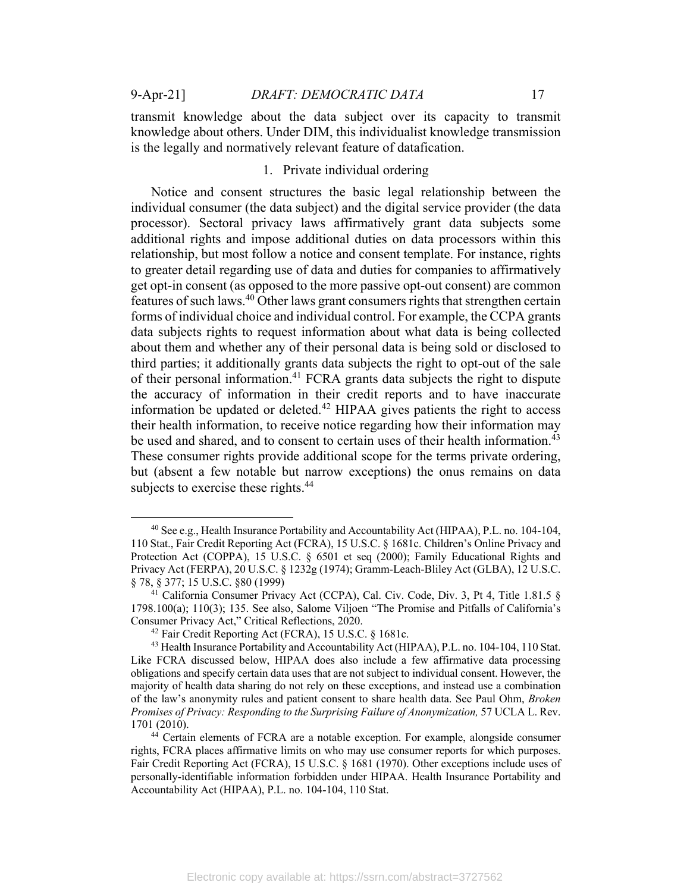transmit knowledge about the data subject over its capacity to transmit knowledge about others. Under DIM, this individualist knowledge transmission is the legally and normatively relevant feature of datafication.

### 1. Private individual ordering

Notice and consent structures the basic legal relationship between the individual consumer (the data subject) and the digital service provider (the data processor). Sectoral privacy laws affirmatively grant data subjects some additional rights and impose additional duties on data processors within this relationship, but most follow a notice and consent template. For instance, rights to greater detail regarding use of data and duties for companies to affirmatively get opt-in consent (as opposed to the more passive opt-out consent) are common features of such laws.[40] Other laws grant consumers rights that strengthen certain forms of individual choice and individual control. For example, the CCPA grants data subjects rights to request information about what data is being collected about them and whether any of their personal data is being sold or disclosed to third parties; it additionally grants data subjects the right to opt-out of the sale of their personal information.[41] FCRA grants data subjects the right to dispute the accuracy of information in their credit reports and to have inaccurate information be updated or deleted.[42] HIPAA gives patients the right to access their health information, to receive notice regarding how their information may be used and shared, and to consent to certain uses of their health information.[43] These consumer rights provide additional scope for the terms private ordering, but (absent a few notable but narrow exceptions) the onus remains on data subjects to exercise these rights.[44]

---

[40] See e.g., Health Insurance Portability and Accountability Act (HIPAA), P.L. no. 104-104, 110 Stat., Fair Credit Reporting Act (FCRA), 15 U.S.C. § 1681c. Children's Online Privacy and Protection Act (COPPA), 15 U.S.C. § 6501 et seq (2000); Family Educational Rights and Privacy Act (FERPA), 20 U.S.C. § 1232g (1974); Gramm-Leach-Bliley Act (GLBA), 12 U.S.C. § 78, § 377; 15 U.S.C. §80 (1999)

[41] California Consumer Privacy Act (CCPA), Cal. Civ. Code, Div. 3, Pt 4, Title 1.81.5 § 1798.100(a); 110(3); 135. See also, Salome Viljoen "The Promise and Pitfalls of California's Consumer Privacy Act," Critical Reflections, 2020.

[42] Fair Credit Reporting Act (FCRA), 15 U.S.C. § 1681c.

[43] Health Insurance Portability and Accountability Act (HIPAA), P.L. no. 104-104, 110 Stat. Like FCRA discussed below, HIPAA does also include a few affirmative data processing obligations and specify certain data uses that are not subject to individual consent. However, the majority of health data sharing do not rely on these exceptions, and instead use a combination of the law's anonymity rules and patient consent to share health data. See Paul Ohm, *Broken Promises of Privacy: Responding to the Surprising Failure of Anonymization,* 57 UCLA L. Rev. 1701 (2010).

[44] Certain elements of FCRA are a notable exception. For example, alongside consumer rights, FCRA places affirmative limits on who may use consumer reports for which purposes. Fair Credit Reporting Act (FCRA), 15 U.S.C. § 1681 (1970). Other exceptions include uses of personally-identifiable information forbidden under HIPAA. Health Insurance Portability and Accountability Act (HIPAA), P.L. no. 104-104, 110 Stat.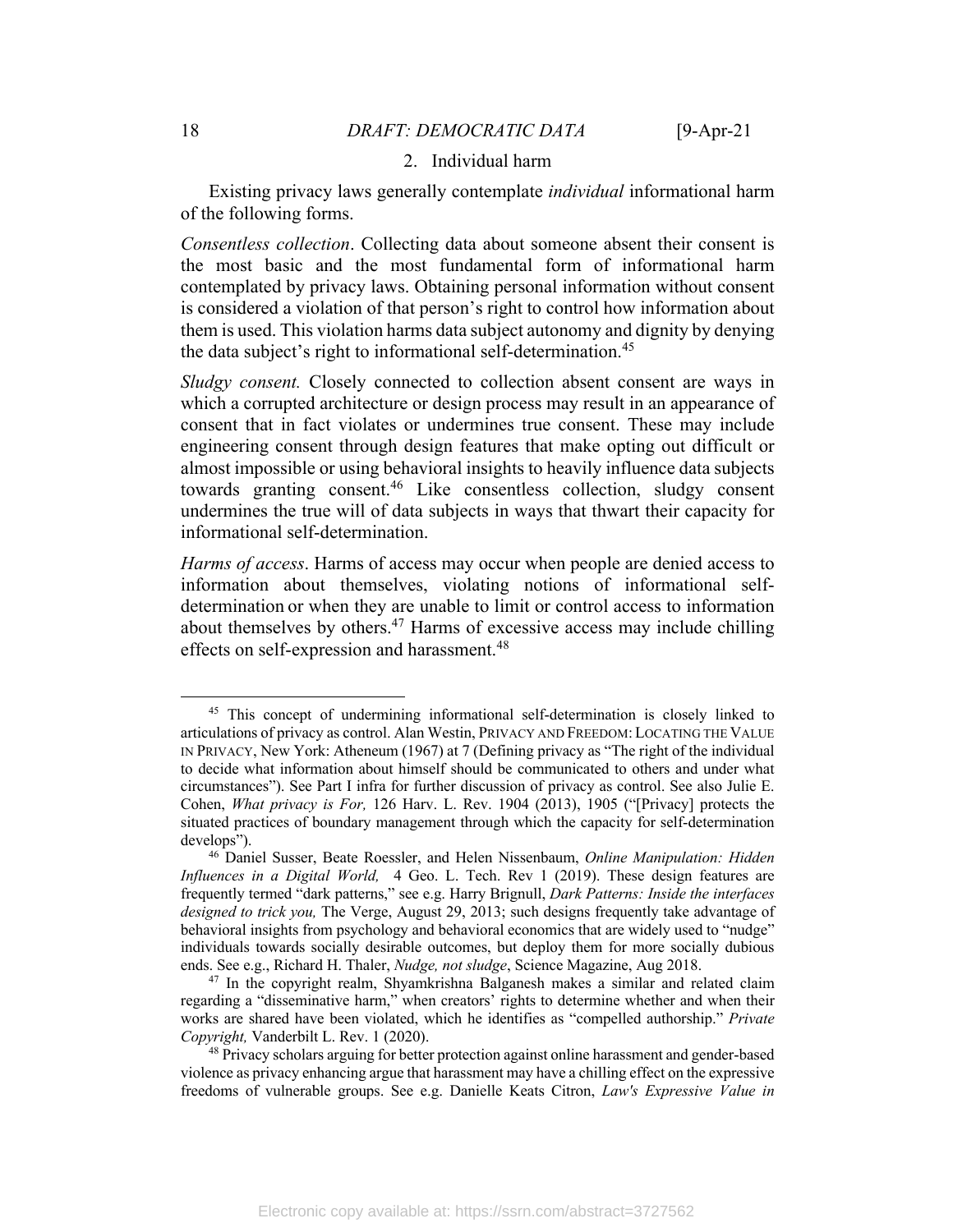### 2. Individual harm

Existing privacy laws generally contemplate *individual* informational harm of the following forms.

*Consentless collection*. Collecting data about someone absent their consent is the most basic and the most fundamental form of informational harm contemplated by privacy laws. Obtaining personal information without consent is considered a violation of that person's right to control how information about them is used. This violation harms data subject autonomy and dignity by denying the data subject's right to informational self-determination.[45]

*Sludgy consent.* Closely connected to collection absent consent are ways in which a corrupted architecture or design process may result in an appearance of consent that in fact violates or undermines true consent. These may include engineering consent through design features that make opting out difficult or almost impossible or using behavioral insights to heavily influence data subjects towards granting consent.[46] Like consentless collection, sludgy consent undermines the true will of data subjects in ways that thwart their capacity for informational self-determination.

*Harms of access*. Harms of access may occur when people are denied access to information about themselves, violating notions of informational self-determination or when they are unable to limit or control access to information about themselves by others.[47] Harms of excessive access may include chilling effects on self-expression and harassment.[48]

---

[45] This concept of undermining informational self-determination is closely linked to articulations of privacy as control. Alan Westin, PRIVACY AND FREEDOM: LOCATING THE VALUE IN PRIVACY, New York: Atheneum (1967) at 7 (Defining privacy as "The right of the individual to decide what information about himself should be communicated to others and under what circumstances"). See Part I infra for further discussion of privacy as control. See also Julie E. Cohen, *What privacy is For,* 126 Harv. L. Rev. 1904 (2013), 1905 ("[Privacy] protects the situated practices of boundary management through which the capacity for self-determination develops").

[46] Daniel Susser, Beate Roessler, and Helen Nissenbaum, *Online Manipulation: Hidden Influences in a Digital World,* 4 Geo. L. Tech. Rev 1 (2019). These design features are frequently termed "dark patterns," see e.g. Harry Brignull, *Dark Patterns: Inside the interfaces designed to trick you,* The Verge, August 29, 2013; such designs frequently take advantage of behavioral insights from psychology and behavioral economics that are widely used to "nudge" individuals towards socially desirable outcomes, but deploy them for more socially dubious ends. See e.g., Richard H. Thaler, *Nudge, not sludge*, Science Magazine, Aug 2018.

[47] In the copyright realm, Shyamkrishna Balganesh makes a similar and related claim regarding a "disseminative harm," when creators' rights to determine whether and when their works are shared have been violated, which he identifies as "compelled authorship." *Private Copyright,* Vanderbilt L. Rev. 1 (2020).

[48] Privacy scholars arguing for better protection against online harassment and gender-based violence as privacy enhancing argue that harassment may have a chilling effect on the expressive freedoms of vulnerable groups. See e.g. Danielle Keats Citron, *Law's Expressive Value in*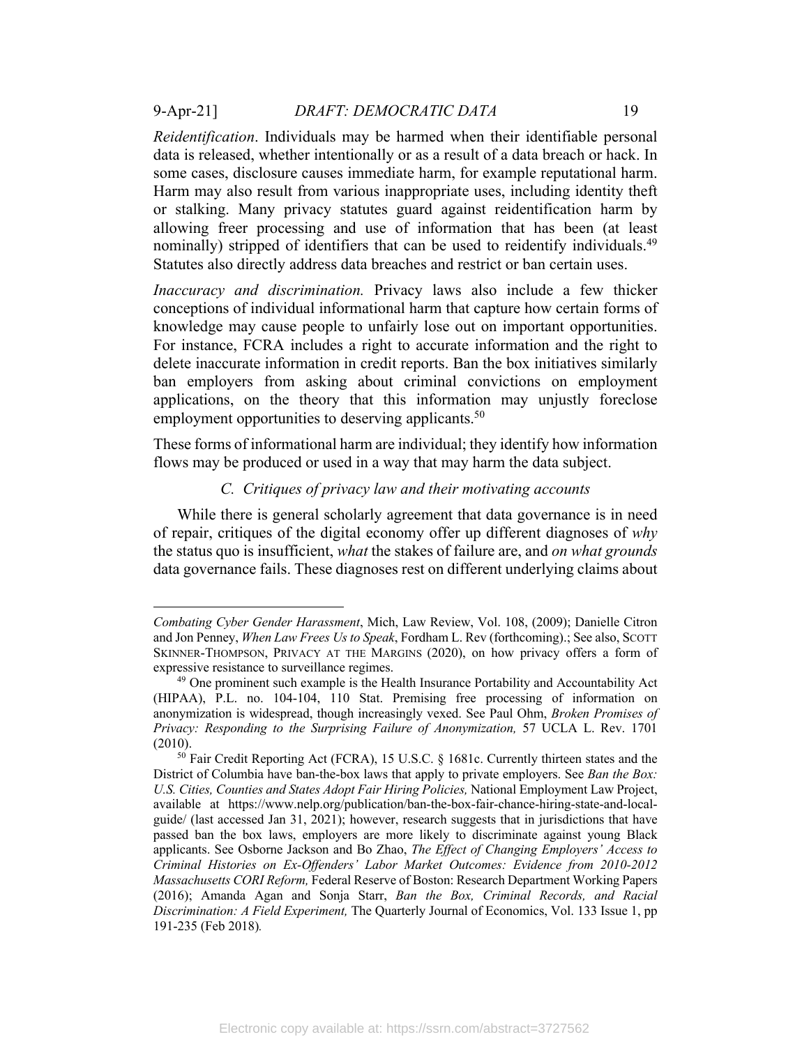*Reidentification*. Individuals may be harmed when their identifiable personal data is released, whether intentionally or as a result of a data breach or hack. In some cases, disclosure causes immediate harm, for example reputational harm. Harm may also result from various inappropriate uses, including identity theft or stalking. Many privacy statutes guard against reidentification harm by allowing freer processing and use of information that has been (at least nominally) stripped of identifiers that can be used to reidentify individuals.[49] Statutes also directly address data breaches and restrict or ban certain uses.

*Inaccuracy and discrimination.* Privacy laws also include a few thicker conceptions of individual informational harm that capture how certain forms of knowledge may cause people to unfairly lose out on important opportunities. For instance, FCRA includes a right to accurate information and the right to delete inaccurate information in credit reports. Ban the box initiatives similarly ban employers from asking about criminal convictions on employment applications, on the theory that this information may unjustly foreclose employment opportunities to deserving applicants.[50]

These forms of informational harm are individual; they identify how information flows may be produced or used in a way that may harm the data subject.

### C. Critiques of privacy law and their motivating accounts

While there is general scholarly agreement that data governance is in need of repair, critiques of the digital economy offer up different diagnoses of *why* the status quo is insufficient, *what* the stakes of failure are, and *on what grounds* data governance fails. These diagnoses rest on different underlying claims about

---

*Combating Cyber Gender Harassment*, Mich, Law Review, Vol. 108, (2009); Danielle Citron and Jon Penney, *When Law Frees Us to Speak*, Fordham L. Rev (forthcoming).; See also, SCOTT SKINNER-THOMPSON, PRIVACY AT THE MARGINS (2020), on how privacy offers a form of expressive resistance to surveillance regimes.

[49] One prominent such example is the Health Insurance Portability and Accountability Act (HIPAA), P.L. no. 104-104, 110 Stat. Premising free processing of information on anonymization is widespread, though increasingly vexed. See Paul Ohm, *Broken Promises of Privacy: Responding to the Surprising Failure of Anonymization,* 57 UCLA L. Rev. 1701 (2010).

[50] Fair Credit Reporting Act (FCRA), 15 U.S.C. § 1681c. Currently thirteen states and the District of Columbia have ban-the-box laws that apply to private employers. See *Ban the Box: U.S. Cities, Counties and States Adopt Fair Hiring Policies,* National Employment Law Project, available at https://www.nelp.org/publication/ban-the-box-fair-chance-hiring-state-and-local-guide/ (last accessed Jan 31, 2021); however, research suggests that in jurisdictions that have passed ban the box laws, employers are more likely to discriminate against young Black applicants. See Osborne Jackson and Bo Zhao, *The Effect of Changing Employers' Access to Criminal Histories on Ex-Offenders' Labor Market Outcomes: Evidence from 2010-2012 Massachusetts CORI Reform,* Federal Reserve of Boston: Research Department Working Papers (2016); Amanda Agan and Sonja Starr, *Ban the Box, Criminal Records, and Racial Discrimination: A Field Experiment,* The Quarterly Journal of Economics, Vol. 133 Issue 1, pp 191-235 (Feb 2018).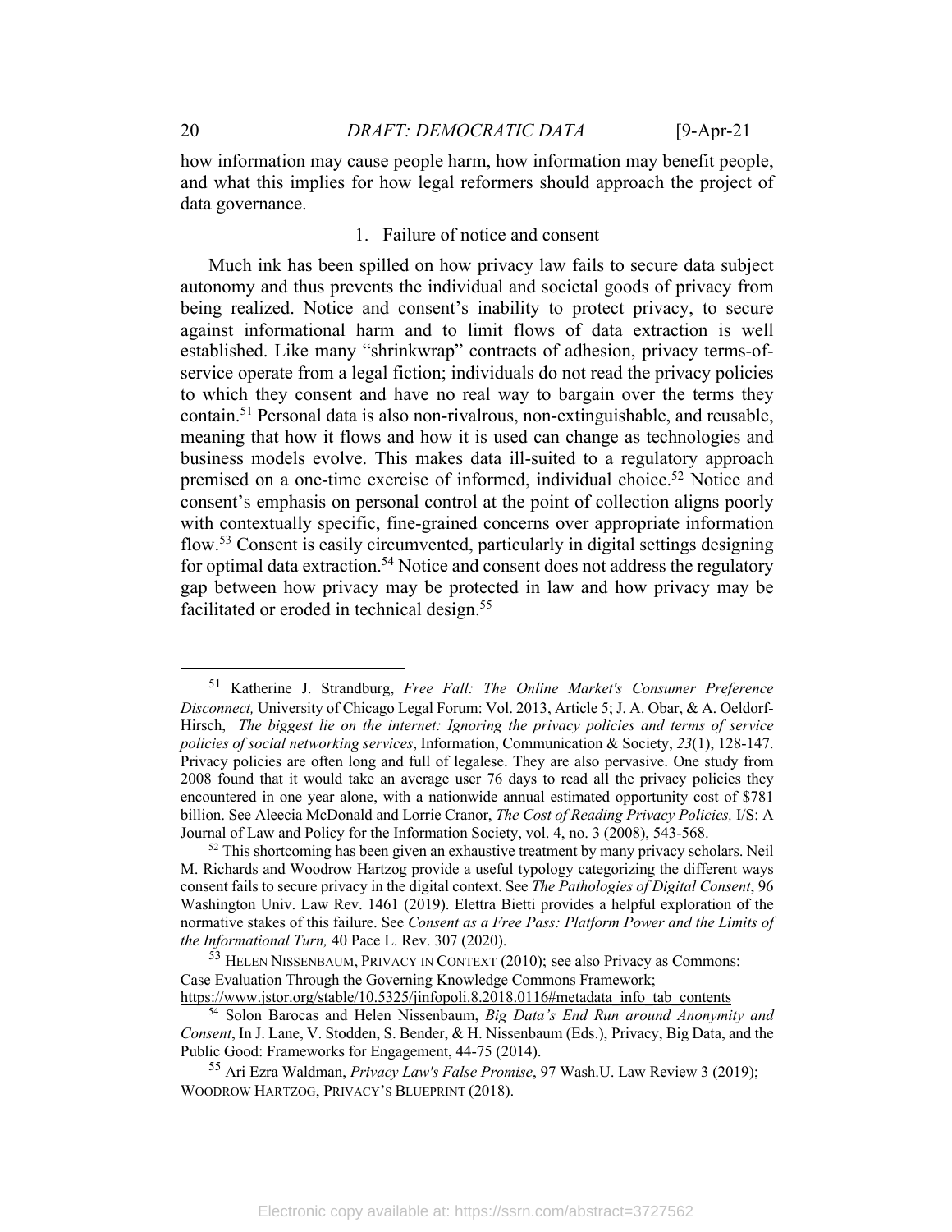how information may cause people harm, how information may benefit people, and what this implies for how legal reformers should approach the project of data governance.

### 1. Failure of notice and consent

Much ink has been spilled on how privacy law fails to secure data subject autonomy and thus prevents the individual and societal goods of privacy from being realized. Notice and consent's inability to protect privacy, to secure against informational harm and to limit flows of data extraction is well established. Like many "shrinkwrap" contracts of adhesion, privacy terms-of-service operate from a legal fiction; individuals do not read the privacy policies to which they consent and have no real way to bargain over the terms they contain.[51] Personal data is also non-rivalrous, non-extinguishable, and reusable, meaning that how it flows and how it is used can change as technologies and business models evolve. This makes data ill-suited to a regulatory approach premised on a one-time exercise of informed, individual choice.[52] Notice and consent's emphasis on personal control at the point of collection aligns poorly with contextually specific, fine-grained concerns over appropriate information flow.[53] Consent is easily circumvented, particularly in digital settings designing for optimal data extraction.[54] Notice and consent does not address the regulatory gap between how privacy may be protected in law and how privacy may be facilitated or eroded in technical design.[55]

---

[51] Katherine J. Strandburg, *Free Fall: The Online Market's Consumer Preference Disconnect,* University of Chicago Legal Forum: Vol. 2013, Article 5; J. A. Obar, & A. Oeldorf-Hirsch, *The biggest lie on the internet: Ignoring the privacy policies and terms of service policies of social networking services*, Information, Communication & Society, *23*(1), 128-147. Privacy policies are often long and full of legalese. They are also pervasive. One study from 2008 found that it would take an average user 76 days to read all the privacy policies they encountered in one year alone, with a nationwide annual estimated opportunity cost of $781 billion. See Aleecia McDonald and Lorrie Cranor, *The Cost of Reading Privacy Policies,* I/S: A Journal of Law and Policy for the Information Society, vol. 4, no. 3 (2008), 543-568.

[52] This shortcoming has been given an exhaustive treatment by many privacy scholars. Neil M. Richards and Woodrow Hartzog provide a useful typology categorizing the different ways consent fails to secure privacy in the digital context. See *The Pathologies of Digital Consent*, 96 Washington Univ. Law Rev. 1461 (2019). Elettra Bietti provides a helpful exploration of the normative stakes of this failure. See *Consent as a Free Pass: Platform Power and the Limits of the Informational Turn,* 40 Pace L. Rev. 307 (2020).

[53] HELEN NISSENBAUM, PRIVACY IN CONTEXT (2010); see also Privacy as Commons: Case Evaluation Through the Governing Knowledge Commons Framework; https://www.jstor.org/stable/10.5325/jinfopoli.8.2018.0116#metadata_info_tab_contents

[54] Solon Barocas and Helen Nissenbaum, *Big Data's End Run around Anonymity and Consent*, In J. Lane, V. Stodden, S. Bender, & H. Nissenbaum (Eds.), Privacy, Big Data, and the Public Good: Frameworks for Engagement, 44-75 (2014).

[55] Ari Ezra Waldman, *Privacy Law's False Promise*, 97 Wash.U. Law Review 3 (2019); WOODROW HARTZOG, PRIVACY'S BLUEPRINT (2018).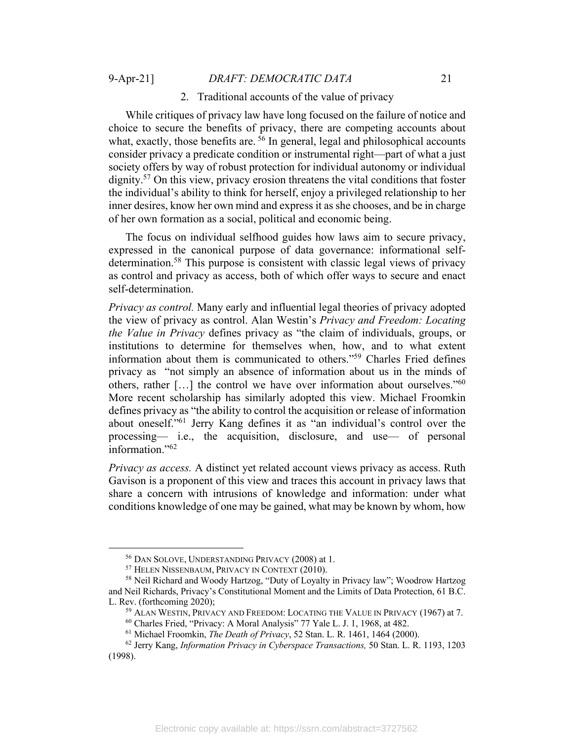### 2. Traditional accounts of the value of privacy

While critiques of privacy law have long focused on the failure of notice and choice to secure the benefits of privacy, there are competing accounts about what, exactly, those benefits are. [56] In general, legal and philosophical accounts consider privacy a predicate condition or instrumental right—part of what a just society offers by way of robust protection for individual autonomy or individual dignity.[57] On this view, privacy erosion threatens the vital conditions that foster the individual's ability to think for herself, enjoy a privileged relationship to her inner desires, know her own mind and express it as she chooses, and be in charge of her own formation as a social, political and economic being.

The focus on individual selfhood guides how laws aim to secure privacy, expressed in the canonical purpose of data governance: informational self-determination.[58] This purpose is consistent with classic legal views of privacy as control and privacy as access, both of which offer ways to secure and enact self-determination.

*Privacy as control.* Many early and influential legal theories of privacy adopted the view of privacy as control. Alan Westin's *Privacy and Freedom: Locating the Value in Privacy* defines privacy as "the claim of individuals, groups, or institutions to determine for themselves when, how, and to what extent information about them is communicated to others."[59] Charles Fried defines privacy as "not simply an absence of information about us in the minds of others, rather […] the control we have over information about ourselves."[60] More recent scholarship has similarly adopted this view. Michael Froomkin defines privacy as "the ability to control the acquisition or release of information about oneself."[61] Jerry Kang defines it as "an individual's control over the processing— i.e., the acquisition, disclosure, and use— of personal information."[62]

*Privacy as access.* A distinct yet related account views privacy as access. Ruth Gavison is a proponent of this view and traces this account in privacy laws that share a concern with intrusions of knowledge and information: under what conditions knowledge of one may be gained, what may be known by whom, how

---

[56] DAN SOLOVE, UNDERSTANDING PRIVACY (2008) at 1.

[57] HELEN NISSENBAUM, PRIVACY IN CONTEXT (2010).

[58] Neil Richard and Woody Hartzog, "Duty of Loyalty in Privacy law"; Woodrow Hartzog and Neil Richards, Privacy's Constitutional Moment and the Limits of Data Protection, 61 B.C. L. Rev. (forthcoming 2020);

[59] ALAN WESTIN, PRIVACY AND FREEDOM: LOCATING THE VALUE IN PRIVACY (1967) at 7.

[60] Charles Fried, "Privacy: A Moral Analysis" 77 Yale L. J. 1, 1968, at 482.

[61] Michael Froomkin, *The Death of Privacy*, 52 Stan. L. R. 1461, 1464 (2000).

[62] Jerry Kang, *Information Privacy in Cyberspace Transactions,* 50 Stan. L. R. 1193, 1203 (1998).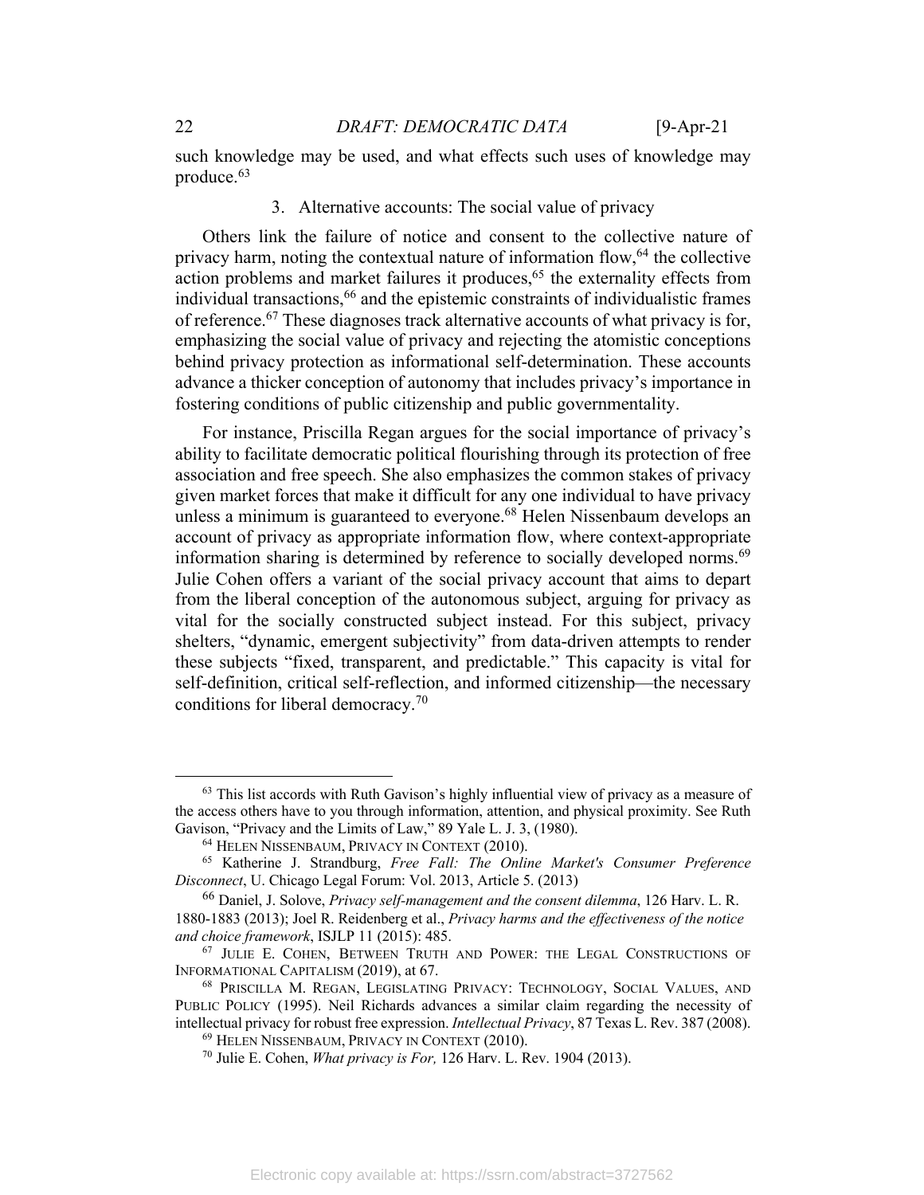such knowledge may be used, and what effects such uses of knowledge may produce.[63]

### 3. Alternative accounts: The social value of privacy

Others link the failure of notice and consent to the collective nature of privacy harm, noting the contextual nature of information flow,[64] the collective action problems and market failures it produces,[65] the externality effects from individual transactions,[66] and the epistemic constraints of individualistic frames of reference.[67] These diagnoses track alternative accounts of what privacy is for, emphasizing the social value of privacy and rejecting the atomistic conceptions behind privacy protection as informational self-determination. These accounts advance a thicker conception of autonomy that includes privacy's importance in fostering conditions of public citizenship and public governmentality.

For instance, Priscilla Regan argues for the social importance of privacy's ability to facilitate democratic political flourishing through its protection of free association and free speech. She also emphasizes the common stakes of privacy given market forces that make it difficult for any one individual to have privacy unless a minimum is guaranteed to everyone.[68] Helen Nissenbaum develops an account of privacy as appropriate information flow, where context-appropriate information sharing is determined by reference to socially developed norms.[69] Julie Cohen offers a variant of the social privacy account that aims to depart from the liberal conception of the autonomous subject, arguing for privacy as vital for the socially constructed subject instead. For this subject, privacy shelters, "dynamic, emergent subjectivity" from data-driven attempts to render these subjects "fixed, transparent, and predictable." This capacity is vital for self-definition, critical self-reflection, and informed citizenship—the necessary conditions for liberal democracy.[70]

---

[63] This list accords with Ruth Gavison's highly influential view of privacy as a measure of the access others have to you through information, attention, and physical proximity. See Ruth Gavison, "Privacy and the Limits of Law," 89 Yale L. J. 3, (1980).

[64] HELEN NISSENBAUM, PRIVACY IN CONTEXT (2010).

[65] Katherine J. Strandburg, *Free Fall: The Online Market's Consumer Preference Disconnect*, U. Chicago Legal Forum: Vol. 2013, Article 5. (2013)

[66] Daniel, J. Solove, *Privacy self-management and the consent dilemma*, 126 Harv. L. R. 1880-1883 (2013); Joel R. Reidenberg et al., *Privacy harms and the effectiveness of the notice and choice framework*, ISJLP 11 (2015): 485.

[67] JULIE E. COHEN, BETWEEN TRUTH AND POWER: THE LEGAL CONSTRUCTIONS OF INFORMATIONAL CAPITALISM (2019), at 67.

[68] PRISCILLA M. REGAN, LEGISLATING PRIVACY: TECHNOLOGY, SOCIAL VALUES, AND PUBLIC POLICY (1995). Neil Richards advances a similar claim regarding the necessity of intellectual privacy for robust free expression. *Intellectual Privacy*, 87 Texas L. Rev. 387 (2008).

[69] HELEN NISSENBAUM, PRIVACY IN CONTEXT (2010).

[70] Julie E. Cohen, *What privacy is For,* 126 Harv. L. Rev. 1904 (2013).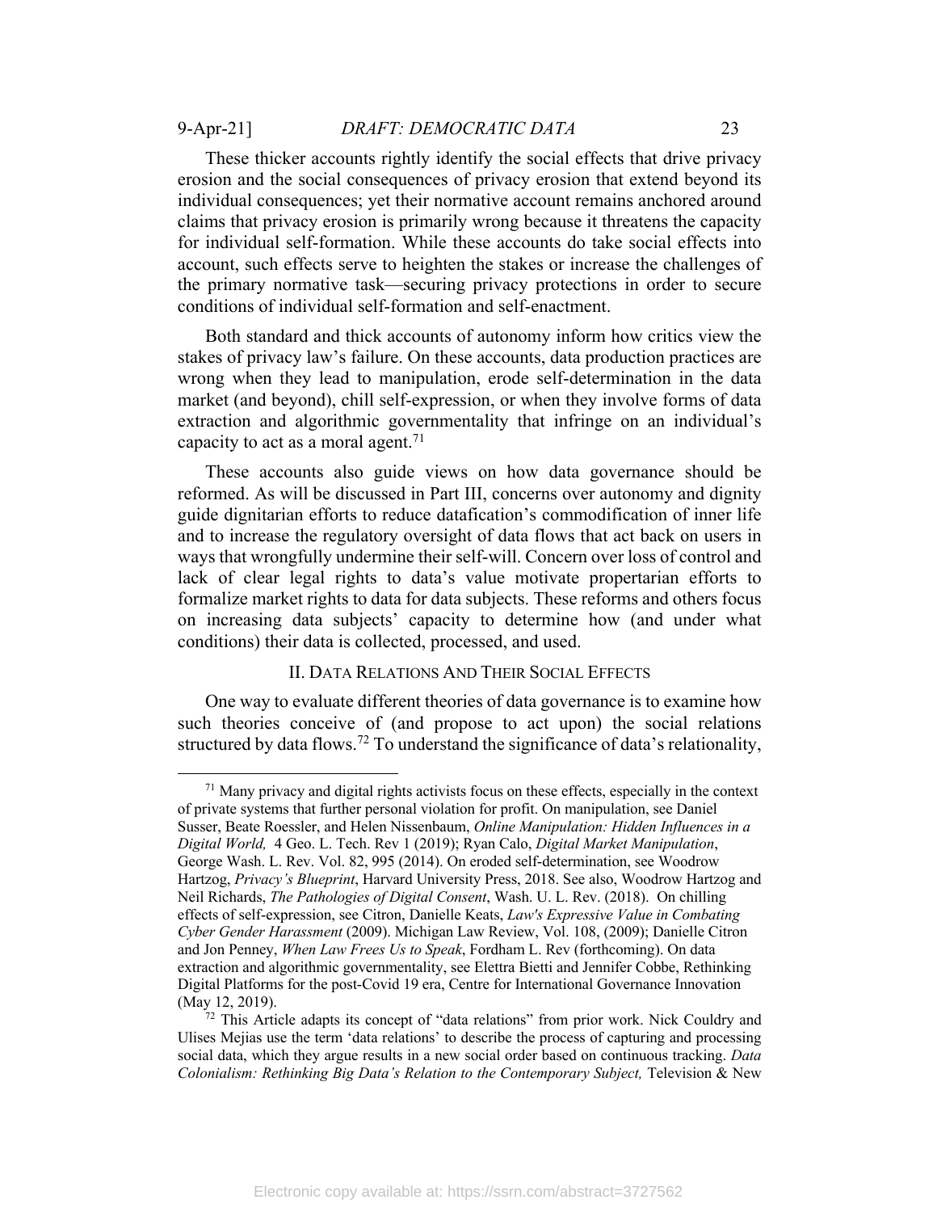These thicker accounts rightly identify the social effects that drive privacy erosion and the social consequences of privacy erosion that extend beyond its individual consequences; yet their normative account remains anchored around claims that privacy erosion is primarily wrong because it threatens the capacity for individual self-formation. While these accounts do take social effects into account, such effects serve to heighten the stakes or increase the challenges of the primary normative task—securing privacy protections in order to secure conditions of individual self-formation and self-enactment.

Both standard and thick accounts of autonomy inform how critics view the stakes of privacy law's failure. On these accounts, data production practices are wrong when they lead to manipulation, erode self-determination in the data market (and beyond), chill self-expression, or when they involve forms of data extraction and algorithmic governmentality that infringe on an individual's capacity to act as a moral agent.[71]

These accounts also guide views on how data governance should be reformed. As will be discussed in Part III, concerns over autonomy and dignity guide dignitarian efforts to reduce datafication's commodification of inner life and to increase the regulatory oversight of data flows that act back on users in ways that wrongfully undermine their self-will. Concern over loss of control and lack of clear legal rights to data's value motivate propertarian efforts to formalize market rights to data for data subjects. These reforms and others focus on increasing data subjects' capacity to determine how (and under what conditions) their data is collected, processed, and used.

## II. Data Relations And Their Social Effects

One way to evaluate different theories of data governance is to examine how such theories conceive of (and propose to act upon) the social relations structured by data flows.[72] To understand the significance of data's relationality,

---

[71] Many privacy and digital rights activists focus on these effects, especially in the context of private systems that further personal violation for profit. On manipulation, see Daniel Susser, Beate Roessler, and Helen Nissenbaum, *Online Manipulation: Hidden Influences in a Digital World,* 4 Geo. L. Tech. Rev 1 (2019); Ryan Calo, *Digital Market Manipulation*, George Wash. L. Rev. Vol. 82, 995 (2014). On eroded self-determination, see Woodrow Hartzog, *Privacy's Blueprint*, Harvard University Press, 2018. See also, Woodrow Hartzog and Neil Richards, *The Pathologies of Digital Consent*, Wash. U. L. Rev. (2018). On chilling effects of self-expression, see Citron, Danielle Keats, *Law's Expressive Value in Combating Cyber Gender Harassment* (2009). Michigan Law Review, Vol. 108, (2009); Danielle Citron and Jon Penney, *When Law Frees Us to Speak*, Fordham L. Rev (forthcoming). On data extraction and algorithmic governmentality, see Elettra Bietti and Jennifer Cobbe, Rethinking Digital Platforms for the post-Covid 19 era, Centre for International Governance Innovation (May 12, 2019).

[72] This Article adapts its concept of "data relations" from prior work. Nick Couldry and Ulises Mejias use the term 'data relations' to describe the process of capturing and processing social data, which they argue results in a new social order based on continuous tracking. *Data Colonialism: Rethinking Big Data's Relation to the Contemporary Subject,* Television & New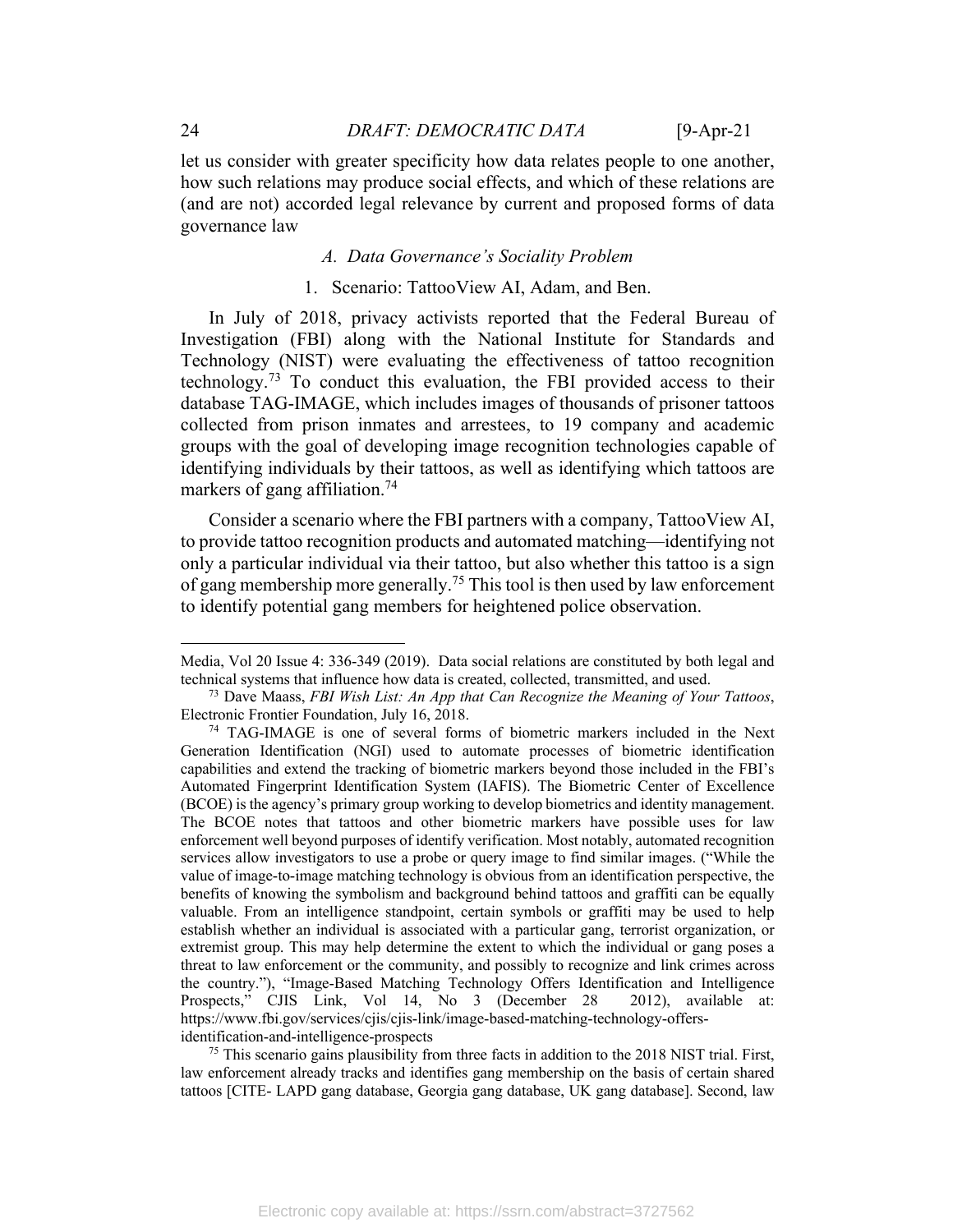let us consider with greater specificity how data relates people to one another, how such relations may produce social effects, and which of these relations are (and are not) accorded legal relevance by current and proposed forms of data governance law

### A. *Data Governance's Sociality Problem*

#### 1. Scenario: TattooView AI, Adam, and Ben.

In July of 2018, privacy activists reported that the Federal Bureau of Investigation (FBI) along with the National Institute for Standards and Technology (NIST) were evaluating the effectiveness of tattoo recognition technology.[73] To conduct this evaluation, the FBI provided access to their database TAG-IMAGE, which includes images of thousands of prisoner tattoos collected from prison inmates and arrestees, to 19 company and academic groups with the goal of developing image recognition technologies capable of identifying individuals by their tattoos, as well as identifying which tattoos are markers of gang affiliation.[74]

Consider a scenario where the FBI partners with a company, TattooView AI, to provide tattoo recognition products and automated matching—identifying not only a particular individual via their tattoo, but also whether this tattoo is a sign of gang membership more generally.[75] This tool is then used by law enforcement to identify potential gang members for heightened police observation.

---

Media, Vol 20 Issue 4: 336-349 (2019). Data social relations are constituted by both legal and technical systems that influence how data is created, collected, transmitted, and used.

[73] Dave Maass, *FBI Wish List: An App that Can Recognize the Meaning of Your Tattoos*, Electronic Frontier Foundation, July 16, 2018.

[74] TAG-IMAGE is one of several forms of biometric markers included in the Next Generation Identification (NGI) used to automate processes of biometric identification capabilities and extend the tracking of biometric markers beyond those included in the FBI's Automated Fingerprint Identification System (IAFIS). The Biometric Center of Excellence (BCOE) is the agency's primary group working to develop biometrics and identity management. The BCOE notes that tattoos and other biometric markers have possible uses for law enforcement well beyond purposes of identify verification. Most notably, automated recognition services allow investigators to use a probe or query image to find similar images. ("While the value of image-to-image matching technology is obvious from an identification perspective, the benefits of knowing the symbolism and background behind tattoos and graffiti can be equally valuable. From an intelligence standpoint, certain symbols or graffiti may be used to help establish whether an individual is associated with a particular gang, terrorist organization, or extremist group. This may help determine the extent to which the individual or gang poses a threat to law enforcement or the community, and possibly to recognize and link crimes across the country."), "Image-Based Matching Technology Offers Identification and Intelligence Prospects," CJIS Link, Vol 14, No 3 (December 28 2012), available at: https://www.fbi.gov/services/cjis/cjis-link/image-based-matching-technology-offers-identification-and-intelligence-prospects

[75] This scenario gains plausibility from three facts in addition to the 2018 NIST trial. First, law enforcement already tracks and identifies gang membership on the basis of certain shared tattoos [CITE- LAPD gang database, Georgia gang database, UK gang database]. Second, law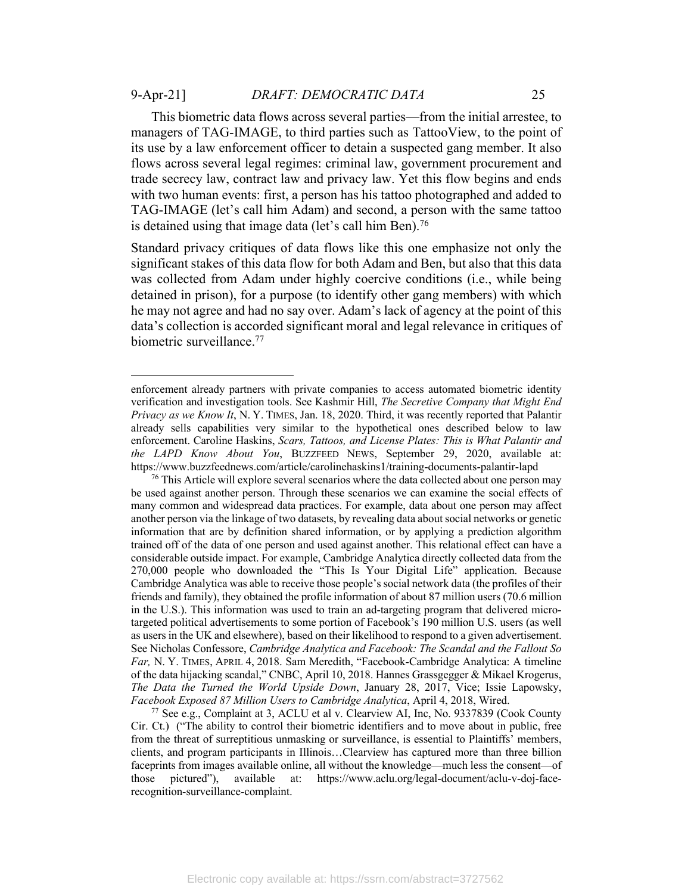This biometric data flows across several parties—from the initial arrestee, to managers of TAG-IMAGE, to third parties such as TattooView, to the point of its use by a law enforcement officer to detain a suspected gang member. It also flows across several legal regimes: criminal law, government procurement and trade secrecy law, contract law and privacy law. Yet this flow begins and ends with two human events: first, a person has his tattoo photographed and added to TAG-IMAGE (let's call him Adam) and second, a person with the same tattoo is detained using that image data (let's call him Ben).[76]

Standard privacy critiques of data flows like this one emphasize not only the significant stakes of this data flow for both Adam and Ben, but also that this data was collected from Adam under highly coercive conditions (i.e., while being detained in prison), for a purpose (to identify other gang members) with which he may not agree and had no say over. Adam's lack of agency at the point of this data's collection is accorded significant moral and legal relevance in critiques of biometric surveillance.[77]

---

enforcement already partners with private companies to access automated biometric identity verification and investigation tools. See Kashmir Hill, *The Secretive Company that Might End Privacy as we Know It*, N. Y. TIMES, Jan. 18, 2020. Third, it was recently reported that Palantir already sells capabilities very similar to the hypothetical ones described below to law enforcement. Caroline Haskins, *Scars, Tattoos, and License Plates: This is What Palantir and the LAPD Know About You*, BUZZFEED NEWS, September 29, 2020, available at: https://www.buzzfeednews.com/article/carolinehaskins1/training-documents-palantir-lapd

[76] This Article will explore several scenarios where the data collected about one person may be used against another person. Through these scenarios we can examine the social effects of many common and widespread data practices. For example, data about one person may affect another person via the linkage of two datasets, by revealing data about social networks or genetic information that are by definition shared information, or by applying a prediction algorithm trained off of the data of one person and used against another. This relational effect can have a considerable outside impact. For example, Cambridge Analytica directly collected data from the 270,000 people who downloaded the "This Is Your Digital Life" application. Because Cambridge Analytica was able to receive those people's social network data (the profiles of their friends and family), they obtained the profile information of about 87 million users (70.6 million in the U.S.). This information was used to train an ad-targeting program that delivered micro-targeted political advertisements to some portion of Facebook's 190 million U.S. users (as well as users in the UK and elsewhere), based on their likelihood to respond to a given advertisement. See Nicholas Confessore, *Cambridge Analytica and Facebook: The Scandal and the Fallout So Far,* N. Y. TIMES, APRIL 4, 2018. Sam Meredith, "Facebook-Cambridge Analytica: A timeline of the data hijacking scandal," CNBC, April 10, 2018. Hannes Grassgegger & Mikael Krogerus, *The Data the Turned the World Upside Down*, January 28, 2017, Vice; Issie Lapowsky, *Facebook Exposed 87 Million Users to Cambridge Analytica*, April 4, 2018, Wired.

[77] See e.g., Complaint at 3, ACLU et al v. Clearview AI, Inc, No. 9337839 (Cook County Cir. Ct.) ("The ability to control their biometric identifiers and to move about in public, free from the threat of surreptitious unmasking or surveillance, is essential to Plaintiffs' members, clients, and program participants in Illinois…Clearview has captured more than three billion faceprints from images available online, all without the knowledge—much less the consent—of those pictured"), available at: https://www.aclu.org/legal-document/aclu-v-doj-face-recognition-surveillance-complaint.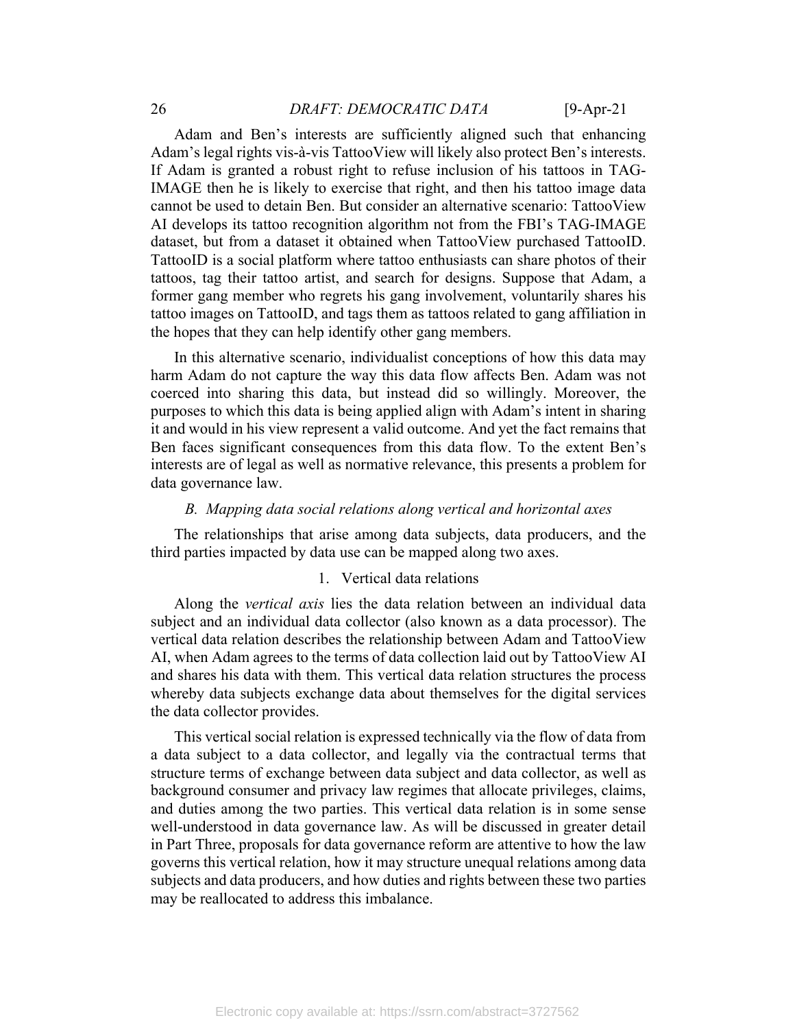Adam and Ben's interests are sufficiently aligned such that enhancing Adam's legal rights vis-à-vis TattooView will likely also protect Ben's interests. If Adam is granted a robust right to refuse inclusion of his tattoos in TAG-IMAGE then he is likely to exercise that right, and then his tattoo image data cannot be used to detain Ben. But consider an alternative scenario: TattooView AI develops its tattoo recognition algorithm not from the FBI's TAG-IMAGE dataset, but from a dataset it obtained when TattooView purchased TattooID. TattooID is a social platform where tattoo enthusiasts can share photos of their tattoos, tag their tattoo artist, and search for designs. Suppose that Adam, a former gang member who regrets his gang involvement, voluntarily shares his tattoo images on TattooID, and tags them as tattoos related to gang affiliation in the hopes that they can help identify other gang members.

In this alternative scenario, individualist conceptions of how this data may harm Adam do not capture the way this data flow affects Ben. Adam was not coerced into sharing this data, but instead did so willingly. Moreover, the purposes to which this data is being applied align with Adam's intent in sharing it and would in his view represent a valid outcome. And yet the fact remains that Ben faces significant consequences from this data flow. To the extent Ben's interests are of legal as well as normative relevance, this presents a problem for data governance law.

### *B. Mapping data social relations along vertical and horizontal axes*

The relationships that arise among data subjects, data producers, and the third parties impacted by data use can be mapped along two axes.

#### 1. Vertical data relations

Along the *vertical axis* lies the data relation between an individual data subject and an individual data collector (also known as a data processor). The vertical data relation describes the relationship between Adam and TattooView AI, when Adam agrees to the terms of data collection laid out by TattooView AI and shares his data with them. This vertical data relation structures the process whereby data subjects exchange data about themselves for the digital services the data collector provides.

This vertical social relation is expressed technically via the flow of data from a data subject to a data collector, and legally via the contractual terms that structure terms of exchange between data subject and data collector, as well as background consumer and privacy law regimes that allocate privileges, claims, and duties among the two parties. This vertical data relation is in some sense well-understood in data governance law. As will be discussed in greater detail in Part Three, proposals for data governance reform are attentive to how the law governs this vertical relation, how it may structure unequal relations among data subjects and data producers, and how duties and rights between these two parties may be reallocated to address this imbalance.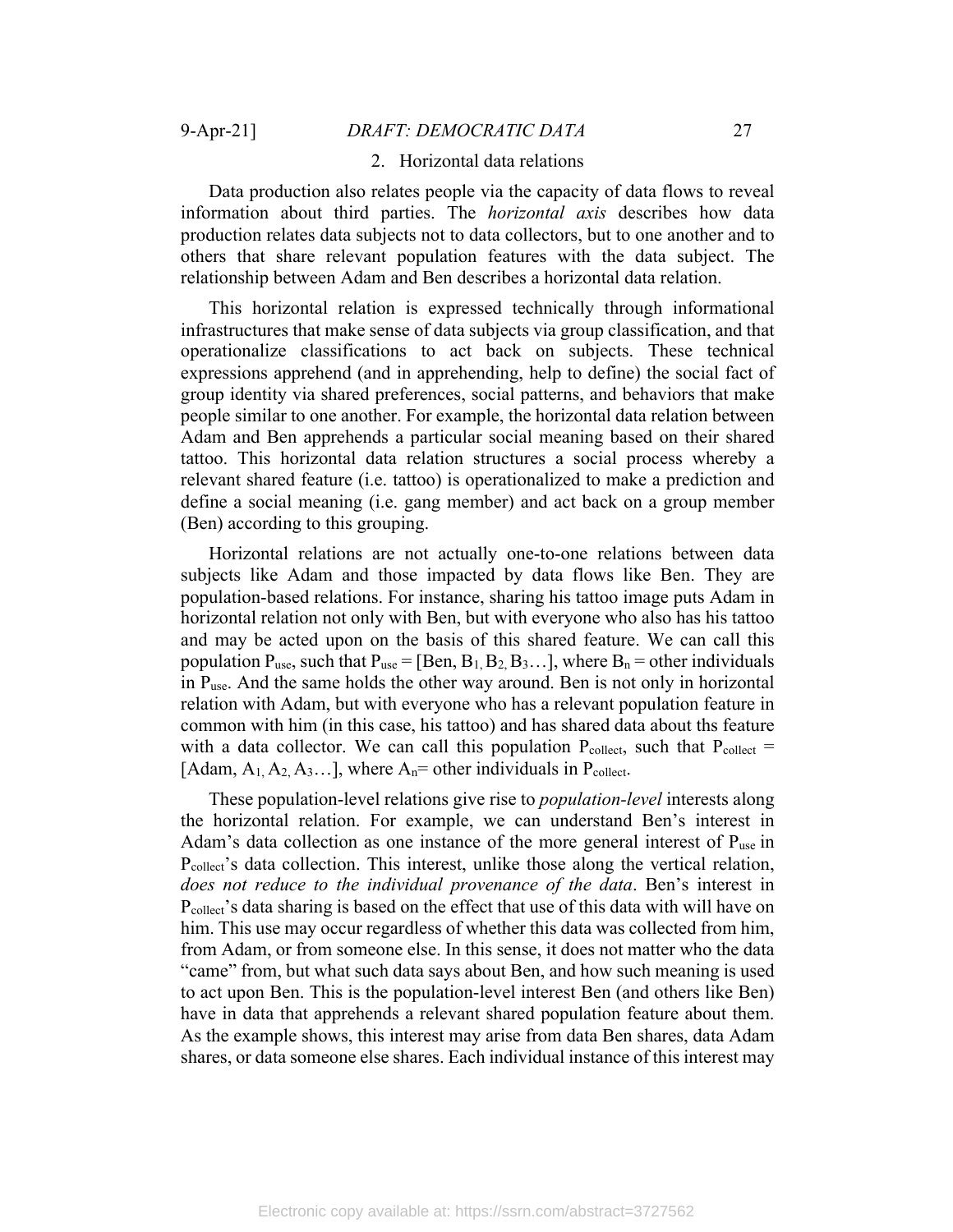### 2. Horizontal data relations

Data production also relates people via the capacity of data flows to reveal information about third parties. The *horizontal axis* describes how data production relates data subjects not to data collectors, but to one another and to others that share relevant population features with the data subject. The relationship between Adam and Ben describes a horizontal data relation.

This horizontal relation is expressed technically through informational infrastructures that make sense of data subjects via group classification, and that operationalize classifications to act back on subjects. These technical expressions apprehend (and in apprehending, help to define) the social fact of group identity via shared preferences, social patterns, and behaviors that make people similar to one another. For example, the horizontal data relation between Adam and Ben apprehends a particular social meaning based on their shared tattoo. This horizontal data relation structures a social process whereby a relevant shared feature (i.e. tattoo) is operationalized to make a prediction and define a social meaning (i.e. gang member) and act back on a group member (Ben) according to this grouping.

Horizontal relations are not actually one-to-one relations between data subjects like Adam and those impacted by data flows like Ben. They are population-based relations. For instance, sharing his tattoo image puts Adam in horizontal relation not only with Ben, but with everyone who also has his tattoo and may be acted upon on the basis of this shared feature. We can call this population $P_{use}$, such that $P_{use}$ = [Ben, $B_1$, $B_2$, $B_3$…], where $B_n$ = other individuals in $P_{use}$. And the same holds the other way around. Ben is not only in horizontal relation with Adam, but with everyone who has a relevant population feature in common with him (in this case, his tattoo) and has shared data about ths feature with a data collector. We can call this population $P_{collect}$, such that $P_{collect}$ = [Adam, $A_1$, $A_2$, $A_3$…], where $A_n$= other individuals in $P_{collect}$.

These population-level relations give rise to *population-level* interests along the horizontal relation. For example, we can understand Ben's interest in Adam's data collection as one instance of the more general interest of $P_{use}$ in $P_{collect}$'s data collection. This interest, unlike those along the vertical relation, *does not reduce to the individual provenance of the data*. Ben's interest in $P_{collect}$'s data sharing is based on the effect that use of this data with will have on him. This use may occur regardless of whether this data was collected from him, from Adam, or from someone else. In this sense, it does not matter who the data "came" from, but what such data says about Ben, and how such meaning is used to act upon Ben. This is the population-level interest Ben (and others like Ben) have in data that apprehends a relevant shared population feature about them. As the example shows, this interest may arise from data Ben shares, data Adam shares, or data someone else shares. Each individual instance of this interest may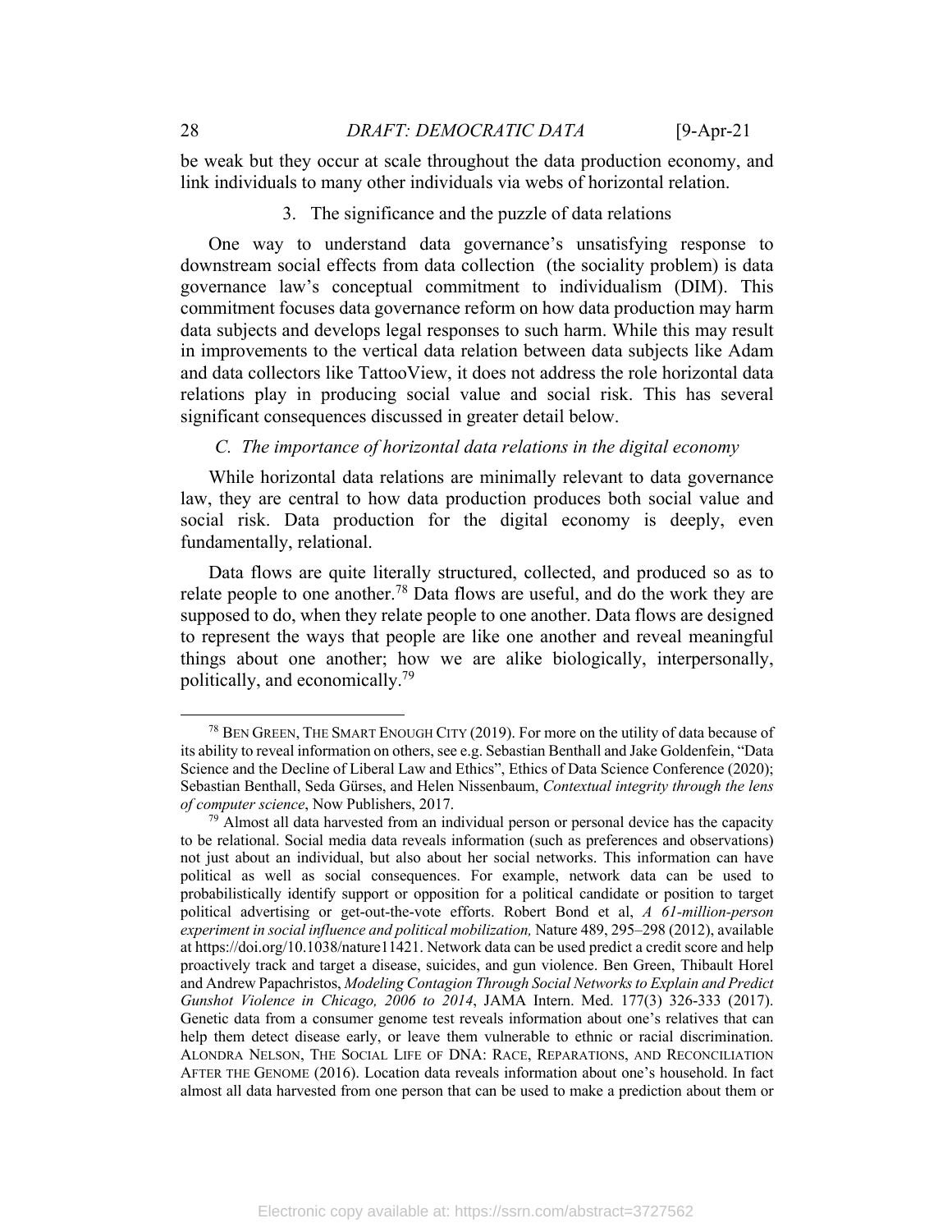be weak but they occur at scale throughout the data production economy, and link individuals to many other individuals via webs of horizontal relation.

### 3. The significance and the puzzle of data relations

One way to understand data governance's unsatisfying response to downstream social effects from data collection (the sociality problem) is data governance law's conceptual commitment to individualism (DIM). This commitment focuses data governance reform on how data production may harm data subjects and develops legal responses to such harm. While this may result in improvements to the vertical data relation between data subjects like Adam and data collectors like TattooView, it does not address the role horizontal data relations play in producing social value and social risk. This has several significant consequences discussed in greater detail below.

## *C. The importance of horizontal data relations in the digital economy*

While horizontal data relations are minimally relevant to data governance law, they are central to how data production produces both social value and social risk. Data production for the digital economy is deeply, even fundamentally, relational.

Data flows are quite literally structured, collected, and produced so as to relate people to one another.[78] Data flows are useful, and do the work they are supposed to do, when they relate people to one another. Data flows are designed to represent the ways that people are like one another and reveal meaningful things about one another; how we are alike biologically, interpersonally, politically, and economically.[79]

---

[78] BEN GREEN, THE SMART ENOUGH CITY (2019). For more on the utility of data because of its ability to reveal information on others, see e.g. Sebastian Benthall and Jake Goldenfein, "Data Science and the Decline of Liberal Law and Ethics", Ethics of Data Science Conference (2020); Sebastian Benthall, Seda Gürses, and Helen Nissenbaum, *Contextual integrity through the lens of computer science*, Now Publishers, 2017.

[79] Almost all data harvested from an individual person or personal device has the capacity to be relational. Social media data reveals information (such as preferences and observations) not just about an individual, but also about her social networks. This information can have political as well as social consequences. For example, network data can be used to probabilistically identify support or opposition for a political candidate or position to target political advertising or get-out-the-vote efforts. Robert Bond et al, *A 61-million-person experiment in social influence and political mobilization,* Nature 489, 295–298 (2012), available at https://doi.org/10.1038/nature11421. Network data can be used predict a credit score and help proactively track and target a disease, suicides, and gun violence. Ben Green, Thibault Horel and Andrew Papachristos, *Modeling Contagion Through Social Networks to Explain and Predict Gunshot Violence in Chicago, 2006 to 2014*, JAMA Intern. Med. 177(3) 326-333 (2017). Genetic data from a consumer genome test reveals information about one's relatives that can help them detect disease early, or leave them vulnerable to ethnic or racial discrimination. ALONDRA NELSON, THE SOCIAL LIFE OF DNA: RACE, REPARATIONS, AND RECONCILIATION AFTER THE GENOME (2016). Location data reveals information about one's household. In fact almost all data harvested from one person that can be used to make a prediction about them or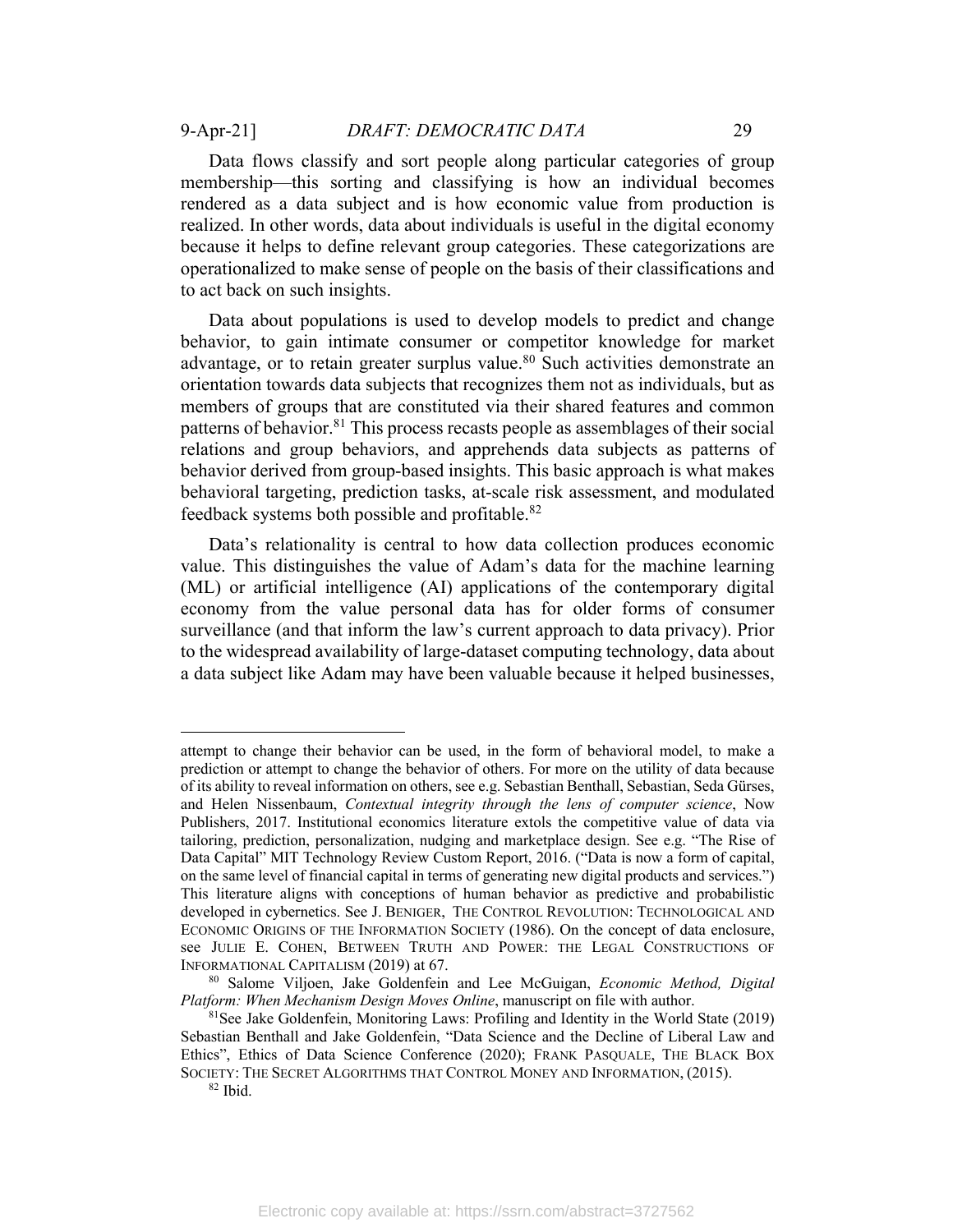Data flows classify and sort people along particular categories of group membership—this sorting and classifying is how an individual becomes rendered as a data subject and is how economic value from production is realized. In other words, data about individuals is useful in the digital economy because it helps to define relevant group categories. These categorizations are operationalized to make sense of people on the basis of their classifications and to act back on such insights.

Data about populations is used to develop models to predict and change behavior, to gain intimate consumer or competitor knowledge for market advantage, or to retain greater surplus value.[80] Such activities demonstrate an orientation towards data subjects that recognizes them not as individuals, but as members of groups that are constituted via their shared features and common patterns of behavior.[81] This process recasts people as assemblages of their social relations and group behaviors, and apprehends data subjects as patterns of behavior derived from group-based insights. This basic approach is what makes behavioral targeting, prediction tasks, at-scale risk assessment, and modulated feedback systems both possible and profitable.[82]

Data's relationality is central to how data collection produces economic value. This distinguishes the value of Adam's data for the machine learning (ML) or artificial intelligence (AI) applications of the contemporary digital economy from the value personal data has for older forms of consumer surveillance (and that inform the law's current approach to data privacy). Prior to the widespread availability of large-dataset computing technology, data about a data subject like Adam may have been valuable because it helped businesses,

---

attempt to change their behavior can be used, in the form of behavioral model, to make a prediction or attempt to change the behavior of others. For more on the utility of data because of its ability to reveal information on others, see e.g. Sebastian Benthall, Sebastian, Seda Gürses, and Helen Nissenbaum, *Contextual integrity through the lens of computer science*, Now Publishers, 2017. Institutional economics literature extols the competitive value of data via tailoring, prediction, personalization, nudging and marketplace design. See e.g. "The Rise of Data Capital" MIT Technology Review Custom Report, 2016. ("Data is now a form of capital, on the same level of financial capital in terms of generating new digital products and services.") This literature aligns with conceptions of human behavior as predictive and probabilistic developed in cybernetics. See J. BENIGER, THE CONTROL REVOLUTION: TECHNOLOGICAL AND ECONOMIC ORIGINS OF THE INFORMATION SOCIETY (1986). On the concept of data enclosure, see JULIE E. COHEN, BETWEEN TRUTH AND POWER: THE LEGAL CONSTRUCTIONS OF INFORMATIONAL CAPITALISM (2019) at 67.

[80] Salome Viljoen, Jake Goldenfein and Lee McGuigan, *Economic Method, Digital Platform: When Mechanism Design Moves Online*, manuscript on file with author.

[81] See Jake Goldenfein, Monitoring Laws: Profiling and Identity in the World State (2019) Sebastian Benthall and Jake Goldenfein, "Data Science and the Decline of Liberal Law and Ethics", Ethics of Data Science Conference (2020); FRANK PASQUALE, THE BLACK BOX SOCIETY: THE SECRET ALGORITHMS THAT CONTROL MONEY AND INFORMATION, (2015).

[82] Ibid.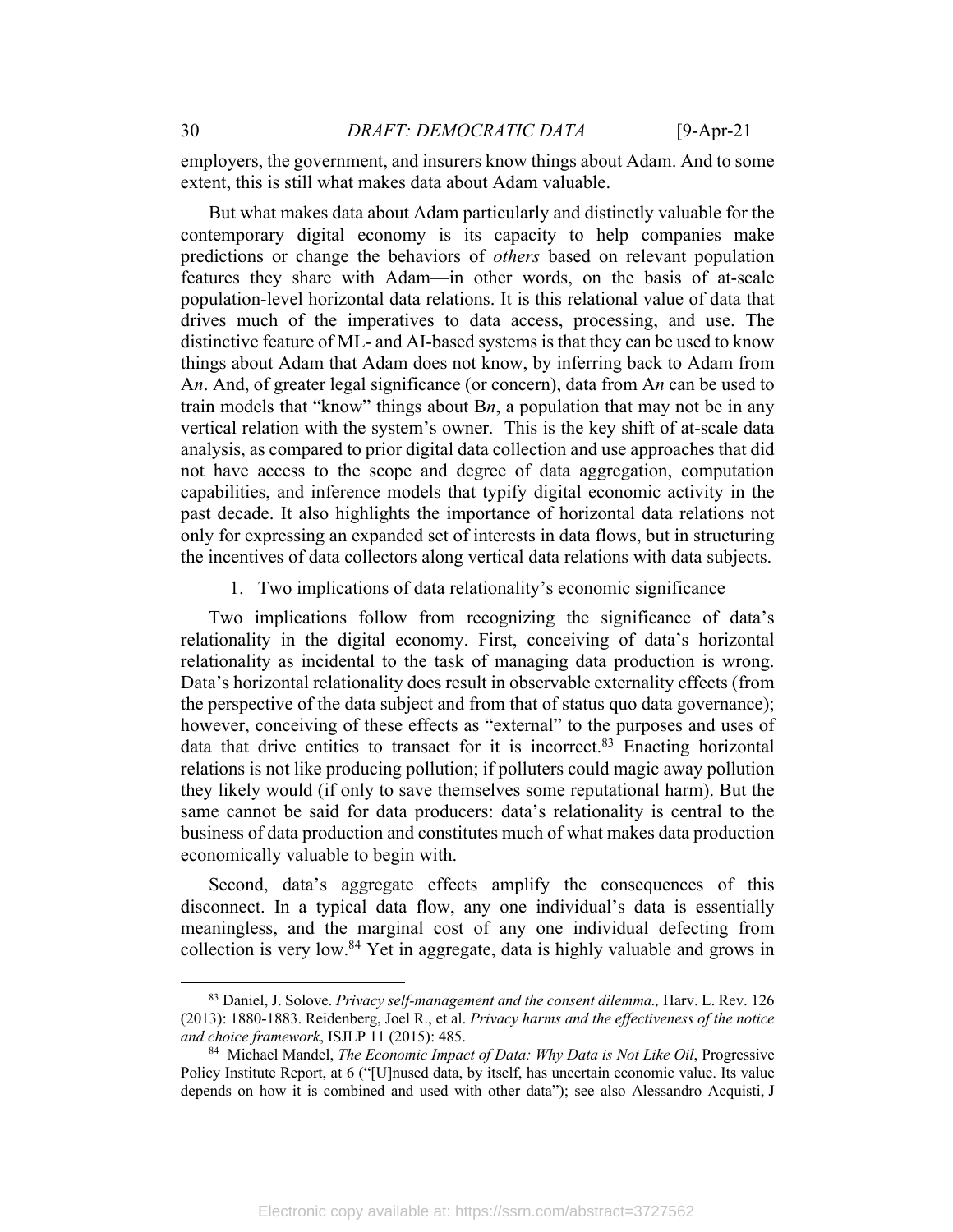employers, the government, and insurers know things about Adam. And to some extent, this is still what makes data about Adam valuable.

But what makes data about Adam particularly and distinctly valuable for the contemporary digital economy is its capacity to help companies make predictions or change the behaviors of *others* based on relevant population features they share with Adam—in other words, on the basis of at-scale population-level horizontal data relations. It is this relational value of data that drives much of the imperatives to data access, processing, and use. The distinctive feature of ML- and AI-based systems is that they can be used to know things about Adam that Adam does not know, by inferring back to Adam from A*n*. And, of greater legal significance (or concern), data from A*n* can be used to train models that "know" things about B*n*, a population that may not be in any vertical relation with the system's owner. This is the key shift of at-scale data analysis, as compared to prior digital data collection and use approaches that did not have access to the scope and degree of data aggregation, computation capabilities, and inference models that typify digital economic activity in the past decade. It also highlights the importance of horizontal data relations not only for expressing an expanded set of interests in data flows, but in structuring the incentives of data collectors along vertical data relations with data subjects.

1. Two implications of data relationality's economic significance

Two implications follow from recognizing the significance of data's relationality in the digital economy. First, conceiving of data's horizontal relationality as incidental to the task of managing data production is wrong. Data's horizontal relationality does result in observable externality effects (from the perspective of the data subject and from that of status quo data governance); however, conceiving of these effects as "external" to the purposes and uses of data that drive entities to transact for it is incorrect.[83] Enacting horizontal relations is not like producing pollution; if polluters could magic away pollution they likely would (if only to save themselves some reputational harm). But the same cannot be said for data producers: data's relationality is central to the business of data production and constitutes much of what makes data production economically valuable to begin with.

Second, data's aggregate effects amplify the consequences of this disconnect. In a typical data flow, any one individual's data is essentially meaningless, and the marginal cost of any one individual defecting from collection is very low.[84] Yet in aggregate, data is highly valuable and grows in

---

[83] Daniel, J. Solove. *Privacy self-management and the consent dilemma.,* Harv. L. Rev. 126 (2013): 1880-1883. Reidenberg, Joel R., et al. *Privacy harms and the effectiveness of the notice and choice framework*, ISJLP 11 (2015): 485.

[84] Michael Mandel, *The Economic Impact of Data: Why Data is Not Like Oil*, Progressive Policy Institute Report, at 6 ("[U]nused data, by itself, has uncertain economic value. Its value depends on how it is combined and used with other data"); see also Alessandro Acquisti, J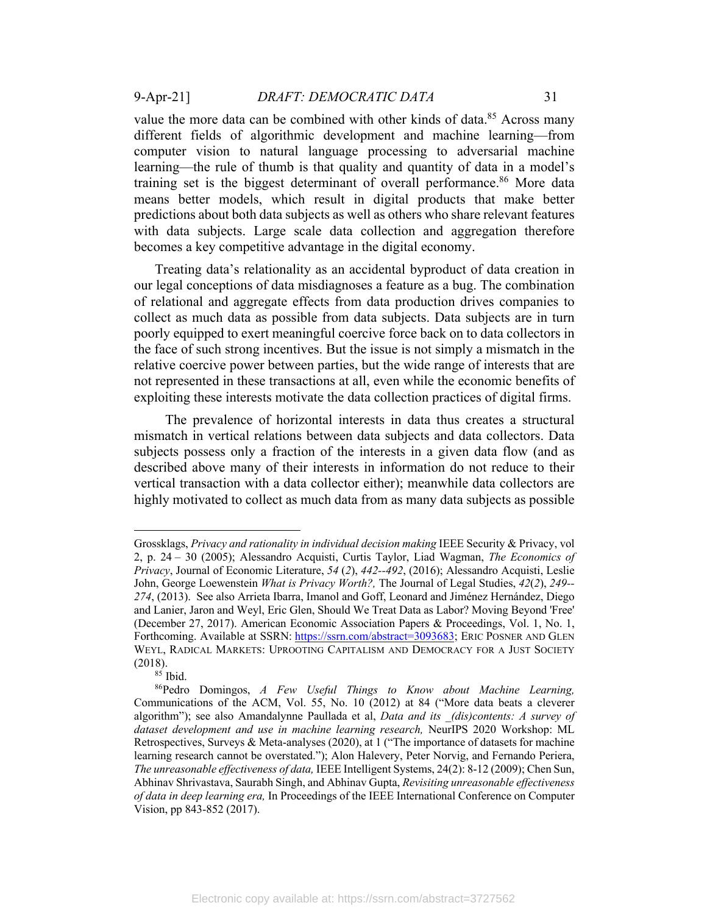value the more data can be combined with other kinds of data.[85] Across many different fields of algorithmic development and machine learning—from computer vision to natural language processing to adversarial machine learning—the rule of thumb is that quality and quantity of data in a model's training set is the biggest determinant of overall performance.[86] More data means better models, which result in digital products that make better predictions about both data subjects as well as others who share relevant features with data subjects. Large scale data collection and aggregation therefore becomes a key competitive advantage in the digital economy.

Treating data's relationality as an accidental byproduct of data creation in our legal conceptions of data misdiagnoses a feature as a bug. The combination of relational and aggregate effects from data production drives companies to collect as much data as possible from data subjects. Data subjects are in turn poorly equipped to exert meaningful coercive force back on to data collectors in the face of such strong incentives. But the issue is not simply a mismatch in the relative coercive power between parties, but the wide range of interests that are not represented in these transactions at all, even while the economic benefits of exploiting these interests motivate the data collection practices of digital firms.

The prevalence of horizontal interests in data thus creates a structural mismatch in vertical relations between data subjects and data collectors. Data subjects possess only a fraction of the interests in a given data flow (and as described above many of their interests in information do not reduce to their vertical transaction with a data collector either); meanwhile data collectors are highly motivated to collect as much data from as many data subjects as possible

---

Grossklags, *Privacy and rationality in individual decision making* IEEE Security & Privacy, vol 2, p. 24 – 30 (2005); Alessandro Acquisti, Curtis Taylor, Liad Wagman, *The Economics of Privacy*, Journal of Economic Literature, *54* (*2*), *442--492*, (2016); Alessandro Acquisti, Leslie John, George Loewenstein *What is Privacy Worth?,* The Journal of Legal Studies, *42*(*2*), *249--274*, (2013). See also Arrieta Ibarra, Imanol and Goff, Leonard and Jiménez Hernández, Diego and Lanier, Jaron and Weyl, Eric Glen, Should We Treat Data as Labor? Moving Beyond 'Free' (December 27, 2017). American Economic Association Papers & Proceedings, Vol. 1, No. 1, Forthcoming. Available at SSRN: https://ssrn.com/abstract=3093683; ERIC POSNER AND GLEN WEYL, RADICAL MARKETS: UPROOTING CAPITALISM AND DEMOCRACY FOR A JUST SOCIETY (2018).

[85] Ibid.

[86] Pedro Domingos, *A Few Useful Things to Know about Machine Learning,* Communications of the ACM, Vol. 55, No. 10 (2012) at 84 ("More data beats a cleverer algorithm"); see also Amandalynne Paullada et al, *Data and its _(dis)contents: A survey of dataset development and use in machine learning research,* NeurIPS 2020 Workshop: ML Retrospectives, Surveys & Meta-analyses (2020), at 1 ("The importance of datasets for machine learning research cannot be overstated."); Alon Halevery, Peter Norvig, and Fernando Periera, *The unreasonable effectiveness of data,* IEEE Intelligent Systems, 24(2): 8-12 (2009); Chen Sun, Abhinav Shrivastava, Saurabh Singh, and Abhinav Gupta, *Revisiting unreasonable effectiveness of data in deep learning era,* In Proceedings of the IEEE International Conference on Computer Vision, pp 843-852 (2017).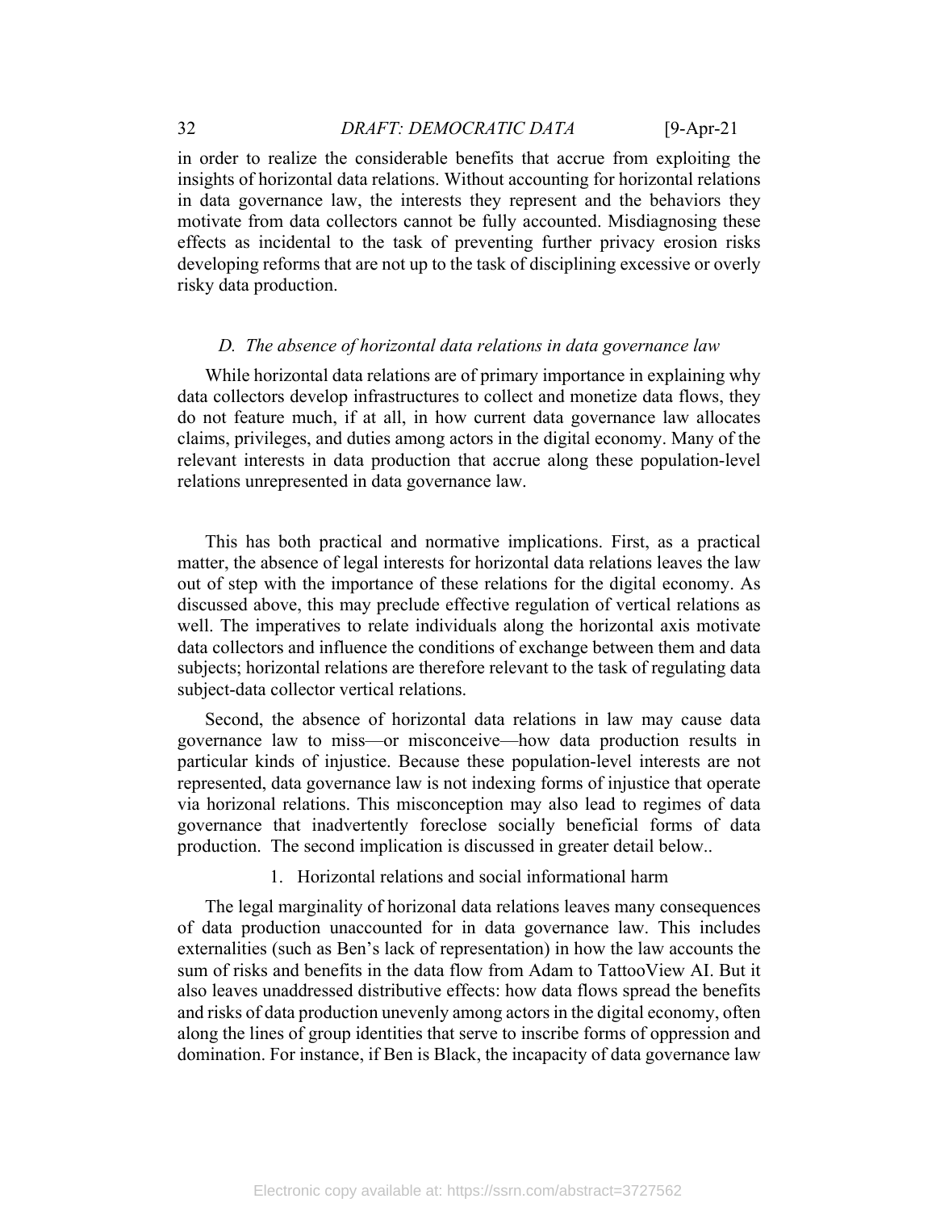in order to realize the considerable benefits that accrue from exploiting the insights of horizontal data relations. Without accounting for horizontal relations in data governance law, the interests they represent and the behaviors they motivate from data collectors cannot be fully accounted. Misdiagnosing these effects as incidental to the task of preventing further privacy erosion risks developing reforms that are not up to the task of disciplining excessive or overly risky data production.

### *D. The absence of horizontal data relations in data governance law*

While horizontal data relations are of primary importance in explaining why data collectors develop infrastructures to collect and monetize data flows, they do not feature much, if at all, in how current data governance law allocates claims, privileges, and duties among actors in the digital economy. Many of the relevant interests in data production that accrue along these population-level relations unrepresented in data governance law.

This has both practical and normative implications. First, as a practical matter, the absence of legal interests for horizontal data relations leaves the law out of step with the importance of these relations for the digital economy. As discussed above, this may preclude effective regulation of vertical relations as well. The imperatives to relate individuals along the horizontal axis motivate data collectors and influence the conditions of exchange between them and data subjects; horizontal relations are therefore relevant to the task of regulating data subject-data collector vertical relations.

Second, the absence of horizontal data relations in law may cause data governance law to miss—or misconceive—how data production results in particular kinds of injustice. Because these population-level interests are not represented, data governance law is not indexing forms of injustice that operate via horizonal relations. This misconception may also lead to regimes of data governance that inadvertently foreclose socially beneficial forms of data production. The second implication is discussed in greater detail below..

#### 1. Horizontal relations and social informational harm

The legal marginality of horizonal data relations leaves many consequences of data production unaccounted for in data governance law. This includes externalities (such as Ben's lack of representation) in how the law accounts the sum of risks and benefits in the data flow from Adam to TattooView AI. But it also leaves unaddressed distributive effects: how data flows spread the benefits and risks of data production unevenly among actors in the digital economy, often along the lines of group identities that serve to inscribe forms of oppression and domination. For instance, if Ben is Black, the incapacity of data governance law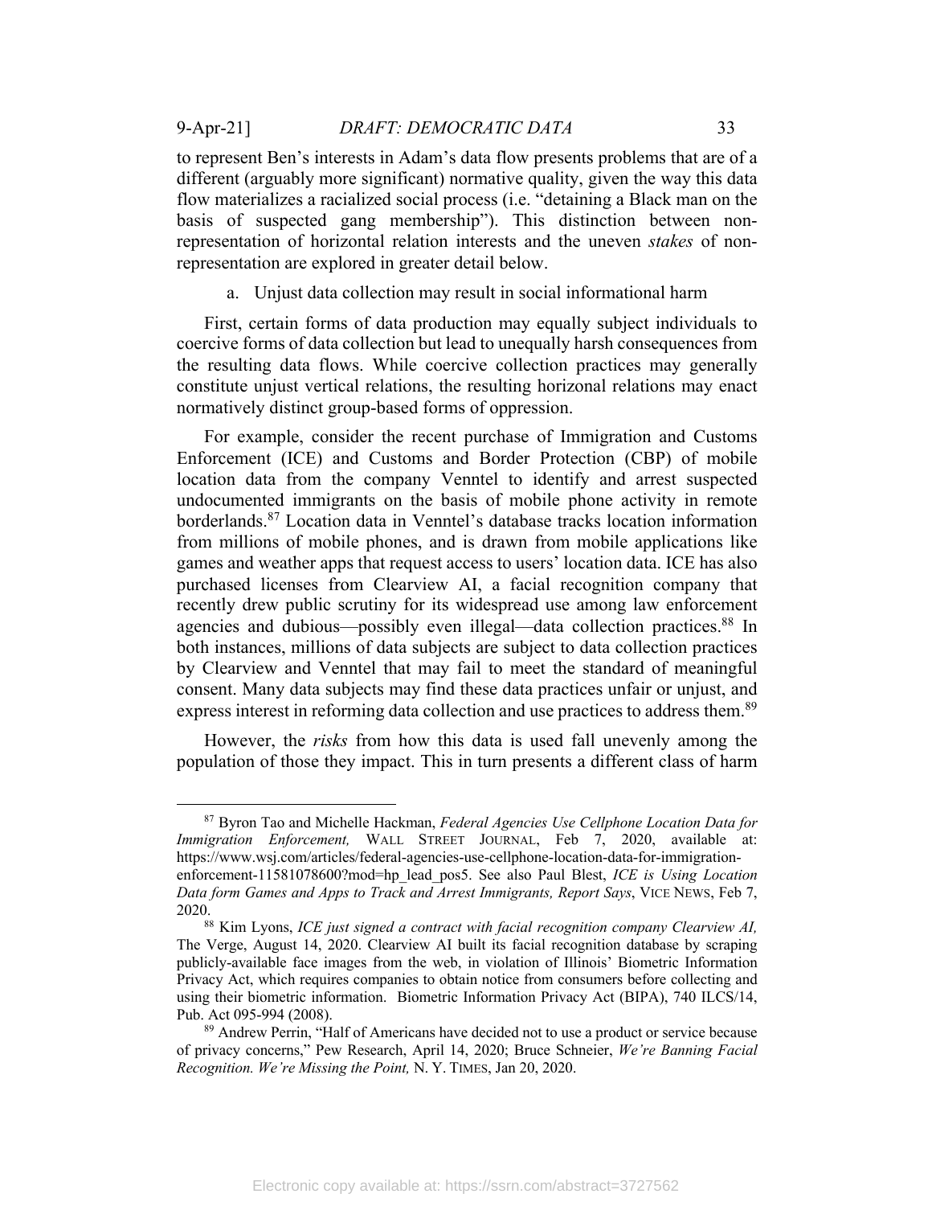to represent Ben's interests in Adam's data flow presents problems that are of a different (arguably more significant) normative quality, given the way this data flow materializes a racialized social process (i.e. "detaining a Black man on the basis of suspected gang membership"). This distinction between non-representation of horizontal relation interests and the uneven *stakes* of non-representation are explored in greater detail below.

a. Unjust data collection may result in social informational harm

First, certain forms of data production may equally subject individuals to coercive forms of data collection but lead to unequally harsh consequences from the resulting data flows. While coercive collection practices may generally constitute unjust vertical relations, the resulting horizonal relations may enact normatively distinct group-based forms of oppression.

For example, consider the recent purchase of Immigration and Customs Enforcement (ICE) and Customs and Border Protection (CBP) of mobile location data from the company Venntel to identify and arrest suspected undocumented immigrants on the basis of mobile phone activity in remote borderlands.[87] Location data in Venntel's database tracks location information from millions of mobile phones, and is drawn from mobile applications like games and weather apps that request access to users' location data. ICE has also purchased licenses from Clearview AI, a facial recognition company that recently drew public scrutiny for its widespread use among law enforcement agencies and dubious—possibly even illegal—data collection practices.[88] In both instances, millions of data subjects are subject to data collection practices by Clearview and Venntel that may fail to meet the standard of meaningful consent. Many data subjects may find these data practices unfair or unjust, and express interest in reforming data collection and use practices to address them.[89]

However, the *risks* from how this data is used fall unevenly among the population of those they impact. This in turn presents a different class of harm

---

[87] Byron Tao and Michelle Hackman, *Federal Agencies Use Cellphone Location Data for Immigration Enforcement,* WALL STREET JOURNAL, Feb 7, 2020, available at: https://www.wsj.com/articles/federal-agencies-use-cellphone-location-data-for-immigration-enforcement-11581078600?mod=hp_lead_pos5. See also Paul Blest, *ICE is Using Location Data form Games and Apps to Track and Arrest Immigrants, Report Says*, VICE NEWS, Feb 7, 2020.

[88] Kim Lyons, *ICE just signed a contract with facial recognition company Clearview AI,* The Verge, August 14, 2020. Clearview AI built its facial recognition database by scraping publicly-available face images from the web, in violation of Illinois' Biometric Information Privacy Act, which requires companies to obtain notice from consumers before collecting and using their biometric information. Biometric Information Privacy Act (BIPA), 740 ILCS/14, Pub. Act 095-994 (2008).

[89] Andrew Perrin, "Half of Americans have decided not to use a product or service because of privacy concerns," Pew Research, April 14, 2020; Bruce Schneier, *We're Banning Facial Recognition. We're Missing the Point,* N. Y. TIMES, Jan 20, 2020.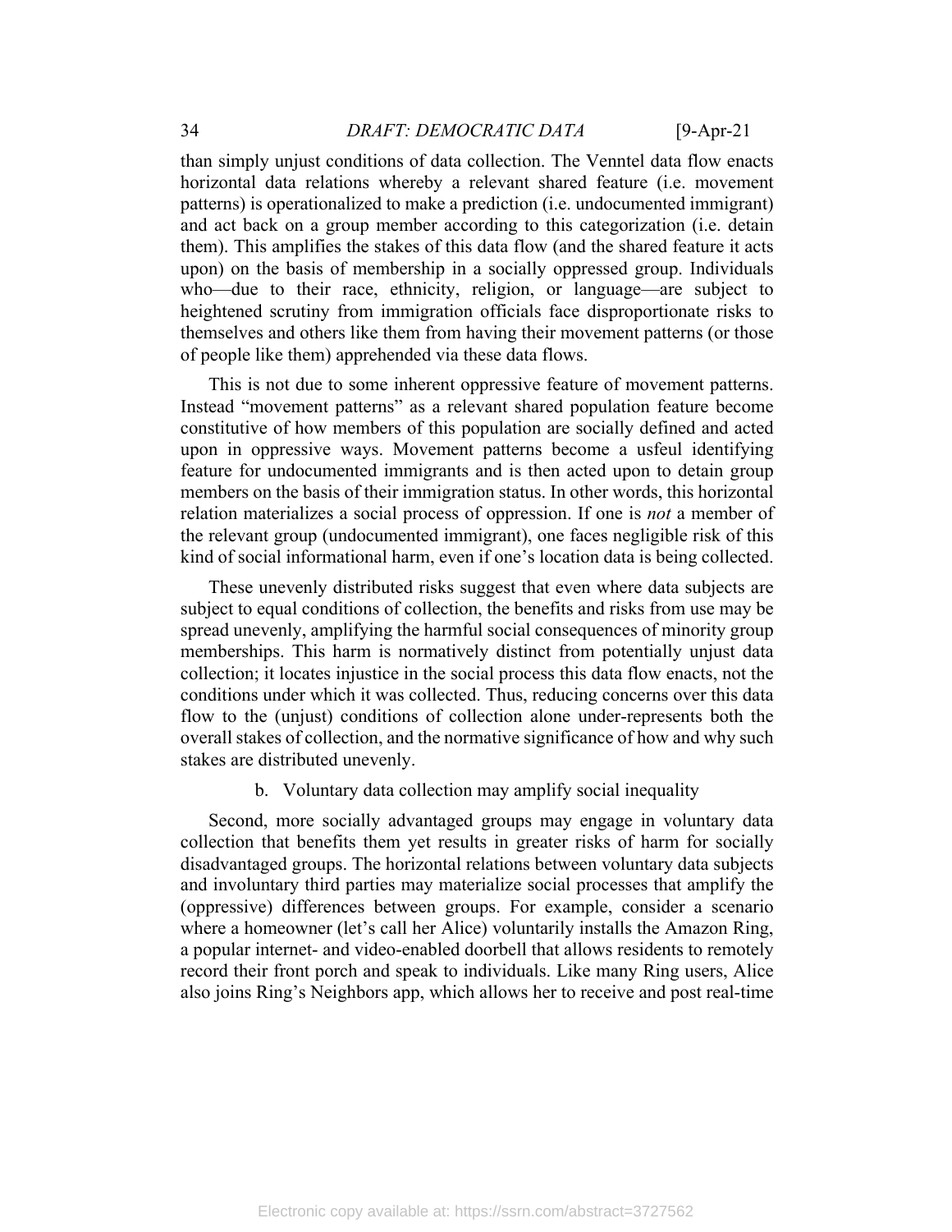than simply unjust conditions of data collection. The Venntel data flow enacts horizontal data relations whereby a relevant shared feature (i.e. movement patterns) is operationalized to make a prediction (i.e. undocumented immigrant) and act back on a group member according to this categorization (i.e. detain them). This amplifies the stakes of this data flow (and the shared feature it acts upon) on the basis of membership in a socially oppressed group. Individuals who—due to their race, ethnicity, religion, or language—are subject to heightened scrutiny from immigration officials face disproportionate risks to themselves and others like them from having their movement patterns (or those of people like them) apprehended via these data flows.

This is not due to some inherent oppressive feature of movement patterns. Instead "movement patterns" as a relevant shared population feature become constitutive of how members of this population are socially defined and acted upon in oppressive ways. Movement patterns become a usfeul identifying feature for undocumented immigrants and is then acted upon to detain group members on the basis of their immigration status. In other words, this horizontal relation materializes a social process of oppression. If one is *not* a member of the relevant group (undocumented immigrant), one faces negligible risk of this kind of social informational harm, even if one's location data is being collected.

These unevenly distributed risks suggest that even where data subjects are subject to equal conditions of collection, the benefits and risks from use may be spread unevenly, amplifying the harmful social consequences of minority group memberships. This harm is normatively distinct from potentially unjust data collection; it locates injustice in the social process this data flow enacts, not the conditions under which it was collected. Thus, reducing concerns over this data flow to the (unjust) conditions of collection alone under-represents both the overall stakes of collection, and the normative significance of how and why such stakes are distributed unevenly.

b. Voluntary data collection may amplify social inequality

Second, more socially advantaged groups may engage in voluntary data collection that benefits them yet results in greater risks of harm for socially disadvantaged groups. The horizontal relations between voluntary data subjects and involuntary third parties may materialize social processes that amplify the (oppressive) differences between groups. For example, consider a scenario where a homeowner (let's call her Alice) voluntarily installs the Amazon Ring, a popular internet- and video-enabled doorbell that allows residents to remotely record their front porch and speak to individuals. Like many Ring users, Alice also joins Ring's Neighbors app, which allows her to receive and post real-time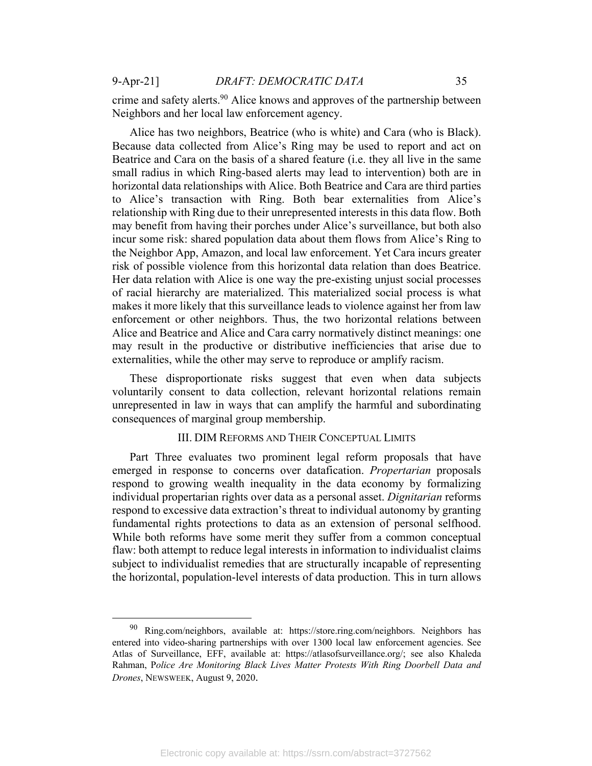crime and safety alerts.[90] Alice knows and approves of the partnership between Neighbors and her local law enforcement agency.

Alice has two neighbors, Beatrice (who is white) and Cara (who is Black). Because data collected from Alice's Ring may be used to report and act on Beatrice and Cara on the basis of a shared feature (i.e. they all live in the same small radius in which Ring-based alerts may lead to intervention) both are in horizontal data relationships with Alice. Both Beatrice and Cara are third parties to Alice's transaction with Ring. Both bear externalities from Alice's relationship with Ring due to their unrepresented interests in this data flow. Both may benefit from having their porches under Alice's surveillance, but both also incur some risk: shared population data about them flows from Alice's Ring to the Neighbor App, Amazon, and local law enforcement. Yet Cara incurs greater risk of possible violence from this horizontal data relation than does Beatrice. Her data relation with Alice is one way the pre-existing unjust social processes of racial hierarchy are materialized. This materialized social process is what makes it more likely that this surveillance leads to violence against her from law enforcement or other neighbors. Thus, the two horizontal relations between Alice and Beatrice and Alice and Cara carry normatively distinct meanings: one may result in the productive or distributive inefficiencies that arise due to externalities, while the other may serve to reproduce or amplify racism.

These disproportionate risks suggest that even when data subjects voluntarily consent to data collection, relevant horizontal relations remain unrepresented in law in ways that can amplify the harmful and subordinating consequences of marginal group membership.

## III. DIM Reforms and Their Conceptual Limits

Part Three evaluates two prominent legal reform proposals that have emerged in response to concerns over datafication. *Propertarian* proposals respond to growing wealth inequality in the data economy by formalizing individual propertarian rights over data as a personal asset. *Dignitarian* reforms respond to excessive data extraction's threat to individual autonomy by granting fundamental rights protections to data as an extension of personal selfhood. While both reforms have some merit they suffer from a common conceptual flaw: both attempt to reduce legal interests in information to individualist claims subject to individualist remedies that are structurally incapable of representing the horizontal, population-level interests of data production. This in turn allows

---

[90] Ring.com/neighbors, available at: https://store.ring.com/neighbors. Neighbors has entered into video-sharing partnerships with over 1300 local law enforcement agencies. See Atlas of Surveillance, EFF, available at: https://atlasofsurveillance.org/; see also Khaleda Rahman, *Police Are Monitoring Black Lives Matter Protests With Ring Doorbell Data and Drones*, NEWSWEEK, August 9, 2020.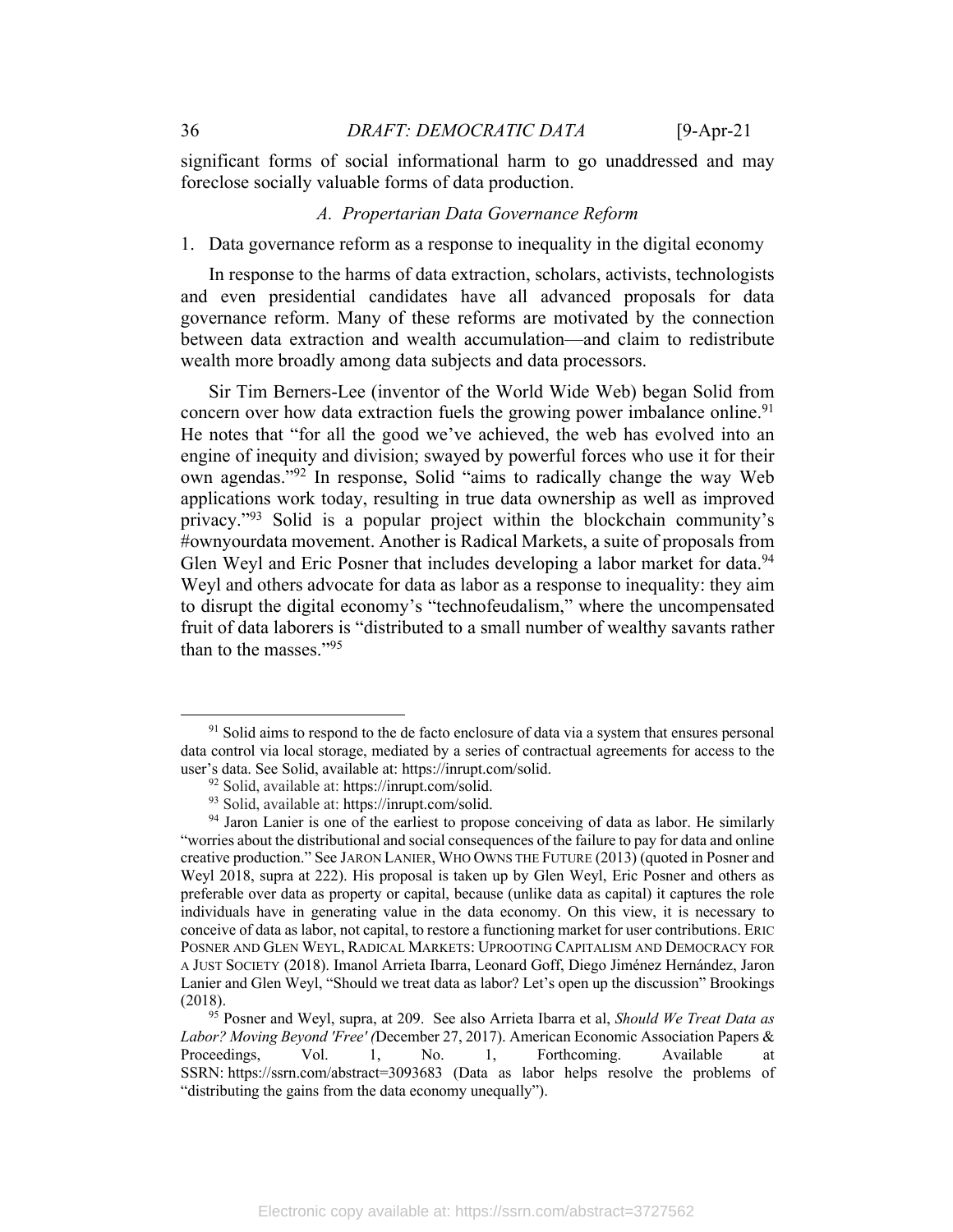significant forms of social informational harm to go unaddressed and may foreclose socially valuable forms of data production.

### *A. Propertarian Data Governance Reform*

#### 1. Data governance reform as a response to inequality in the digital economy

In response to the harms of data extraction, scholars, activists, technologists and even presidential candidates have all advanced proposals for data governance reform. Many of these reforms are motivated by the connection between data extraction and wealth accumulation—and claim to redistribute wealth more broadly among data subjects and data processors.

Sir Tim Berners-Lee (inventor of the World Wide Web) began Solid from concern over how data extraction fuels the growing power imbalance online.[91] He notes that "for all the good we've achieved, the web has evolved into an engine of inequity and division; swayed by powerful forces who use it for their own agendas."[92] In response, Solid "aims to radically change the way Web applications work today, resulting in true data ownership as well as improved privacy."[93] Solid is a popular project within the blockchain community's #ownyourdata movement. Another is Radical Markets, a suite of proposals from Glen Weyl and Eric Posner that includes developing a labor market for data.[94] Weyl and others advocate for data as labor as a response to inequality: they aim to disrupt the digital economy's "technofeudalism," where the uncompensated fruit of data laborers is "distributed to a small number of wealthy savants rather than to the masses."[95]

---

[91] Solid aims to respond to the de facto enclosure of data via a system that ensures personal data control via local storage, mediated by a series of contractual agreements for access to the user's data. See Solid, available at: https://inrupt.com/solid.

[92] Solid, available at: https://inrupt.com/solid.

[93] Solid, available at: https://inrupt.com/solid.

[94] Jaron Lanier is one of the earliest to propose conceiving of data as labor. He similarly "worries about the distributional and social consequences of the failure to pay for data and online creative production." See JARON LANIER, WHO OWNS THE FUTURE (2013) (quoted in Posner and Weyl 2018, supra at 222). His proposal is taken up by Glen Weyl, Eric Posner and others as preferable over data as property or capital, because (unlike data as capital) it captures the role individuals have in generating value in the data economy. On this view, it is necessary to conceive of data as labor, not capital, to restore a functioning market for user contributions. ERIC POSNER AND GLEN WEYL, RADICAL MARKETS: UPROOTING CAPITALISM AND DEMOCRACY FOR A JUST SOCIETY (2018). Imanol Arrieta Ibarra, Leonard Goff, Diego Jiménez Hernández, Jaron Lanier and Glen Weyl, "Should we treat data as labor? Let's open up the discussion" Brookings (2018).

[95] Posner and Weyl, supra, at 209. See also Arrieta Ibarra et al, *Should We Treat Data as Labor? Moving Beyond 'Free' (*December 27, 2017). American Economic Association Papers & Proceedings, Vol. 1, No. 1, Forthcoming. Available at SSRN: https://ssrn.com/abstract=3093683 (Data as labor helps resolve the problems of "distributing the gains from the data economy unequally").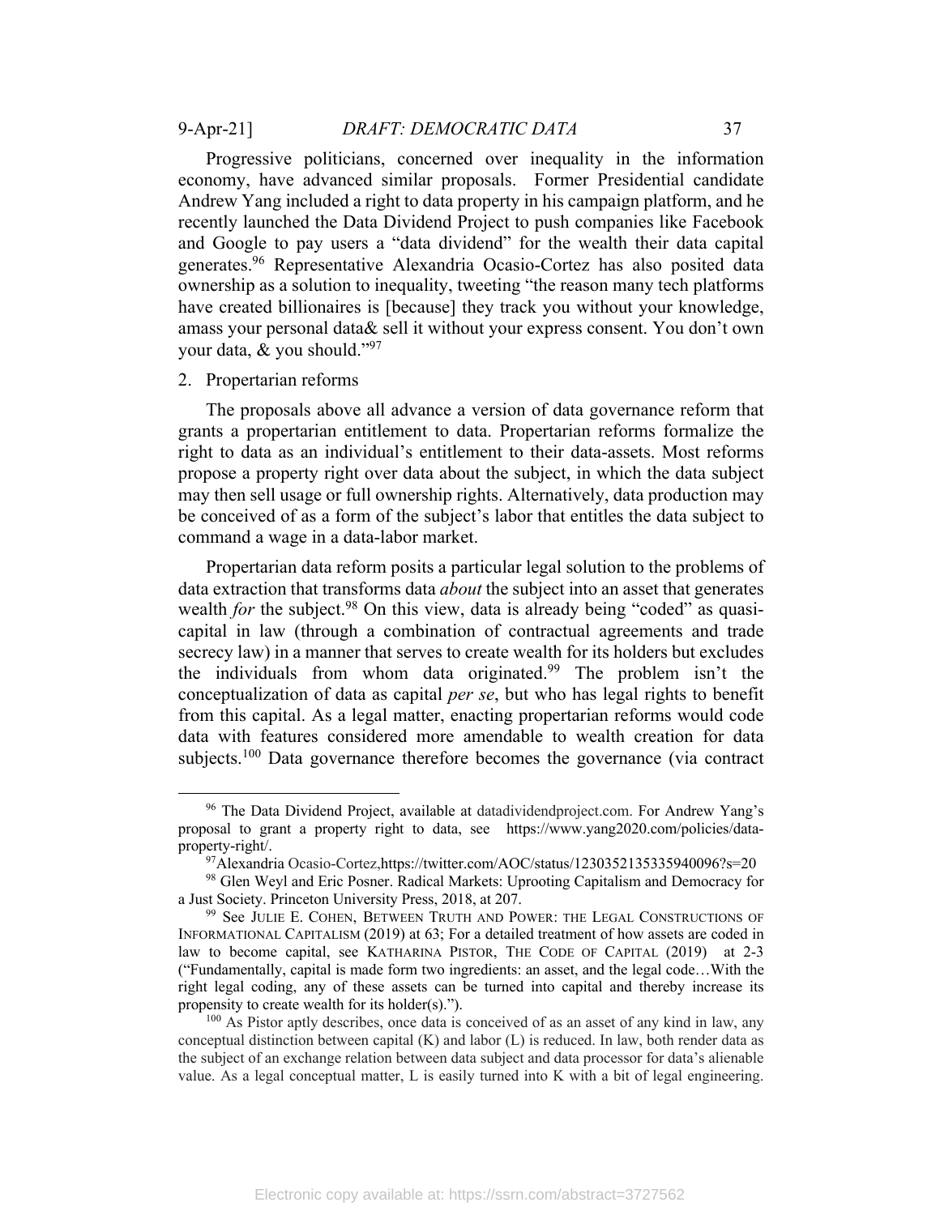Progressive politicians, concerned over inequality in the information economy, have advanced similar proposals. Former Presidential candidate Andrew Yang included a right to data property in his campaign platform, and he recently launched the Data Dividend Project to push companies like Facebook and Google to pay users a "data dividend" for the wealth their data capital generates.[96] Representative Alexandria Ocasio-Cortez has also posited data ownership as a solution to inequality, tweeting "the reason many tech platforms have created billionaires is [because] they track you without your knowledge, amass your personal data& sell it without your express consent. You don't own your data, & you should."[97]

2. Propertarian reforms

The proposals above all advance a version of data governance reform that grants a propertarian entitlement to data. Propertarian reforms formalize the right to data as an individual's entitlement to their data-assets. Most reforms propose a property right over data about the subject, in which the data subject may then sell usage or full ownership rights. Alternatively, data production may be conceived of as a form of the subject's labor that entitles the data subject to command a wage in a data-labor market.

Propertarian data reform posits a particular legal solution to the problems of data extraction that transforms data *about* the subject into an asset that generates wealth *for* the subject.[98] On this view, data is already being "coded" as quasi-capital in law (through a combination of contractual agreements and trade secrecy law) in a manner that serves to create wealth for its holders but excludes the individuals from whom data originated.[99] The problem isn't the conceptualization of data as capital *per se*, but who has legal rights to benefit from this capital. As a legal matter, enacting propertarian reforms would code data with features considered more amendable to wealth creation for data subjects.[100] Data governance therefore becomes the governance (via contract

---

[96] The Data Dividend Project, available at datadividendproject.com. For Andrew Yang's proposal to grant a property right to data, see https://www.yang2020.com/policies/data-property-right/.

[97] Alexandria Ocasio-Cortez,https://twitter.com/AOC/status/1230352135335940096?s=20

[98] Glen Weyl and Eric Posner. Radical Markets: Uprooting Capitalism and Democracy for a Just Society. Princeton University Press, 2018, at 207.

[99] See JULIE E. COHEN, BETWEEN TRUTH AND POWER: THE LEGAL CONSTRUCTIONS OF INFORMATIONAL CAPITALISM (2019) at 63; For a detailed treatment of how assets are coded in law to become capital, see KATHARINA PISTOR, THE CODE OF CAPITAL (2019) at 2-3 ("Fundamentally, capital is made form two ingredients: an asset, and the legal code…With the right legal coding, any of these assets can be turned into capital and thereby increase its propensity to create wealth for its holder(s).").

[100] As Pistor aptly describes, once data is conceived of as an asset of any kind in law, any conceptual distinction between capital (K) and labor (L) is reduced. In law, both render data as the subject of an exchange relation between data subject and data processor for data's alienable value. As a legal conceptual matter, L is easily turned into K with a bit of legal engineering.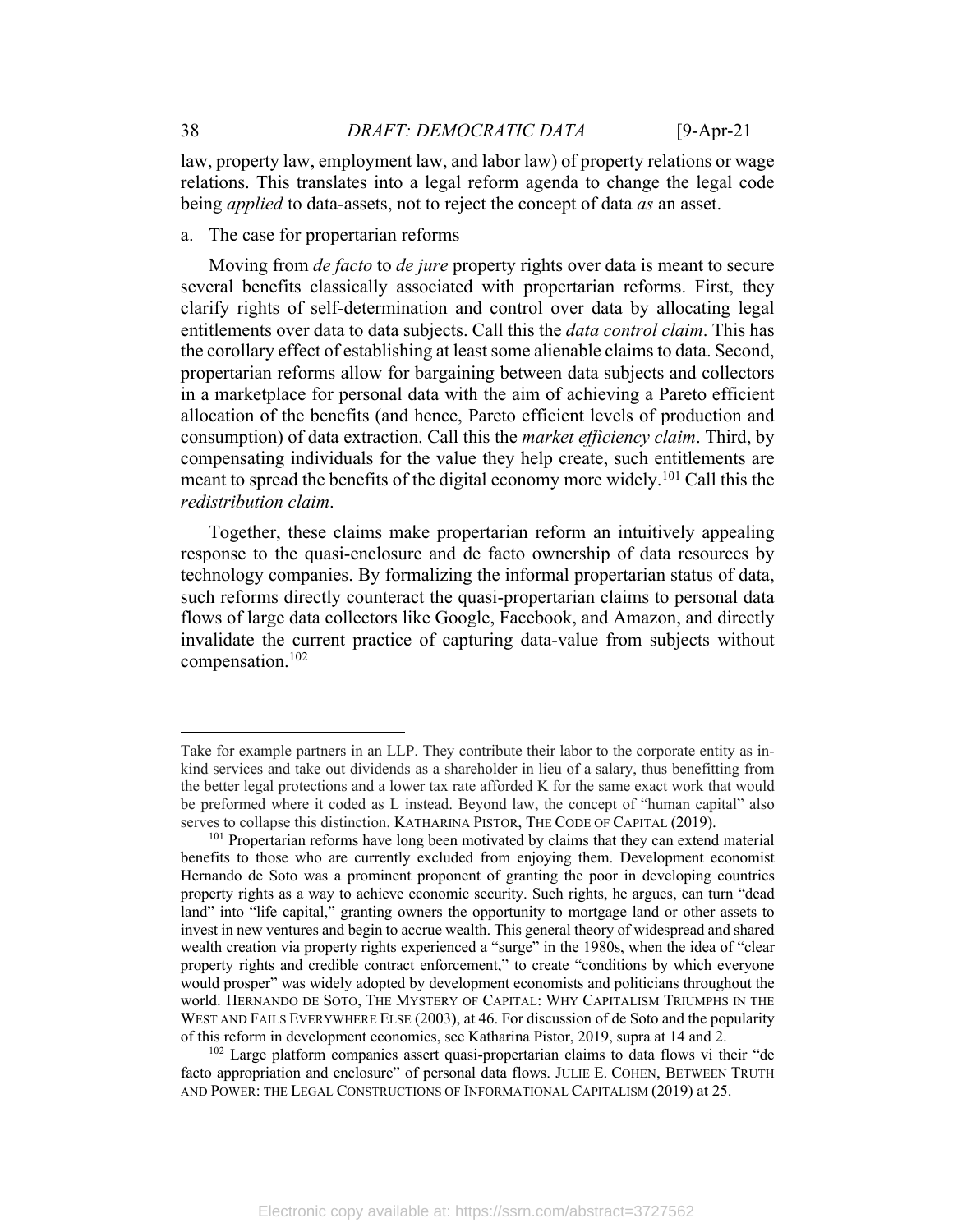law, property law, employment law, and labor law) of property relations or wage relations. This translates into a legal reform agenda to change the legal code being *applied* to data-assets, not to reject the concept of data *as* an asset.

a. The case for propertarian reforms

Moving from *de facto* to *de jure* property rights over data is meant to secure several benefits classically associated with propertarian reforms. First, they clarify rights of self-determination and control over data by allocating legal entitlements over data to data subjects. Call this the *data control claim*. This has the corollary effect of establishing at least some alienable claims to data. Second, propertarian reforms allow for bargaining between data subjects and collectors in a marketplace for personal data with the aim of achieving a Pareto efficient allocation of the benefits (and hence, Pareto efficient levels of production and consumption) of data extraction. Call this the *market efficiency claim*. Third, by compensating individuals for the value they help create, such entitlements are meant to spread the benefits of the digital economy more widely.[101] Call this the *redistribution claim*.

Together, these claims make propertarian reform an intuitively appealing response to the quasi-enclosure and de facto ownership of data resources by technology companies. By formalizing the informal propertarian status of data, such reforms directly counteract the quasi-propertarian claims to personal data flows of large data collectors like Google, Facebook, and Amazon, and directly invalidate the current practice of capturing data-value from subjects without compensation.[102]

---

Take for example partners in an LLP. They contribute their labor to the corporate entity as in-kind services and take out dividends as a shareholder in lieu of a salary, thus benefitting from the better legal protections and a lower tax rate afforded K for the same exact work that would be preformed where it coded as L instead. Beyond law, the concept of "human capital" also serves to collapse this distinction. KATHARINA PISTOR, THE CODE OF CAPITAL (2019).

[101] Propertarian reforms have long been motivated by claims that they can extend material benefits to those who are currently excluded from enjoying them. Development economist Hernando de Soto was a prominent proponent of granting the poor in developing countries property rights as a way to achieve economic security. Such rights, he argues, can turn "dead land" into "life capital," granting owners the opportunity to mortgage land or other assets to invest in new ventures and begin to accrue wealth. This general theory of widespread and shared wealth creation via property rights experienced a "surge" in the 1980s, when the idea of "clear property rights and credible contract enforcement," to create "conditions by which everyone would prosper" was widely adopted by development economists and politicians throughout the world. HERNANDO DE SOTO, THE MYSTERY OF CAPITAL: WHY CAPITALISM TRIUMPHS IN THE WEST AND FAILS EVERYWHERE ELSE (2003), at 46. For discussion of de Soto and the popularity of this reform in development economics, see Katharina Pistor, 2019, supra at 14 and 2.

[102] Large platform companies assert quasi-propertarian claims to data flows vi their "de facto appropriation and enclosure" of personal data flows. JULIE E. COHEN, BETWEEN TRUTH AND POWER: THE LEGAL CONSTRUCTIONS OF INFORMATIONAL CAPITALISM (2019) at 25.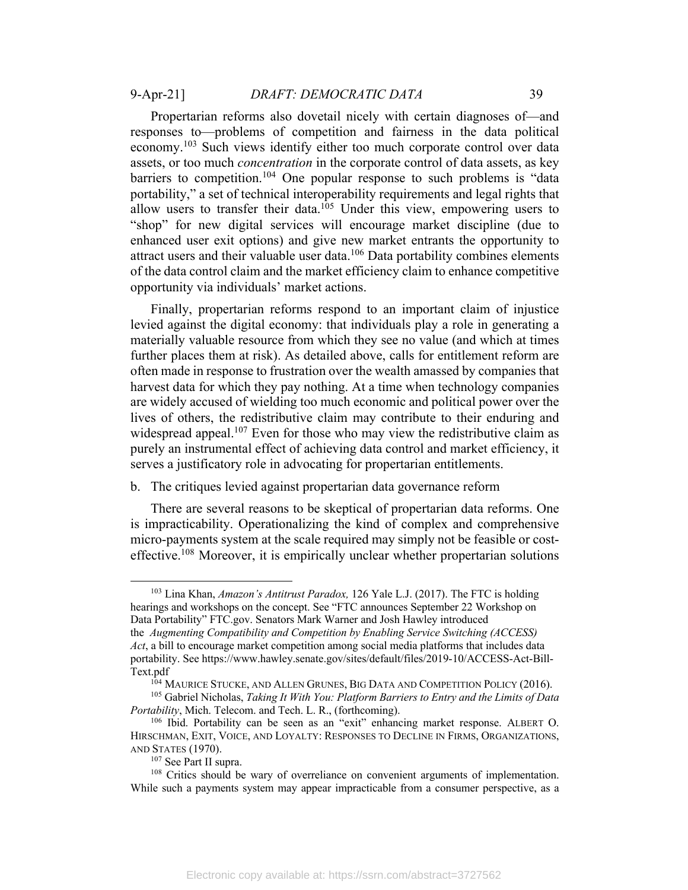Propertarian reforms also dovetail nicely with certain diagnoses of—and responses to—problems of competition and fairness in the data political economy.[103] Such views identify either too much corporate control over data assets, or too much *concentration* in the corporate control of data assets, as key barriers to competition.[104] One popular response to such problems is "data portability," a set of technical interoperability requirements and legal rights that allow users to transfer their data.[105] Under this view, empowering users to "shop" for new digital services will encourage market discipline (due to enhanced user exit options) and give new market entrants the opportunity to attract users and their valuable user data.[106] Data portability combines elements of the data control claim and the market efficiency claim to enhance competitive opportunity via individuals' market actions.

Finally, propertarian reforms respond to an important claim of injustice levied against the digital economy: that individuals play a role in generating a materially valuable resource from which they see no value (and which at times further places them at risk). As detailed above, calls for entitlement reform are often made in response to frustration over the wealth amassed by companies that harvest data for which they pay nothing. At a time when technology companies are widely accused of wielding too much economic and political power over the lives of others, the redistributive claim may contribute to their enduring and widespread appeal.[107] Even for those who may view the redistributive claim as purely an instrumental effect of achieving data control and market efficiency, it serves a justificatory role in advocating for propertarian entitlements.

b. The critiques levied against propertarian data governance reform

There are several reasons to be skeptical of propertarian data reforms. One is impracticability. Operationalizing the kind of complex and comprehensive micro-payments system at the scale required may simply not be feasible or cost-effective.[108] Moreover, it is empirically unclear whether propertarian solutions

---

[103] Lina Khan, *Amazon's Antitrust Paradox,* 126 Yale L.J. (2017). The FTC is holding hearings and workshops on the concept. See "FTC announces September 22 Workshop on Data Portability" FTC.gov. Senators Mark Warner and Josh Hawley introduced the *Augmenting Compatibility and Competition by Enabling Service Switching (ACCESS) Act*, a bill to encourage market competition among social media platforms that includes data portability. See https://www.hawley.senate.gov/sites/default/files/2019-10/ACCESS-Act-Bill-Text.pdf

[104] MAURICE STUCKE, AND ALLEN GRUNES, BIG DATA AND COMPETITION POLICY (2016).

[105] Gabriel Nicholas, *Taking It With You: Platform Barriers to Entry and the Limits of Data Portability*, Mich. Telecom. and Tech. L. R., (forthcoming).

[106] Ibid. Portability can be seen as an "exit" enhancing market response. ALBERT O. HIRSCHMAN, EXIT, VOICE, AND LOYALTY: RESPONSES TO DECLINE IN FIRMS, ORGANIZATIONS, AND STATES (1970).

[107] See Part II supra.

[108] Critics should be wary of overreliance on convenient arguments of implementation. While such a payments system may appear impracticable from a consumer perspective, as a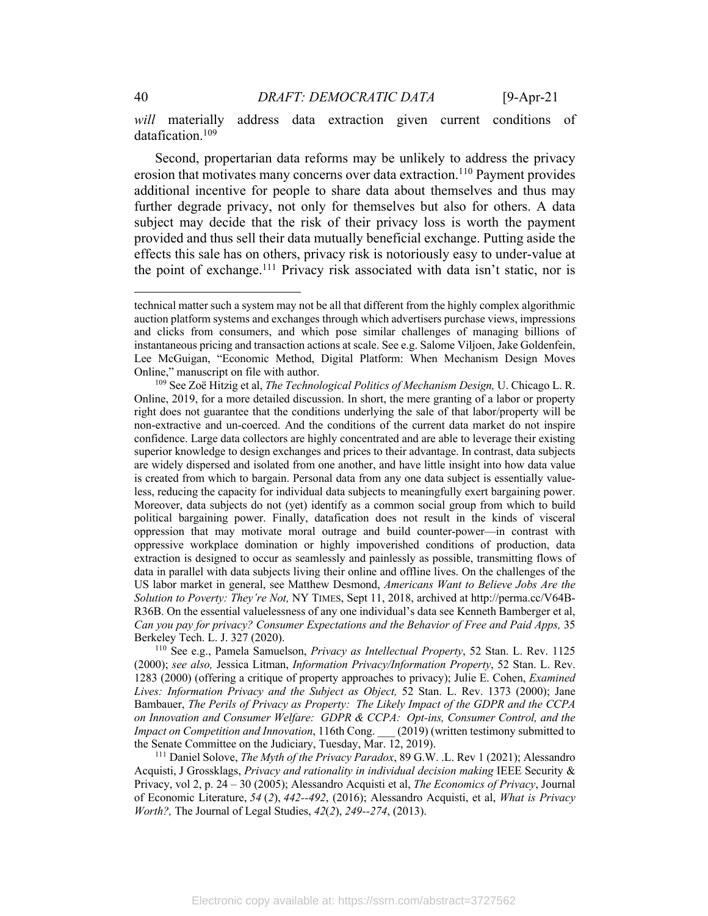*will* materially address data extraction given current conditions of datafication.[109]

Second, propertarian data reforms may be unlikely to address the privacy erosion that motivates many concerns over data extraction.[110] Payment provides additional incentive for people to share data about themselves and thus may further degrade privacy, not only for themselves but also for others. A data subject may decide that the risk of their privacy loss is worth the payment provided and thus sell their data mutually beneficial exchange. Putting aside the effects this sale has on others, privacy risk is notoriously easy to under-value at the point of exchange.[111] Privacy risk associated with data isn't static, nor is

---

technical matter such a system may not be all that different from the highly complex algorithmic auction platform systems and exchanges through which advertisers purchase views, impressions and clicks from consumers, and which pose similar challenges of managing billions of instantaneous pricing and transaction actions at scale. See e.g. Salome Viljoen, Jake Goldenfein, Lee McGuigan, "Economic Method, Digital Platform: When Mechanism Design Moves Online," manuscript on file with author.

[109] See Zoë Hitzig et al, *The Technological Politics of Mechanism Design,* U. Chicago L. R. Online, 2019, for a more detailed discussion. In short, the mere granting of a labor or property right does not guarantee that the conditions underlying the sale of that labor/property will be non-extractive and un-coerced. And the conditions of the current data market do not inspire confidence. Large data collectors are highly concentrated and are able to leverage their existing superior knowledge to design exchanges and prices to their advantage. In contrast, data subjects are widely dispersed and isolated from one another, and have little insight into how data value is created from which to bargain. Personal data from any one data subject is essentially value-less, reducing the capacity for individual data subjects to meaningfully exert bargaining power. Moreover, data subjects do not (yet) identify as a common social group from which to build political bargaining power. Finally, datafication does not result in the kinds of visceral oppression that may motivate moral outrage and build counter-power—in contrast with oppressive workplace domination or highly impoverished conditions of production, data extraction is designed to occur as seamlessly and painlessly as possible, transmitting flows of data in parallel with data subjects living their online and offline lives. On the challenges of the US labor market in general, see Matthew Desmond, *Americans Want to Believe Jobs Are the Solution to Poverty: They're Not,* NY TIMES, Sept 11, 2018, archived at http://perma.cc/V64B-R36B. On the essential valuelessness of any one individual's data see Kenneth Bamberger et al, *Can you pay for privacy? Consumer Expectations and the Behavior of Free and Paid Apps,* 35 Berkeley Tech. L. J. 327 (2020).

[110] See e.g., Pamela Samuelson, *Privacy as Intellectual Property*, 52 Stan. L. Rev. 1125 (2000); *see also,* Jessica Litman, *Information Privacy/Information Property*, 52 Stan. L. Rev. 1283 (2000) (offering a critique of property approaches to privacy); Julie E. Cohen, *Examined Lives: Information Privacy and the Subject as Object,* 52 Stan. L. Rev. 1373 (2000); Jane Bambauer, *The Perils of Privacy as Property: The Likely Impact of the GDPR and the CCPA on Innovation and Consumer Welfare: GDPR & CCPA: Opt-ins, Consumer Control, and the Impact on Competition and Innovation*, 116th Cong. \_\_\_ (2019) (written testimony submitted to the Senate Committee on the Judiciary, Tuesday, Mar. 12, 2019).

[111] Daniel Solove, *The Myth of the Privacy Paradox*, 89 G.W. .L. Rev 1 (2021); Alessandro Acquisti, J Grossklags, *Privacy and rationality in individual decision making* IEEE Security & Privacy, vol 2, p. 24 – 30 (2005); Alessandro Acquisti et al, *The Economics of Privacy*, Journal of Economic Literature, *54* (*2*), *442--492*, (2016); Alessandro Acquisti, et al, *What is Privacy Worth?,* The Journal of Legal Studies, *42*(*2*), *249--274*, (2013).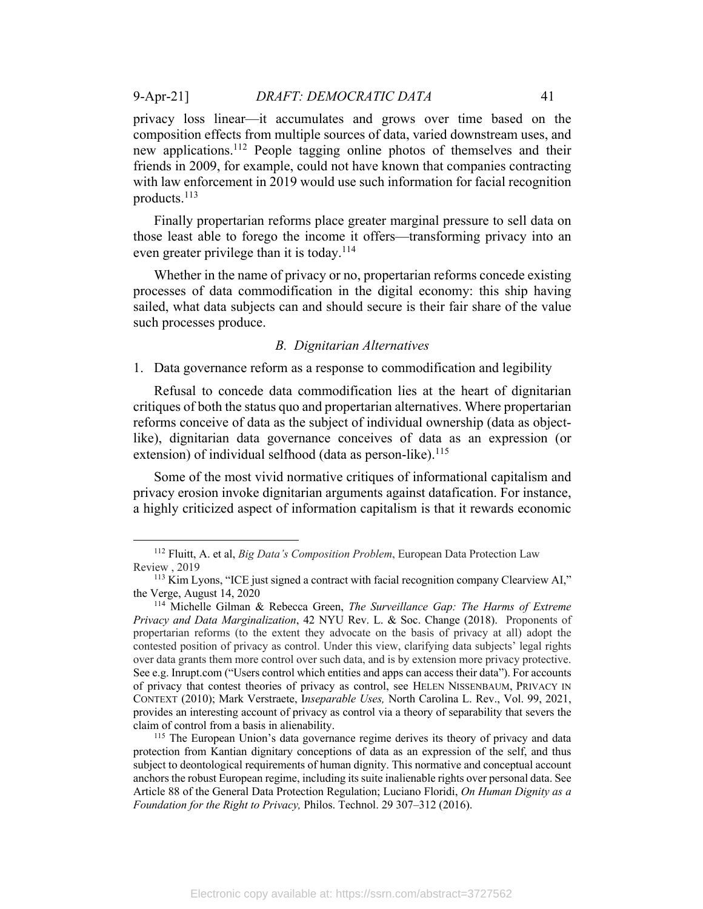privacy loss linear—it accumulates and grows over time based on the composition effects from multiple sources of data, varied downstream uses, and new applications.[112] People tagging online photos of themselves and their friends in 2009, for example, could not have known that companies contracting with law enforcement in 2019 would use such information for facial recognition products.[113]

Finally propertarian reforms place greater marginal pressure to sell data on those least able to forego the income it offers—transforming privacy into an even greater privilege than it is today.[114]

Whether in the name of privacy or no, propertarian reforms concede existing processes of data commodification in the digital economy: this ship having sailed, what data subjects can and should secure is their fair share of the value such processes produce.

### *B. Dignitarian Alternatives*

1. Data governance reform as a response to commodification and legibility

Refusal to concede data commodification lies at the heart of dignitarian critiques of both the status quo and propertarian alternatives. Where propertarian reforms conceive of data as the subject of individual ownership (data as object-like), dignitarian data governance conceives of data as an expression (or extension) of individual selfhood (data as person-like).[115]

Some of the most vivid normative critiques of informational capitalism and privacy erosion invoke dignitarian arguments against datafication. For instance, a highly criticized aspect of information capitalism is that it rewards economic

---

[112] Fluitt, A. et al, *Big Data's Composition Problem*, European Data Protection Law Review , 2019

[113] Kim Lyons, "ICE just signed a contract with facial recognition company Clearview AI," the Verge, August 14, 2020

[114] Michelle Gilman & Rebecca Green, *The Surveillance Gap: The Harms of Extreme Privacy and Data Marginalization*, 42 NYU Rev. L. & Soc. Change (2018). Proponents of propertarian reforms (to the extent they advocate on the basis of privacy at all) adopt the contested position of privacy as control. Under this view, clarifying data subjects' legal rights over data grants them more control over such data, and is by extension more privacy protective. See e.g. Inrupt.com ("Users control which entities and apps can access their data"). For accounts of privacy that contest theories of privacy as control, see HELEN NISSENBAUM, PRIVACY IN CONTEXT (2010); Mark Verstraete, I*nseparable Uses,* North Carolina L. Rev., Vol. 99, 2021, provides an interesting account of privacy as control via a theory of separability that severs the claim of control from a basis in alienability.

[115] The European Union's data governance regime derives its theory of privacy and data protection from Kantian dignitary conceptions of data as an expression of the self, and thus subject to deontological requirements of human dignity. This normative and conceptual account anchors the robust European regime, including its suite inalienable rights over personal data. See Article 88 of the General Data Protection Regulation; Luciano Floridi, *On Human Dignity as a Foundation for the Right to Privacy,* Philos. Technol. 29 307–312 (2016).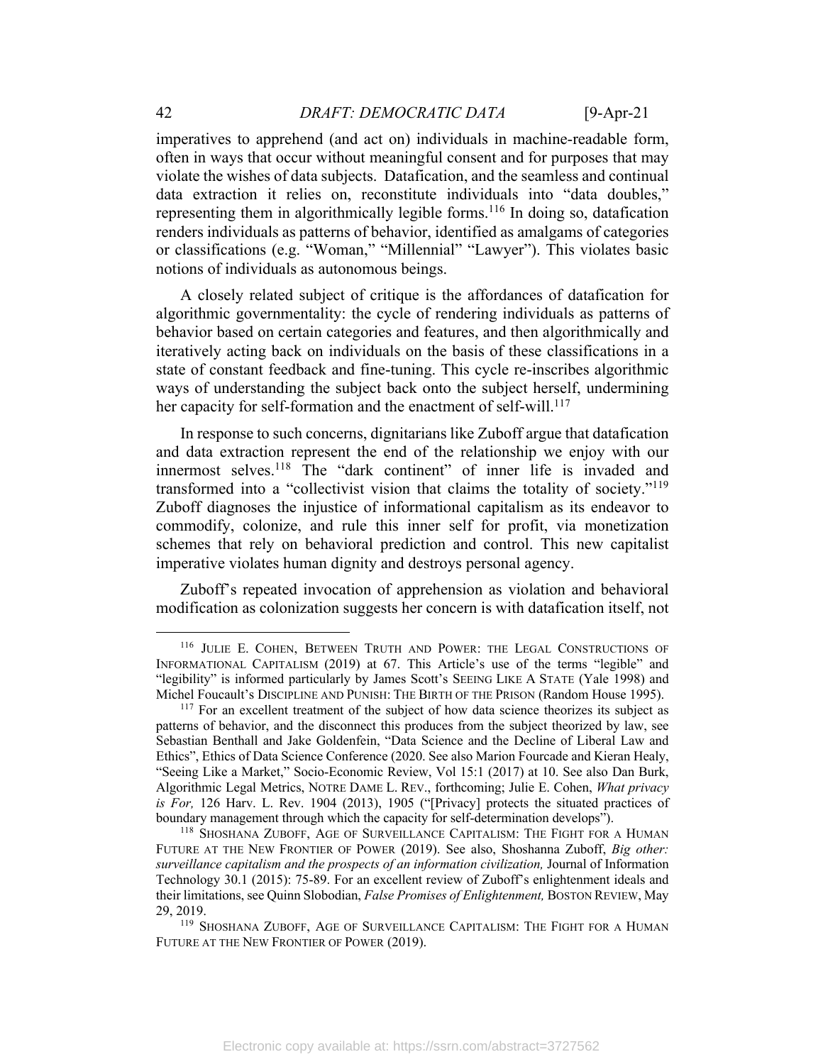imperatives to apprehend (and act on) individuals in machine-readable form, often in ways that occur without meaningful consent and for purposes that may violate the wishes of data subjects. Datafication, and the seamless and continual data extraction it relies on, reconstitute individuals into "data doubles," representing them in algorithmically legible forms.[116] In doing so, datafication renders individuals as patterns of behavior, identified as amalgams of categories or classifications (e.g. "Woman," "Millennial" "Lawyer"). This violates basic notions of individuals as autonomous beings.

A closely related subject of critique is the affordances of datafication for algorithmic governmentality: the cycle of rendering individuals as patterns of behavior based on certain categories and features, and then algorithmically and iteratively acting back on individuals on the basis of these classifications in a state of constant feedback and fine-tuning. This cycle re-inscribes algorithmic ways of understanding the subject back onto the subject herself, undermining her capacity for self-formation and the enactment of self-will.[117]

In response to such concerns, dignitarians like Zuboff argue that datafication and data extraction represent the end of the relationship we enjoy with our innermost selves.[118] The "dark continent" of inner life is invaded and transformed into a "collectivist vision that claims the totality of society."[119] Zuboff diagnoses the injustice of informational capitalism as its endeavor to commodify, colonize, and rule this inner self for profit, via monetization schemes that rely on behavioral prediction and control. This new capitalist imperative violates human dignity and destroys personal agency.

Zuboff's repeated invocation of apprehension as violation and behavioral modification as colonization suggests her concern is with datafication itself, not

---

[116] JULIE E. COHEN, BETWEEN TRUTH AND POWER: THE LEGAL CONSTRUCTIONS OF INFORMATIONAL CAPITALISM (2019) at 67. This Article's use of the terms "legible" and "legibility" is informed particularly by James Scott's SEEING LIKE A STATE (Yale 1998) and Michel Foucault's DISCIPLINE AND PUNISH: THE BIRTH OF THE PRISON (Random House 1995).

[117] For an excellent treatment of the subject of how data science theorizes its subject as patterns of behavior, and the disconnect this produces from the subject theorized by law, see Sebastian Benthall and Jake Goldenfein, "Data Science and the Decline of Liberal Law and Ethics", Ethics of Data Science Conference (2020. See also Marion Fourcade and Kieran Healy, "Seeing Like a Market," Socio-Economic Review, Vol 15:1 (2017) at 10. See also Dan Burk, Algorithmic Legal Metrics, NOTRE DAME L. REV., forthcoming; Julie E. Cohen, *What privacy is For,* 126 Harv. L. Rev. 1904 (2013), 1905 ("[Privacy] protects the situated practices of boundary management through which the capacity for self-determination develops").

[118] SHOSHANA ZUBOFF, AGE OF SURVEILLANCE CAPITALISM: THE FIGHT FOR A HUMAN FUTURE AT THE NEW FRONTIER OF POWER (2019). See also, Shoshanna Zuboff, *Big other: surveillance capitalism and the prospects of an information civilization,* Journal of Information Technology 30.1 (2015): 75-89. For an excellent review of Zuboff's enlightenment ideals and their limitations, see Quinn Slobodian, *False Promises of Enlightenment,* BOSTON REVIEW, May 29, 2019.

[119] SHOSHANA ZUBOFF, AGE OF SURVEILLANCE CAPITALISM: THE FIGHT FOR A HUMAN FUTURE AT THE NEW FRONTIER OF POWER (2019).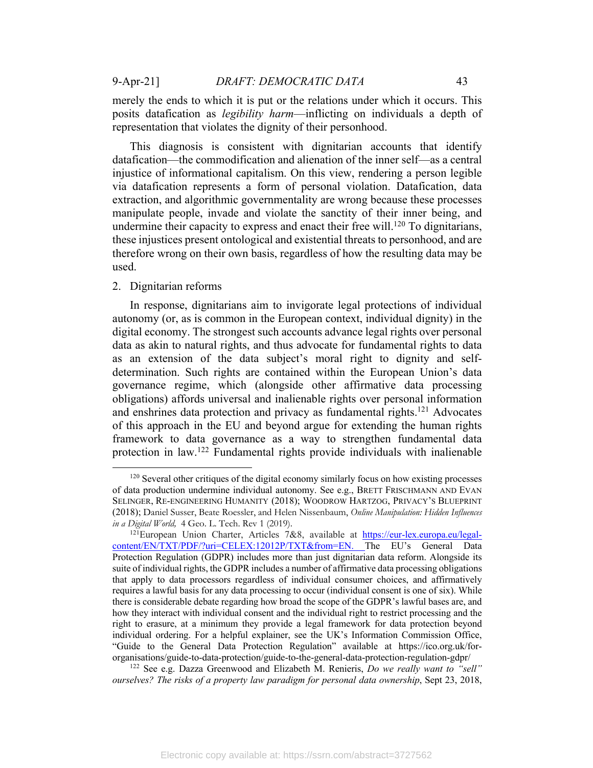merely the ends to which it is put or the relations under which it occurs. This posits datafication as *legibility harm*—inflicting on individuals a depth of representation that violates the dignity of their personhood.

This diagnosis is consistent with dignitarian accounts that identify datafication—the commodification and alienation of the inner self—as a central injustice of informational capitalism. On this view, rendering a person legible via datafication represents a form of personal violation. Datafication, data extraction, and algorithmic governmentality are wrong because these processes manipulate people, invade and violate the sanctity of their inner being, and undermine their capacity to express and enact their free will.[120] To dignitarians, these injustices present ontological and existential threats to personhood, and are therefore wrong on their own basis, regardless of how the resulting data may be used.

2. Dignitarian reforms

In response, dignitarians aim to invigorate legal protections of individual autonomy (or, as is common in the European context, individual dignity) in the digital economy. The strongest such accounts advance legal rights over personal data as akin to natural rights, and thus advocate for fundamental rights to data as an extension of the data subject's moral right to dignity and self-determination. Such rights are contained within the European Union's data governance regime, which (alongside other affirmative data processing obligations) affords universal and inalienable rights over personal information and enshrines data protection and privacy as fundamental rights.[121] Advocates of this approach in the EU and beyond argue for extending the human rights framework to data governance as a way to strengthen fundamental data protection in law.[122] Fundamental rights provide individuals with inalienable

---

[120] Several other critiques of the digital economy similarly focus on how existing processes of data production undermine individual autonomy. See e.g., BRETT FRISCHMANN AND EVAN SELINGER, RE-ENGINEERING HUMANITY (2018); WOODROW HARTZOG, PRIVACY'S BLUEPRINT (2018); Daniel Susser, Beate Roessler, and Helen Nissenbaum, *Online Manipulation: Hidden Influences in a Digital World,* 4 Geo. L. Tech. Rev 1 (2019).

[121] European Union Charter, Articles 7&8, available at https://eur-lex.europa.eu/legal-content/EN/TXT/PDF/?uri=CELEX:12012P/TXT&from=EN. The EU's General Data Protection Regulation (GDPR) includes more than just dignitarian data reform. Alongside its suite of individual rights, the GDPR includes a number of affirmative data processing obligations that apply to data processors regardless of individual consumer choices, and affirmatively requires a lawful basis for any data processing to occur (individual consent is one of six). While there is considerable debate regarding how broad the scope of the GDPR's lawful bases are, and how they interact with individual consent and the individual right to restrict processing and the right to erasure, at a minimum they provide a legal framework for data protection beyond individual ordering. For a helpful explainer, see the UK's Information Commission Office, "Guide to the General Data Protection Regulation" available at https://ico.org.uk/for-organisations/guide-to-data-protection/guide-to-the-general-data-protection-regulation-gdpr/

[122] See e.g. Dazza Greenwood and Elizabeth M. Renieris, *Do we really want to "sell" ourselves? The risks of a property law paradigm for personal data ownership*, Sept 23, 2018,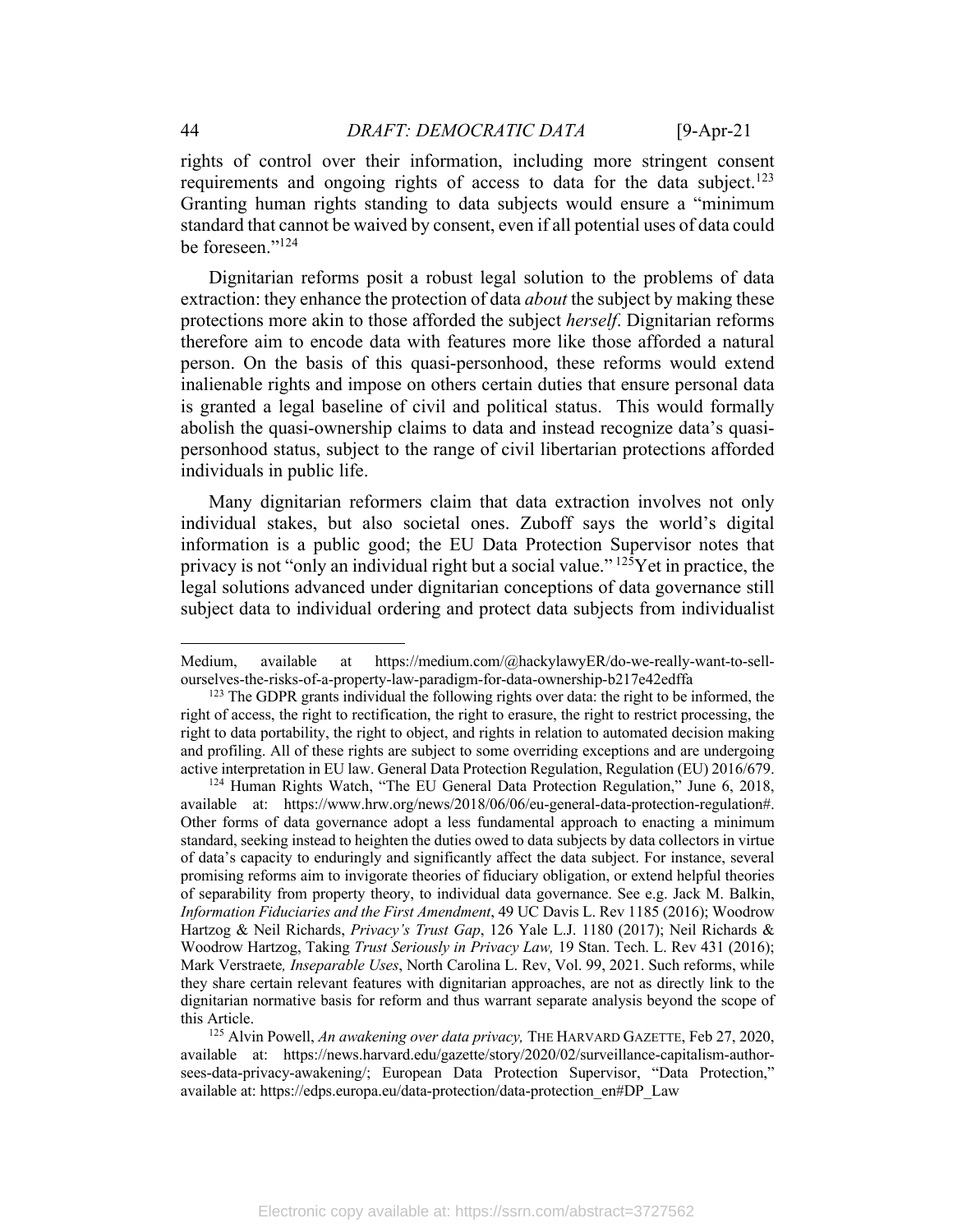rights of control over their information, including more stringent consent requirements and ongoing rights of access to data for the data subject.[123] Granting human rights standing to data subjects would ensure a "minimum standard that cannot be waived by consent, even if all potential uses of data could be foreseen."[124]

Dignitarian reforms posit a robust legal solution to the problems of data extraction: they enhance the protection of data *about* the subject by making these protections more akin to those afforded the subject *herself*. Dignitarian reforms therefore aim to encode data with features more like those afforded a natural person. On the basis of this quasi-personhood, these reforms would extend inalienable rights and impose on others certain duties that ensure personal data is granted a legal baseline of civil and political status. This would formally abolish the quasi-ownership claims to data and instead recognize data's quasi-personhood status, subject to the range of civil libertarian protections afforded individuals in public life.

Many dignitarian reformers claim that data extraction involves not only individual stakes, but also societal ones. Zuboff says the world's digital information is a public good; the EU Data Protection Supervisor notes that privacy is not "only an individual right but a social value."[125] Yet in practice, the legal solutions advanced under dignitarian conceptions of data governance still subject data to individual ordering and protect data subjects from individualist

---

Medium, available at https://medium.com/@hackylawyER/do-we-really-want-to-sell-ourselves-the-risks-of-a-property-law-paradigm-for-data-ownership-b217e42edffa

[123] The GDPR grants individual the following rights over data: the right to be informed, the right of access, the right to rectification, the right to erasure, the right to restrict processing, the right to data portability, the right to object, and rights in relation to automated decision making and profiling. All of these rights are subject to some overriding exceptions and are undergoing active interpretation in EU law. General Data Protection Regulation, Regulation (EU) 2016/679.

[124] Human Rights Watch, "The EU General Data Protection Regulation," June 6, 2018, available at: https://www.hrw.org/news/2018/06/06/eu-general-data-protection-regulation#. Other forms of data governance adopt a less fundamental approach to enacting a minimum standard, seeking instead to heighten the duties owed to data subjects by data collectors in virtue of data's capacity to enduringly and significantly affect the data subject. For instance, several promising reforms aim to invigorate theories of fiduciary obligation, or extend helpful theories of separability from property theory, to individual data governance. See e.g. Jack M. Balkin, *Information Fiduciaries and the First Amendment*, 49 UC Davis L. Rev 1185 (2016); Woodrow Hartzog & Neil Richards, *Privacy's Trust Gap*, 126 Yale L.J. 1180 (2017); Neil Richards & Woodrow Hartzog, Taking *Trust Seriously in Privacy Law,* 19 Stan. Tech. L. Rev 431 (2016); Mark Verstraete*, Inseparable Uses*, North Carolina L. Rev, Vol. 99, 2021. Such reforms, while they share certain relevant features with dignitarian approaches, are not as directly link to the dignitarian normative basis for reform and thus warrant separate analysis beyond the scope of this Article.

[125] Alvin Powell, *An awakening over data privacy,* THE HARVARD GAZETTE, Feb 27, 2020, available at: https://news.harvard.edu/gazette/story/2020/02/surveillance-capitalism-author-sees-data-privacy-awakening/; European Data Protection Supervisor, "Data Protection," available at: https://edps.europa.eu/data-protection/data-protection_en#DP_Law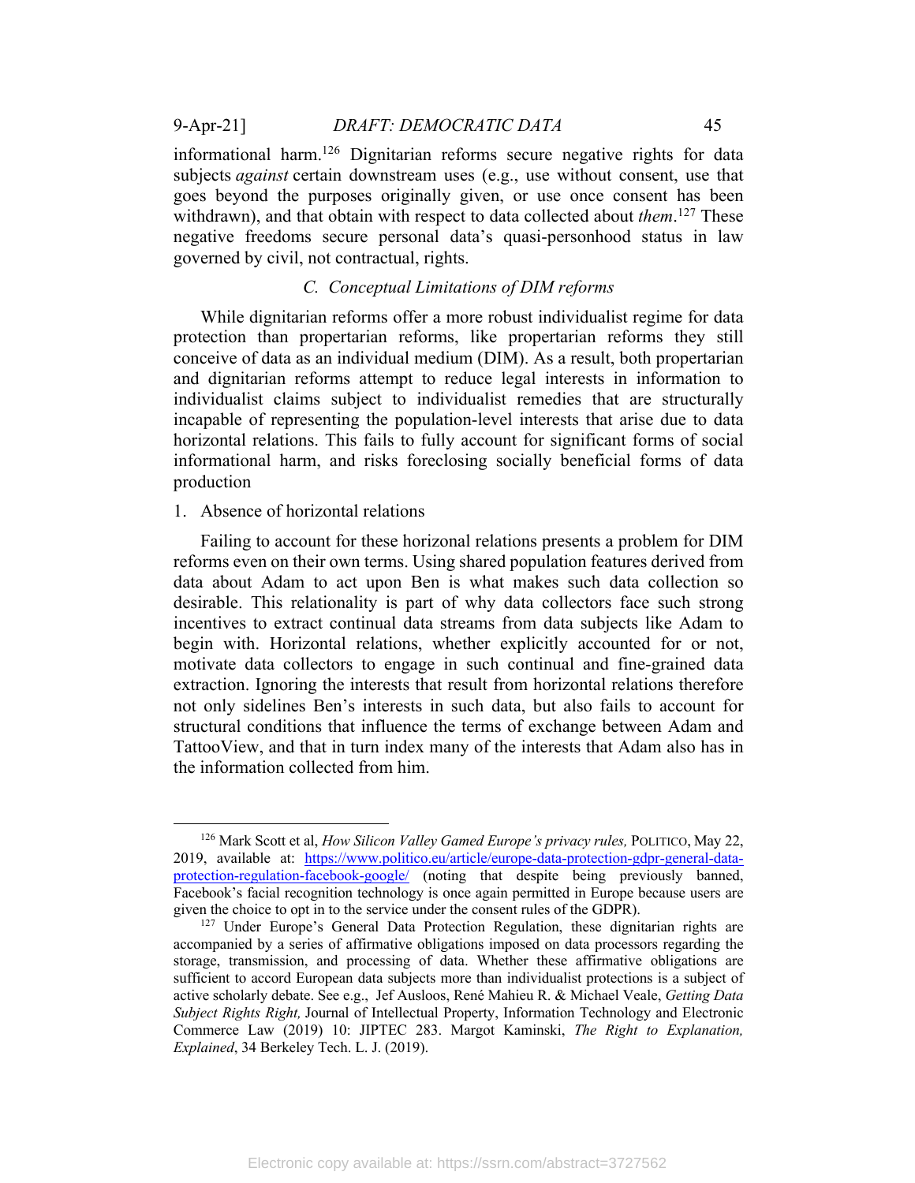informational harm.[126] Dignitarian reforms secure negative rights for data subjects *against* certain downstream uses (e.g., use without consent, use that goes beyond the purposes originally given, or use once consent has been withdrawn), and that obtain with respect to data collected about *them*.[127] These negative freedoms secure personal data's quasi-personhood status in law governed by civil, not contractual, rights.

### *C. Conceptual Limitations of DIM reforms*

While dignitarian reforms offer a more robust individualist regime for data protection than propertarian reforms, like propertarian reforms they still conceive of data as an individual medium (DIM). As a result, both propertarian and dignitarian reforms attempt to reduce legal interests in information to individualist claims subject to individualist remedies that are structurally incapable of representing the population-level interests that arise due to data horizontal relations. This fails to fully account for significant forms of social informational harm, and risks foreclosing socially beneficial forms of data production

#### 1. Absence of horizontal relations

Failing to account for these horizonal relations presents a problem for DIM reforms even on their own terms. Using shared population features derived from data about Adam to act upon Ben is what makes such data collection so desirable. This relationality is part of why data collectors face such strong incentives to extract continual data streams from data subjects like Adam to begin with. Horizontal relations, whether explicitly accounted for or not, motivate data collectors to engage in such continual and fine-grained data extraction. Ignoring the interests that result from horizontal relations therefore not only sidelines Ben's interests in such data, but also fails to account for structural conditions that influence the terms of exchange between Adam and TattooView, and that in turn index many of the interests that Adam also has in the information collected from him.

---

[126] Mark Scott et al, *How Silicon Valley Gamed Europe's privacy rules,* POLITICO, May 22, 2019, available at: https://www.politico.eu/article/europe-data-protection-gdpr-general-data-protection-regulation-facebook-google/ (noting that despite being previously banned, Facebook's facial recognition technology is once again permitted in Europe because users are given the choice to opt in to the service under the consent rules of the GDPR).

[127] Under Europe's General Data Protection Regulation, these dignitarian rights are accompanied by a series of affirmative obligations imposed on data processors regarding the storage, transmission, and processing of data. Whether these affirmative obligations are sufficient to accord European data subjects more than individualist protections is a subject of active scholarly debate. See e.g., Jef Ausloos, René Mahieu R. & Michael Veale, *Getting Data Subject Rights Right,* Journal of Intellectual Property, Information Technology and Electronic Commerce Law (2019) 10: JIPTEC 283. Margot Kaminski, *The Right to Explanation, Explained*, 34 Berkeley Tech. L. J. (2019).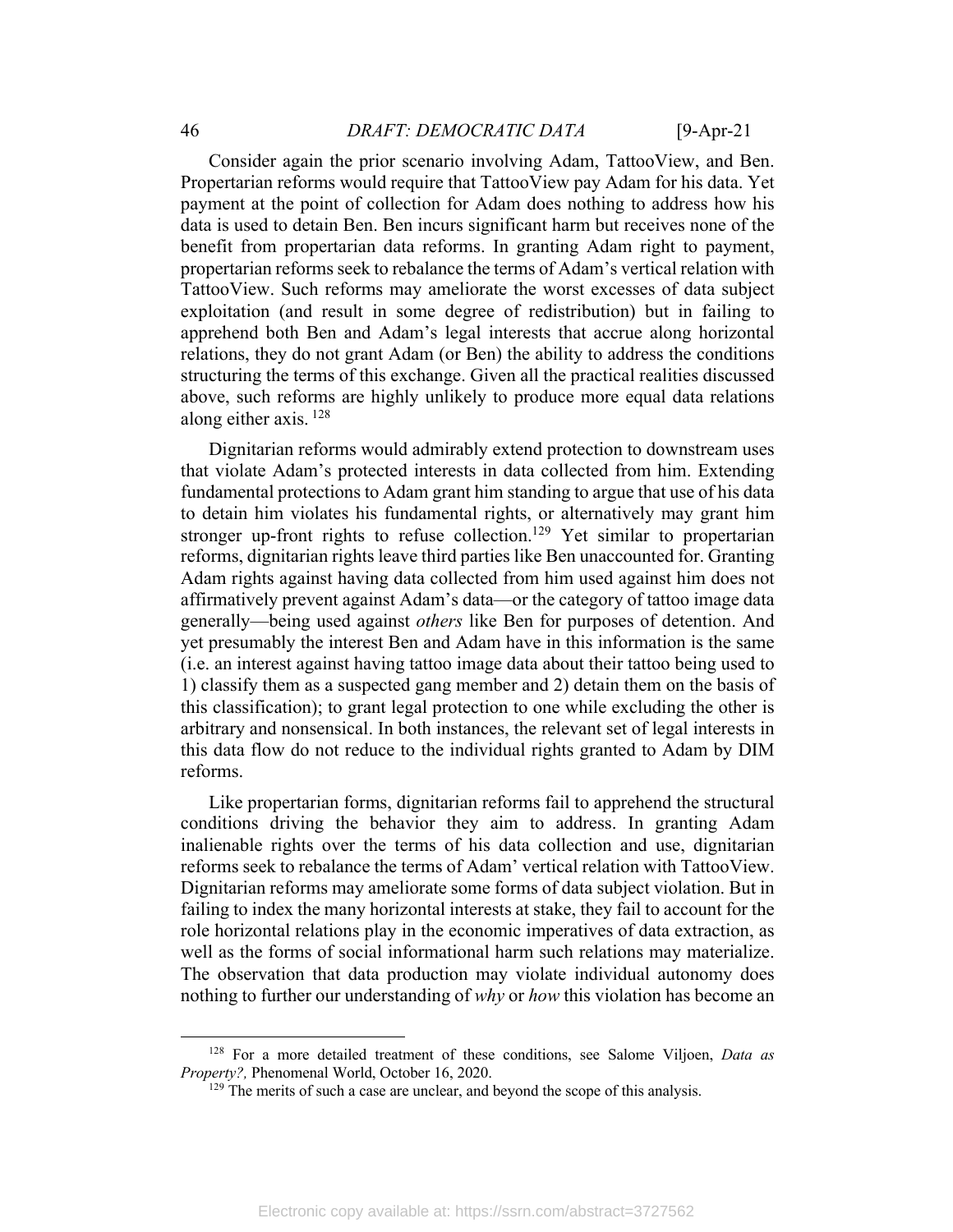Consider again the prior scenario involving Adam, TattooView, and Ben. Propertarian reforms would require that TattooView pay Adam for his data. Yet payment at the point of collection for Adam does nothing to address how his data is used to detain Ben. Ben incurs significant harm but receives none of the benefit from propertarian data reforms. In granting Adam right to payment, propertarian reforms seek to rebalance the terms of Adam's vertical relation with TattooView. Such reforms may ameliorate the worst excesses of data subject exploitation (and result in some degree of redistribution) but in failing to apprehend both Ben and Adam's legal interests that accrue along horizontal relations, they do not grant Adam (or Ben) the ability to address the conditions structuring the terms of this exchange. Given all the practical realities discussed above, such reforms are highly unlikely to produce more equal data relations along either axis. [128]

Dignitarian reforms would admirably extend protection to downstream uses that violate Adam's protected interests in data collected from him. Extending fundamental protections to Adam grant him standing to argue that use of his data to detain him violates his fundamental rights, or alternatively may grant him stronger up-front rights to refuse collection.[129] Yet similar to propertarian reforms, dignitarian rights leave third parties like Ben unaccounted for. Granting Adam rights against having data collected from him used against him does not affirmatively prevent against Adam's data—or the category of tattoo image data generally—being used against *others* like Ben for purposes of detention. And yet presumably the interest Ben and Adam have in this information is the same (i.e. an interest against having tattoo image data about their tattoo being used to 1) classify them as a suspected gang member and 2) detain them on the basis of this classification); to grant legal protection to one while excluding the other is arbitrary and nonsensical. In both instances, the relevant set of legal interests in this data flow do not reduce to the individual rights granted to Adam by DIM reforms.

Like propertarian forms, dignitarian reforms fail to apprehend the structural conditions driving the behavior they aim to address. In granting Adam inalienable rights over the terms of his data collection and use, dignitarian reforms seek to rebalance the terms of Adam' vertical relation with TattooView. Dignitarian reforms may ameliorate some forms of data subject violation. But in failing to index the many horizontal interests at stake, they fail to account for the role horizontal relations play in the economic imperatives of data extraction, as well as the forms of social informational harm such relations may materialize. The observation that data production may violate individual autonomy does nothing to further our understanding of *why* or *how* this violation has become an

[128] For a more detailed treatment of these conditions, see Salome Viljoen, *Data as Property?,* Phenomenal World, October 16, 2020.

[129] The merits of such a case are unclear, and beyond the scope of this analysis.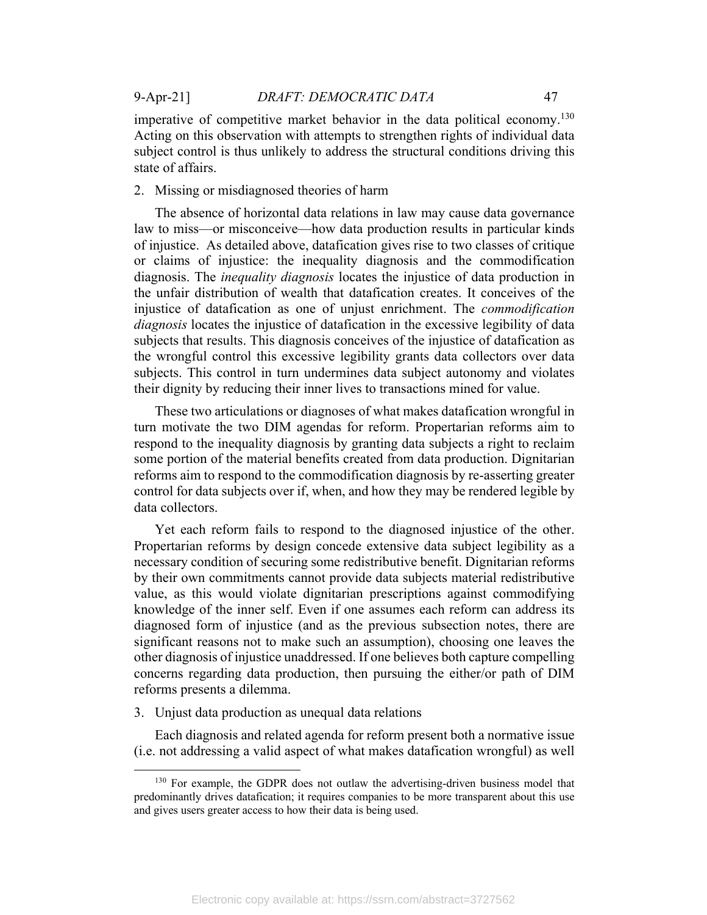imperative of competitive market behavior in the data political economy.[130] Acting on this observation with attempts to strengthen rights of individual data subject control is thus unlikely to address the structural conditions driving this state of affairs.

2. Missing or misdiagnosed theories of harm

The absence of horizontal data relations in law may cause data governance law to miss—or misconceive—how data production results in particular kinds of injustice. As detailed above, datafication gives rise to two classes of critique or claims of injustice: the inequality diagnosis and the commodification diagnosis. The *inequality diagnosis* locates the injustice of data production in the unfair distribution of wealth that datafication creates. It conceives of the injustice of datafication as one of unjust enrichment. The *commodification diagnosis* locates the injustice of datafication in the excessive legibility of data subjects that results. This diagnosis conceives of the injustice of datafication as the wrongful control this excessive legibility grants data collectors over data subjects. This control in turn undermines data subject autonomy and violates their dignity by reducing their inner lives to transactions mined for value.

These two articulations or diagnoses of what makes datafication wrongful in turn motivate the two DIM agendas for reform. Propertarian reforms aim to respond to the inequality diagnosis by granting data subjects a right to reclaim some portion of the material benefits created from data production. Dignitarian reforms aim to respond to the commodification diagnosis by re-asserting greater control for data subjects over if, when, and how they may be rendered legible by data collectors.

Yet each reform fails to respond to the diagnosed injustice of the other. Propertarian reforms by design concede extensive data subject legibility as a necessary condition of securing some redistributive benefit. Dignitarian reforms by their own commitments cannot provide data subjects material redistributive value, as this would violate dignitarian prescriptions against commodifying knowledge of the inner self. Even if one assumes each reform can address its diagnosed form of injustice (and as the previous subsection notes, there are significant reasons not to make such an assumption), choosing one leaves the other diagnosis of injustice unaddressed. If one believes both capture compelling concerns regarding data production, then pursuing the either/or path of DIM reforms presents a dilemma.

3. Unjust data production as unequal data relations

Each diagnosis and related agenda for reform present both a normative issue (i.e. not addressing a valid aspect of what makes datafication wrongful) as well

[130] For example, the GDPR does not outlaw the advertising-driven business model that predominantly drives datafication; it requires companies to be more transparent about this use and gives users greater access to how their data is being used.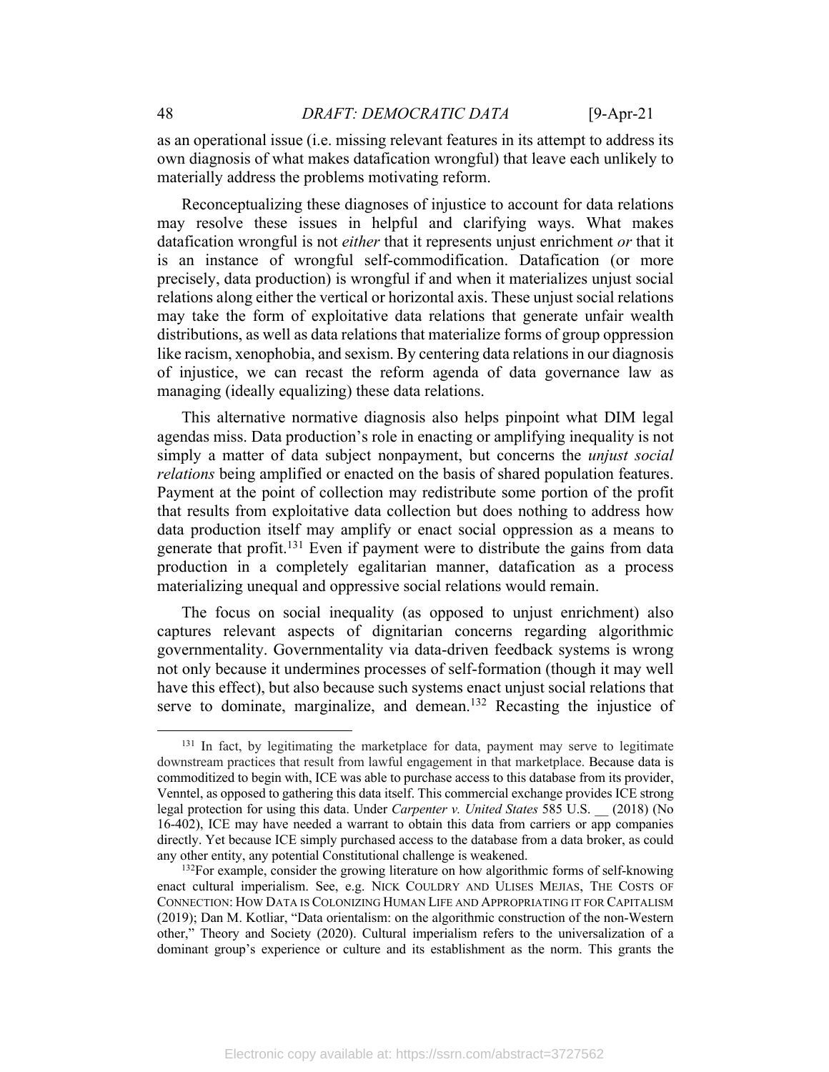as an operational issue (i.e. missing relevant features in its attempt to address its own diagnosis of what makes datafication wrongful) that leave each unlikely to materially address the problems motivating reform.

Reconceptualizing these diagnoses of injustice to account for data relations may resolve these issues in helpful and clarifying ways. What makes datafication wrongful is not *either* that it represents unjust enrichment *or* that it is an instance of wrongful self-commodification. Datafication (or more precisely, data production) is wrongful if and when it materializes unjust social relations along either the vertical or horizontal axis. These unjust social relations may take the form of exploitative data relations that generate unfair wealth distributions, as well as data relations that materialize forms of group oppression like racism, xenophobia, and sexism. By centering data relations in our diagnosis of injustice, we can recast the reform agenda of data governance law as managing (ideally equalizing) these data relations.

This alternative normative diagnosis also helps pinpoint what DIM legal agendas miss. Data production's role in enacting or amplifying inequality is not simply a matter of data subject nonpayment, but concerns the *unjust social relations* being amplified or enacted on the basis of shared population features. Payment at the point of collection may redistribute some portion of the profit that results from exploitative data collection but does nothing to address how data production itself may amplify or enact social oppression as a means to generate that profit.[131] Even if payment were to distribute the gains from data production in a completely egalitarian manner, datafication as a process materializing unequal and oppressive social relations would remain.

The focus on social inequality (as opposed to unjust enrichment) also captures relevant aspects of dignitarian concerns regarding algorithmic governmentality. Governmentality via data-driven feedback systems is wrong not only because it undermines processes of self-formation (though it may well have this effect), but also because such systems enact unjust social relations that serve to dominate, marginalize, and demean.[132] Recasting the injustice of

---

[131] In fact, by legitimating the marketplace for data, payment may serve to legitimate downstream practices that result from lawful engagement in that marketplace. Because data is commoditized to begin with, ICE was able to purchase access to this database from its provider, Venntel, as opposed to gathering this data itself. This commercial exchange provides ICE strong legal protection for using this data. Under *Carpenter v. United States* 585 U.S. __ (2018) (No 16-402), ICE may have needed a warrant to obtain this data from carriers or app companies directly. Yet because ICE simply purchased access to the database from a data broker, as could any other entity, any potential Constitutional challenge is weakened.

[132] For example, consider the growing literature on how algorithmic forms of self-knowing enact cultural imperialism. See, e.g. NICK COULDRY AND ULISES MEJIAS, THE COSTS OF CONNECTION: HOW DATA IS COLONIZING HUMAN LIFE AND APPROPRIATING IT FOR CAPITALISM (2019); Dan M. Kotliar, "Data orientalism: on the algorithmic construction of the non-Western other," Theory and Society (2020). Cultural imperialism refers to the universalization of a dominant group's experience or culture and its establishment as the norm. This grants the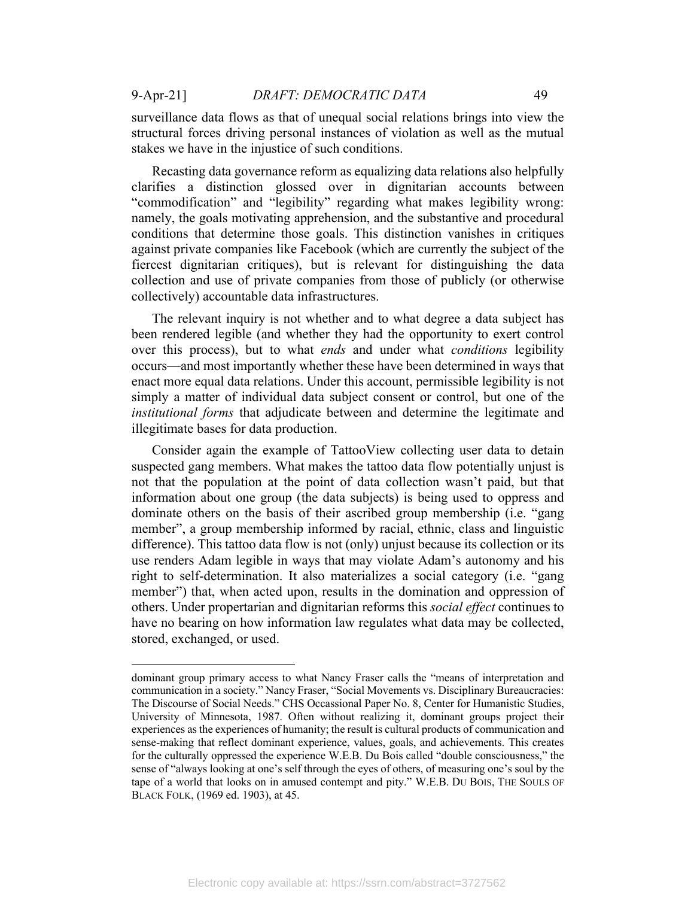surveillance data flows as that of unequal social relations brings into view the structural forces driving personal instances of violation as well as the mutual stakes we have in the injustice of such conditions.

Recasting data governance reform as equalizing data relations also helpfully clarifies a distinction glossed over in dignitarian accounts between "commodification" and "legibility" regarding what makes legibility wrong: namely, the goals motivating apprehension, and the substantive and procedural conditions that determine those goals. This distinction vanishes in critiques against private companies like Facebook (which are currently the subject of the fiercest dignitarian critiques), but is relevant for distinguishing the data collection and use of private companies from those of publicly (or otherwise collectively) accountable data infrastructures.

The relevant inquiry is not whether and to what degree a data subject has been rendered legible (and whether they had the opportunity to exert control over this process), but to what *ends* and under what *conditions* legibility occurs—and most importantly whether these have been determined in ways that enact more equal data relations. Under this account, permissible legibility is not simply a matter of individual data subject consent or control, but one of the *institutional forms* that adjudicate between and determine the legitimate and illegitimate bases for data production.

Consider again the example of TattooView collecting user data to detain suspected gang members. What makes the tattoo data flow potentially unjust is not that the population at the point of data collection wasn't paid, but that information about one group (the data subjects) is being used to oppress and dominate others on the basis of their ascribed group membership (i.e. "gang member", a group membership informed by racial, ethnic, class and linguistic difference). This tattoo data flow is not (only) unjust because its collection or its use renders Adam legible in ways that may violate Adam's autonomy and his right to self-determination. It also materializes a social category (i.e. "gang member") that, when acted upon, results in the domination and oppression of others. Under propertarian and dignitarian reforms this *social effect* continues to have no bearing on how information law regulates what data may be collected, stored, exchanged, or used.

---

dominant group primary access to what Nancy Fraser calls the "means of interpretation and communication in a society." Nancy Fraser, "Social Movements vs. Disciplinary Bureaucracies: The Discourse of Social Needs." CHS Occassional Paper No. 8, Center for Humanistic Studies, University of Minnesota, 1987. Often without realizing it, dominant groups project their experiences as the experiences of humanity; the result is cultural products of communication and sense-making that reflect dominant experience, values, goals, and achievements. This creates for the culturally oppressed the experience W.E.B. Du Bois called "double consciousness," the sense of "always looking at one's self through the eyes of others, of measuring one's soul by the tape of a world that looks on in amused contempt and pity." W.E.B. DU BOIS, THE SOULS OF BLACK FOLK, (1969 ed. 1903), at 45.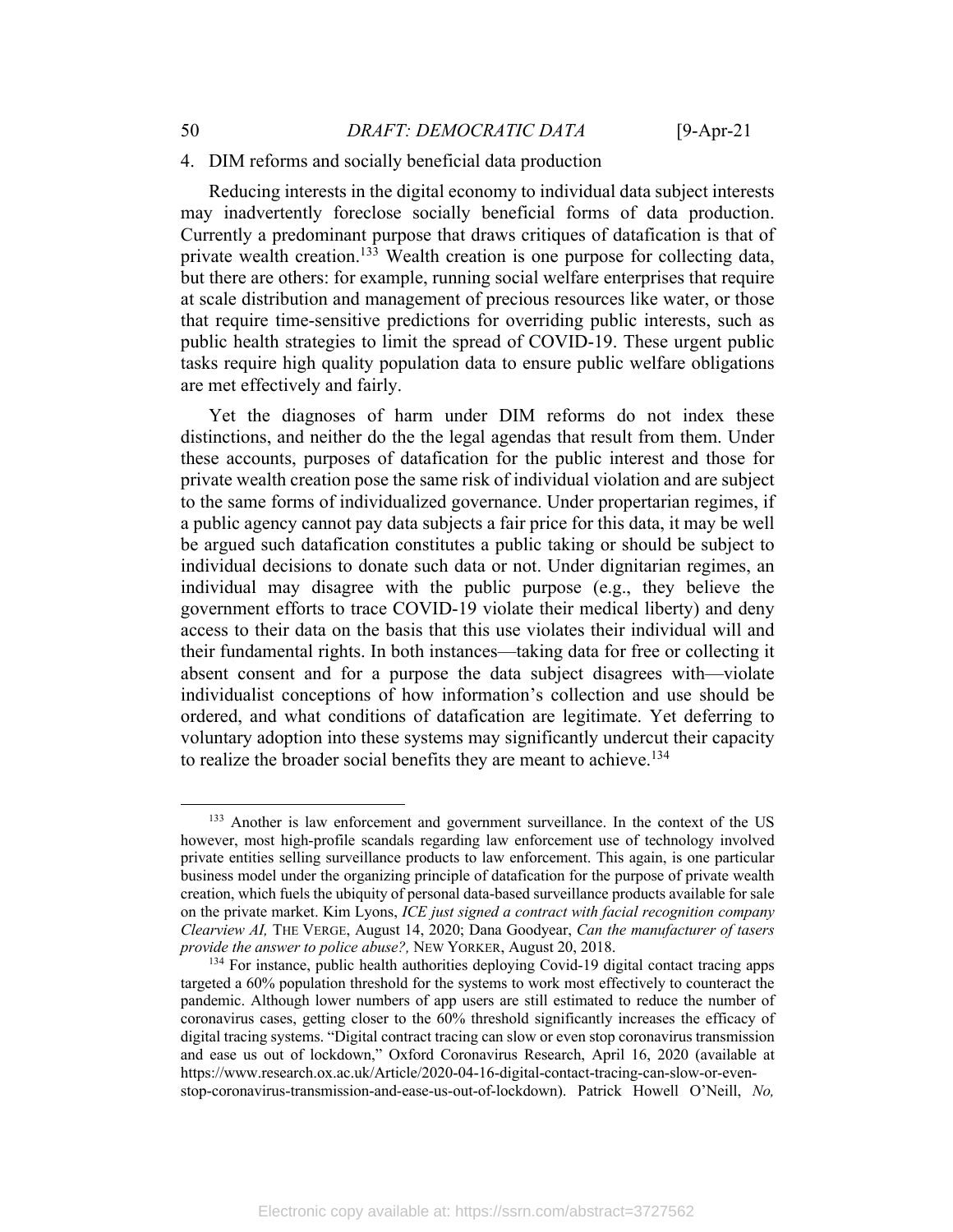4. DIM reforms and socially beneficial data production

Reducing interests in the digital economy to individual data subject interests may inadvertently foreclose socially beneficial forms of data production. Currently a predominant purpose that draws critiques of datafication is that of private wealth creation.[133] Wealth creation is one purpose for collecting data, but there are others: for example, running social welfare enterprises that require at scale distribution and management of precious resources like water, or those that require time-sensitive predictions for overriding public interests, such as public health strategies to limit the spread of COVID-19. These urgent public tasks require high quality population data to ensure public welfare obligations are met effectively and fairly.

Yet the diagnoses of harm under DIM reforms do not index these distinctions, and neither do the the legal agendas that result from them. Under these accounts, purposes of datafication for the public interest and those for private wealth creation pose the same risk of individual violation and are subject to the same forms of individualized governance. Under propertarian regimes, if a public agency cannot pay data subjects a fair price for this data, it may be well be argued such datafication constitutes a public taking or should be subject to individual decisions to donate such data or not. Under dignitarian regimes, an individual may disagree with the public purpose (e.g., they believe the government efforts to trace COVID-19 violate their medical liberty) and deny access to their data on the basis that this use violates their individual will and their fundamental rights. In both instances—taking data for free or collecting it absent consent and for a purpose the data subject disagrees with—violate individualist conceptions of how information's collection and use should be ordered, and what conditions of datafication are legitimate. Yet deferring to voluntary adoption into these systems may significantly undercut their capacity to realize the broader social benefits they are meant to achieve.[134]

---

[133] Another is law enforcement and government surveillance. In the context of the US however, most high-profile scandals regarding law enforcement use of technology involved private entities selling surveillance products to law enforcement. This again, is one particular business model under the organizing principle of datafication for the purpose of private wealth creation, which fuels the ubiquity of personal data-based surveillance products available for sale on the private market. Kim Lyons, *ICE just signed a contract with facial recognition company Clearview AI,* THE VERGE, August 14, 2020; Dana Goodyear, *Can the manufacturer of tasers provide the answer to police abuse?,* NEW YORKER, August 20, 2018.

[134] For instance, public health authorities deploying Covid-19 digital contact tracing apps targeted a 60% population threshold for the systems to work most effectively to counteract the pandemic. Although lower numbers of app users are still estimated to reduce the number of coronavirus cases, getting closer to the 60% threshold significantly increases the efficacy of digital tracing systems. "Digital contract tracing can slow or even stop coronavirus transmission and ease us out of lockdown," Oxford Coronavirus Research, April 16, 2020 (available at https://www.research.ox.ac.uk/Article/2020-04-16-digital-contact-tracing-can-slow-or-even-stop-coronavirus-transmission-and-ease-us-out-of-lockdown). Patrick Howell O'Neill, *No,*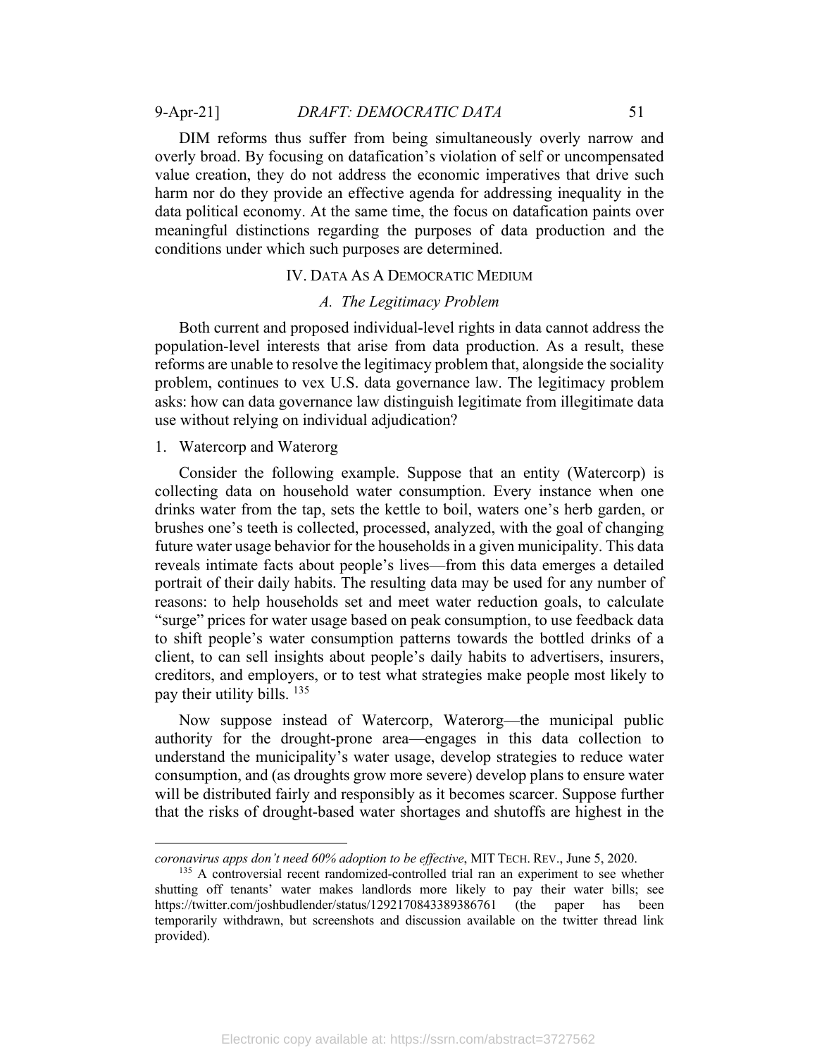DIM reforms thus suffer from being simultaneously overly narrow and overly broad. By focusing on datafication's violation of self or uncompensated value creation, they do not address the economic imperatives that drive such harm nor do they provide an effective agenda for addressing inequality in the data political economy. At the same time, the focus on datafication paints over meaningful distinctions regarding the purposes of data production and the conditions under which such purposes are determined.

## IV. Data As A Democratic Medium

### *A. The Legitimacy Problem*

Both current and proposed individual-level rights in data cannot address the population-level interests that arise from data production. As a result, these reforms are unable to resolve the legitimacy problem that, alongside the sociality problem, continues to vex U.S. data governance law. The legitimacy problem asks: how can data governance law distinguish legitimate from illegitimate data use without relying on individual adjudication?

#### 1. Watercorp and Waterorg

Consider the following example. Suppose that an entity (Watercorp) is collecting data on household water consumption. Every instance when one drinks water from the tap, sets the kettle to boil, waters one's herb garden, or brushes one's teeth is collected, processed, analyzed, with the goal of changing future water usage behavior for the households in a given municipality. This data reveals intimate facts about people's lives—from this data emerges a detailed portrait of their daily habits. The resulting data may be used for any number of reasons: to help households set and meet water reduction goals, to calculate "surge" prices for water usage based on peak consumption, to use feedback data to shift people's water consumption patterns towards the bottled drinks of a client, to can sell insights about people's daily habits to advertisers, insurers, creditors, and employers, or to test what strategies make people most likely to pay their utility bills. [135]

Now suppose instead of Watercorp, Waterorg—the municipal public authority for the drought-prone area—engages in this data collection to understand the municipality's water usage, develop strategies to reduce water consumption, and (as droughts grow more severe) develop plans to ensure water will be distributed fairly and responsibly as it becomes scarcer. Suppose further that the risks of drought-based water shortages and shutoffs are highest in the

---

*coronavirus apps don't need 60% adoption to be effective*, MIT TECH. REV., June 5, 2020.

[135] A controversial recent randomized-controlled trial ran an experiment to see whether shutting off tenants' water makes landlords more likely to pay their water bills; see https://twitter.com/joshbudlender/status/1292170843389386761 (the paper has been temporarily withdrawn, but screenshots and discussion available on the twitter thread link provided).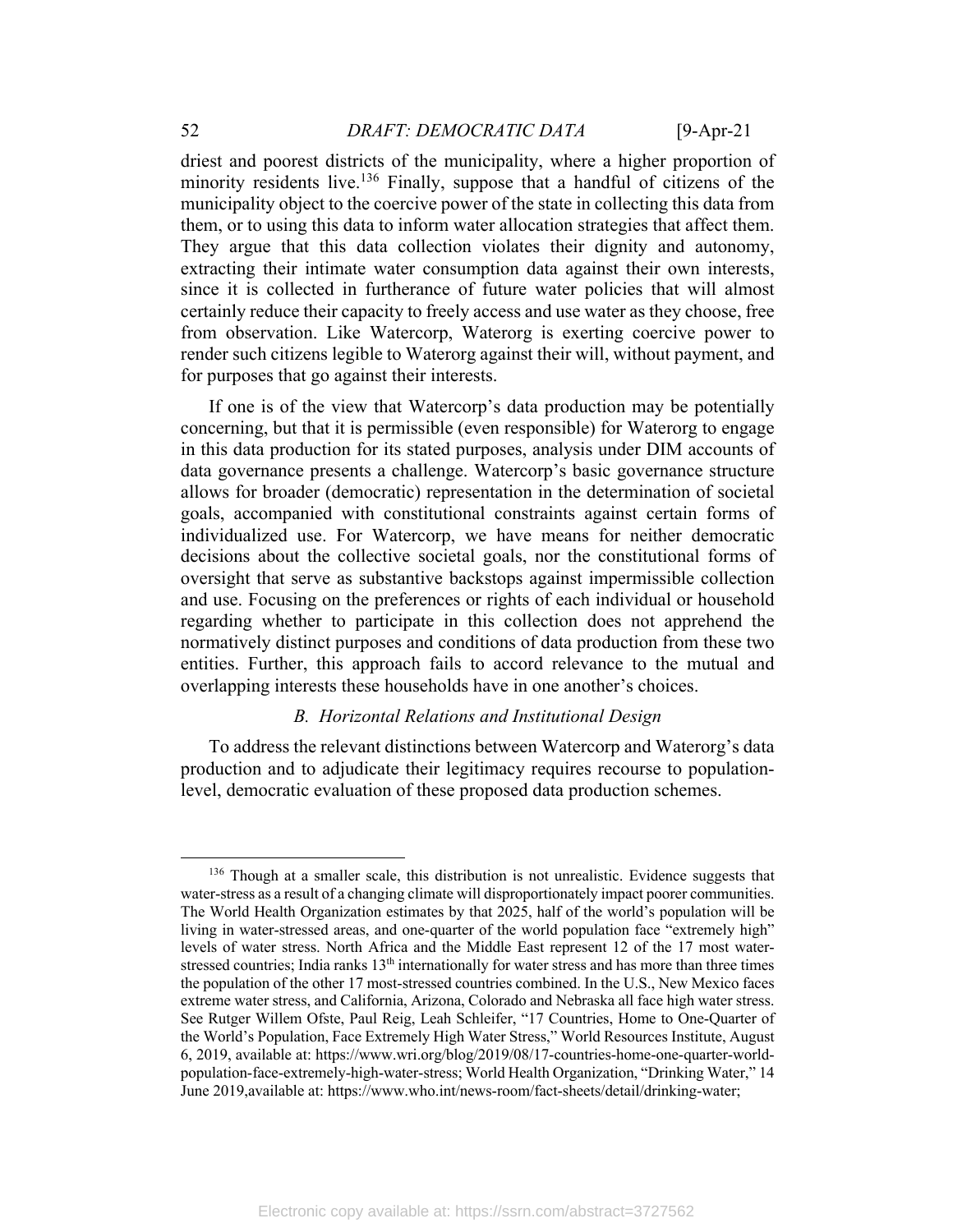driest and poorest districts of the municipality, where a higher proportion of minority residents live.[136] Finally, suppose that a handful of citizens of the municipality object to the coercive power of the state in collecting this data from them, or to using this data to inform water allocation strategies that affect them. They argue that this data collection violates their dignity and autonomy, extracting their intimate water consumption data against their own interests, since it is collected in furtherance of future water policies that will almost certainly reduce their capacity to freely access and use water as they choose, free from observation. Like Watercorp, Waterorg is exerting coercive power to render such citizens legible to Waterorg against their will, without payment, and for purposes that go against their interests.

If one is of the view that Watercorp's data production may be potentially concerning, but that it is permissible (even responsible) for Waterorg to engage in this data production for its stated purposes, analysis under DIM accounts of data governance presents a challenge. Watercorp's basic governance structure allows for broader (democratic) representation in the determination of societal goals, accompanied with constitutional constraints against certain forms of individualized use. For Watercorp, we have means for neither democratic decisions about the collective societal goals, nor the constitutional forms of oversight that serve as substantive backstops against impermissible collection and use. Focusing on the preferences or rights of each individual or household regarding whether to participate in this collection does not apprehend the normatively distinct purposes and conditions of data production from these two entities. Further, this approach fails to accord relevance to the mutual and overlapping interests these households have in one another's choices.

### *B. Horizontal Relations and Institutional Design*

To address the relevant distinctions between Watercorp and Waterorg's data production and to adjudicate their legitimacy requires recourse to population-level, democratic evaluation of these proposed data production schemes.

---

[136] Though at a smaller scale, this distribution is not unrealistic. Evidence suggests that water-stress as a result of a changing climate will disproportionately impact poorer communities. The World Health Organization estimates by that 2025, half of the world's population will be living in water-stressed areas, and one-quarter of the world population face "extremely high" levels of water stress. North Africa and the Middle East represent 12 of the 17 most water-stressed countries; India ranks 13th internationally for water stress and has more than three times the population of the other 17 most-stressed countries combined. In the U.S., New Mexico faces extreme water stress, and California, Arizona, Colorado and Nebraska all face high water stress. See Rutger Willem Ofste, Paul Reig, Leah Schleifer, "17 Countries, Home to One-Quarter of the World's Population, Face Extremely High Water Stress," World Resources Institute, August 6, 2019, available at: https://www.wri.org/blog/2019/08/17-countries-home-one-quarter-world-population-face-extremely-high-water-stress; World Health Organization, "Drinking Water," 14 June 2019,available at: https://www.who.int/news-room/fact-sheets/detail/drinking-water;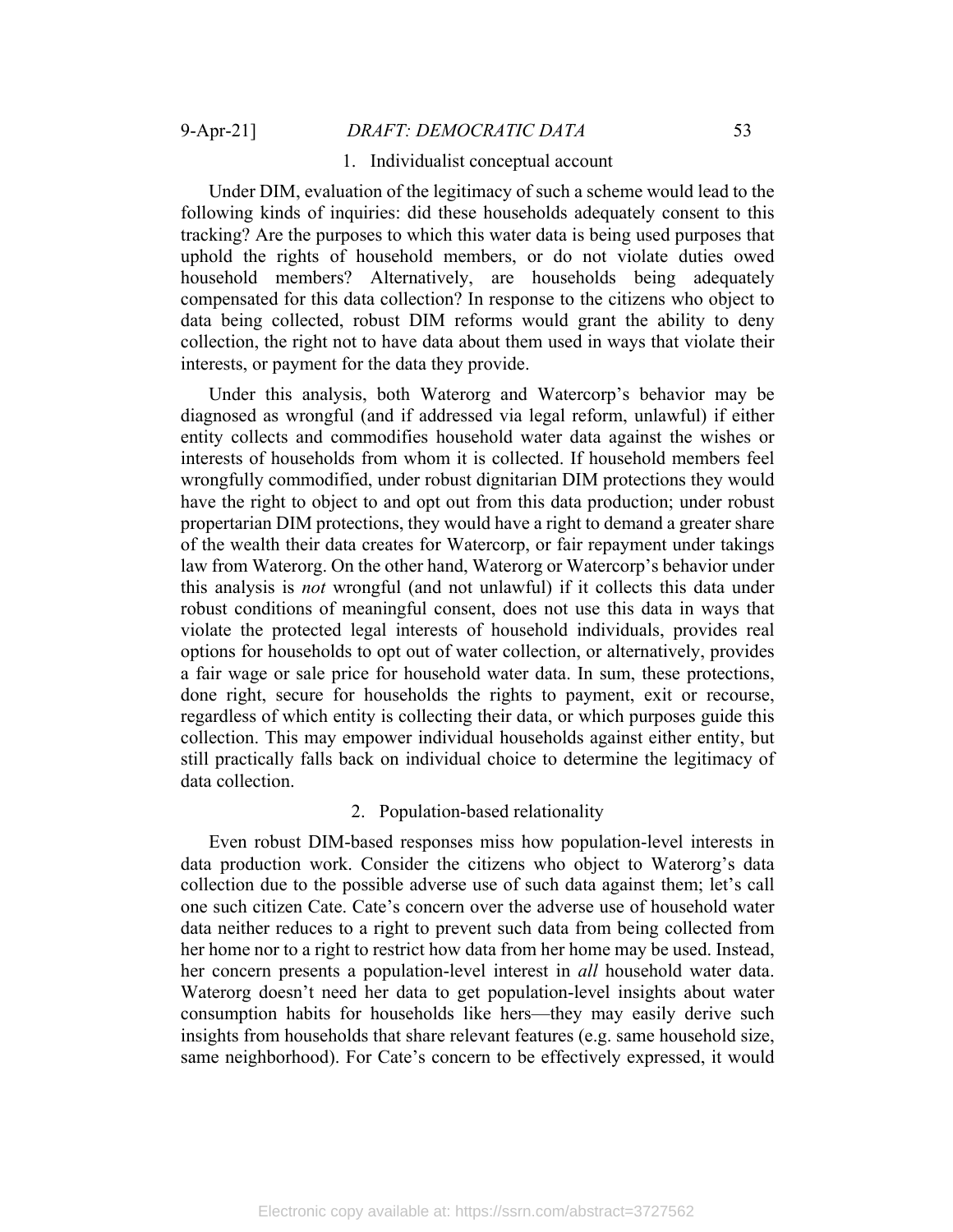### 1. Individualist conceptual account

Under DIM, evaluation of the legitimacy of such a scheme would lead to the following kinds of inquiries: did these households adequately consent to this tracking? Are the purposes to which this water data is being used purposes that uphold the rights of household members, or do not violate duties owed household members? Alternatively, are households being adequately compensated for this data collection? In response to the citizens who object to data being collected, robust DIM reforms would grant the ability to deny collection, the right not to have data about them used in ways that violate their interests, or payment for the data they provide.

Under this analysis, both Waterorg and Watercorp's behavior may be diagnosed as wrongful (and if addressed via legal reform, unlawful) if either entity collects and commodifies household water data against the wishes or interests of households from whom it is collected. If household members feel wrongfully commodified, under robust dignitarian DIM protections they would have the right to object to and opt out from this data production; under robust propertarian DIM protections, they would have a right to demand a greater share of the wealth their data creates for Watercorp, or fair repayment under takings law from Waterorg. On the other hand, Waterorg or Watercorp's behavior under this analysis is *not* wrongful (and not unlawful) if it collects this data under robust conditions of meaningful consent, does not use this data in ways that violate the protected legal interests of household individuals, provides real options for households to opt out of water collection, or alternatively, provides a fair wage or sale price for household water data. In sum, these protections, done right, secure for households the rights to payment, exit or recourse, regardless of which entity is collecting their data, or which purposes guide this collection. This may empower individual households against either entity, but still practically falls back on individual choice to determine the legitimacy of data collection.

### 2. Population-based relationality

Even robust DIM-based responses miss how population-level interests in data production work. Consider the citizens who object to Waterorg's data collection due to the possible adverse use of such data against them; let's call one such citizen Cate. Cate's concern over the adverse use of household water data neither reduces to a right to prevent such data from being collected from her home nor to a right to restrict how data from her home may be used. Instead, her concern presents a population-level interest in *all* household water data. Waterorg doesn't need her data to get population-level insights about water consumption habits for households like hers—they may easily derive such insights from households that share relevant features (e.g. same household size, same neighborhood). For Cate's concern to be effectively expressed, it would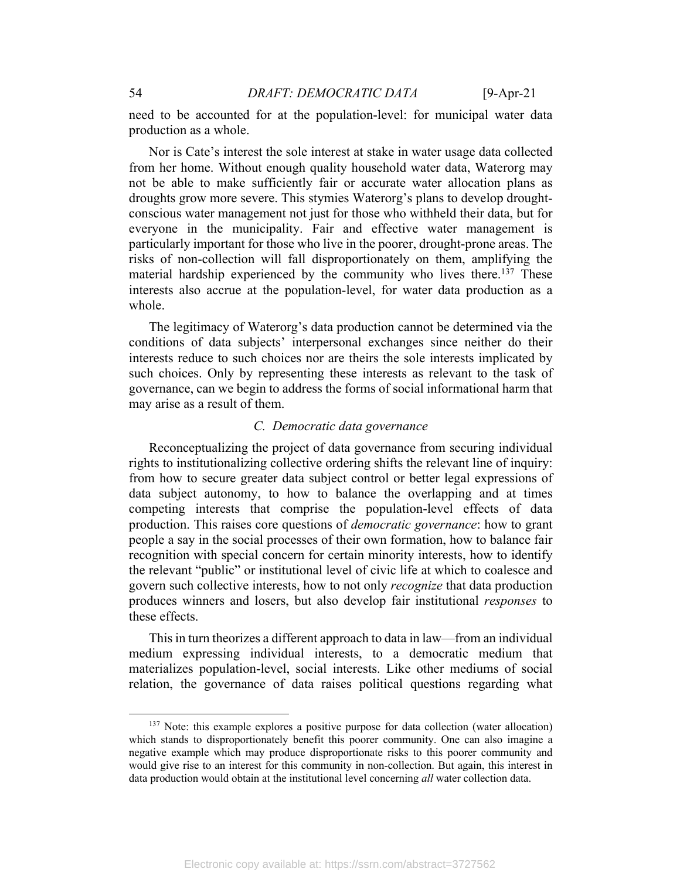need to be accounted for at the population-level: for municipal water data production as a whole.

Nor is Cate's interest the sole interest at stake in water usage data collected from her home. Without enough quality household water data, Waterorg may not be able to make sufficiently fair or accurate water allocation plans as droughts grow more severe. This stymies Waterorg's plans to develop drought-conscious water management not just for those who withheld their data, but for everyone in the municipality. Fair and effective water management is particularly important for those who live in the poorer, drought-prone areas. The risks of non-collection will fall disproportionately on them, amplifying the material hardship experienced by the community who lives there.[137] These interests also accrue at the population-level, for water data production as a whole.

The legitimacy of Waterorg's data production cannot be determined via the conditions of data subjects' interpersonal exchanges since neither do their interests reduce to such choices nor are theirs the sole interests implicated by such choices. Only by representing these interests as relevant to the task of governance, can we begin to address the forms of social informational harm that may arise as a result of them.

### *C. Democratic data governance*

Reconceptualizing the project of data governance from securing individual rights to institutionalizing collective ordering shifts the relevant line of inquiry: from how to secure greater data subject control or better legal expressions of data subject autonomy, to how to balance the overlapping and at times competing interests that comprise the population-level effects of data production. This raises core questions of *democratic governance*: how to grant people a say in the social processes of their own formation, how to balance fair recognition with special concern for certain minority interests, how to identify the relevant "public" or institutional level of civic life at which to coalesce and govern such collective interests, how to not only *recognize* that data production produces winners and losers, but also develop fair institutional *responses* to these effects.

This in turn theorizes a different approach to data in law—from an individual medium expressing individual interests, to a democratic medium that materializes population-level, social interests. Like other mediums of social relation, the governance of data raises political questions regarding what

---

[137] Note: this example explores a positive purpose for data collection (water allocation) which stands to disproportionately benefit this poorer community. One can also imagine a negative example which may produce disproportionate risks to this poorer community and would give rise to an interest for this community in non-collection. But again, this interest in data production would obtain at the institutional level concerning *all* water collection data.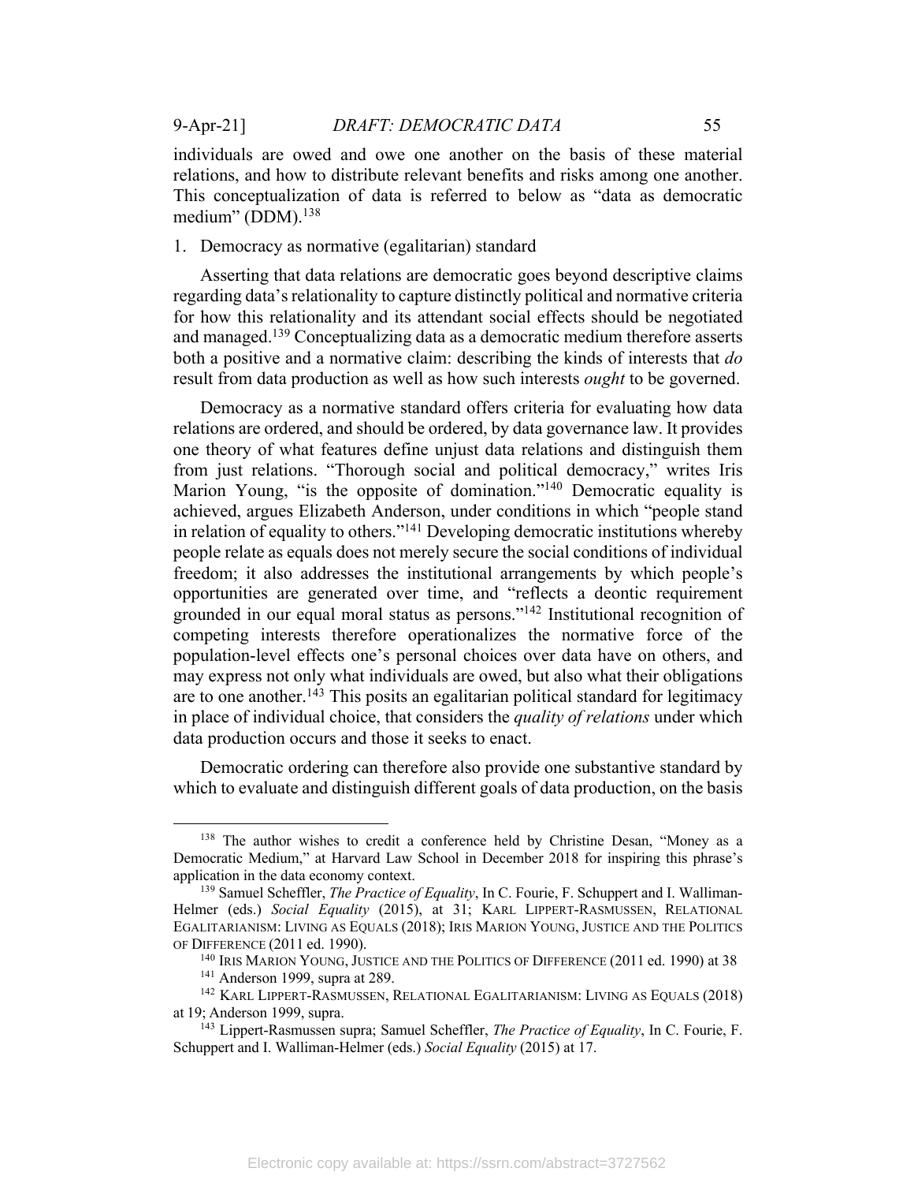individuals are owed and owe one another on the basis of these material relations, and how to distribute relevant benefits and risks among one another. This conceptualization of data is referred to below as "data as democratic medium" (DDM).[138]

1. Democracy as normative (egalitarian) standard

Asserting that data relations are democratic goes beyond descriptive claims regarding data's relationality to capture distinctly political and normative criteria for how this relationality and its attendant social effects should be negotiated and managed.[139] Conceptualizing data as a democratic medium therefore asserts both a positive and a normative claim: describing the kinds of interests that *do* result from data production as well as how such interests *ought* to be governed.

Democracy as a normative standard offers criteria for evaluating how data relations are ordered, and should be ordered, by data governance law. It provides one theory of what features define unjust data relations and distinguish them from just relations. "Thorough social and political democracy," writes Iris Marion Young, "is the opposite of domination."[140] Democratic equality is achieved, argues Elizabeth Anderson, under conditions in which "people stand in relation of equality to others."[141] Developing democratic institutions whereby people relate as equals does not merely secure the social conditions of individual freedom; it also addresses the institutional arrangements by which people's opportunities are generated over time, and "reflects a deontic requirement grounded in our equal moral status as persons."[142] Institutional recognition of competing interests therefore operationalizes the normative force of the population-level effects one's personal choices over data have on others, and may express not only what individuals are owed, but also what their obligations are to one another.[143] This posits an egalitarian political standard for legitimacy in place of individual choice, that considers the *quality of relations* under which data production occurs and those it seeks to enact.

Democratic ordering can therefore also provide one substantive standard by which to evaluate and distinguish different goals of data production, on the basis

---

[138] The author wishes to credit a conference held by Christine Desan, "Money as a Democratic Medium," at Harvard Law School in December 2018 for inspiring this phrase's application in the data economy context.

[139] Samuel Scheffler, *The Practice of Equality*, In C. Fourie, F. Schuppert and I. Walliman-Helmer (eds.) *Social Equality* (2015), at 31; KARL LIPPERT-RASMUSSEN, RELATIONAL EGALITARIANISM: LIVING AS EQUALS (2018); IRIS MARION YOUNG, JUSTICE AND THE POLITICS OF DIFFERENCE (2011 ed. 1990).

[140] IRIS MARION YOUNG, JUSTICE AND THE POLITICS OF DIFFERENCE (2011 ed. 1990) at 38

[141] Anderson 1999, supra at 289.

[142] KARL LIPPERT-RASMUSSEN, RELATIONAL EGALITARIANISM: LIVING AS EQUALS (2018) at 19; Anderson 1999, supra.

[143] Lippert-Rasmussen supra; Samuel Scheffler, *The Practice of Equality*, In C. Fourie, F. Schuppert and I. Walliman-Helmer (eds.) *Social Equality* (2015) at 17.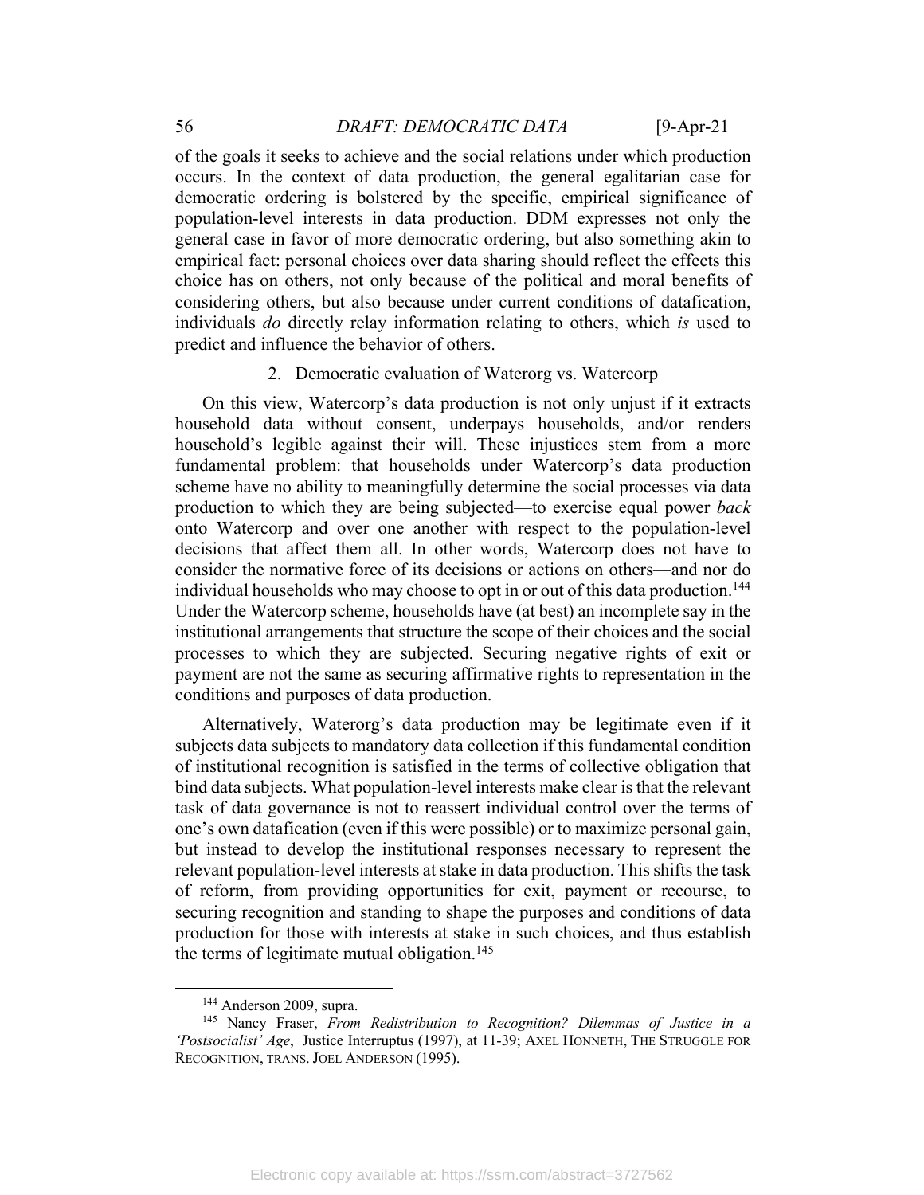of the goals it seeks to achieve and the social relations under which production occurs. In the context of data production, the general egalitarian case for democratic ordering is bolstered by the specific, empirical significance of population-level interests in data production. DDM expresses not only the general case in favor of more democratic ordering, but also something akin to empirical fact: personal choices over data sharing should reflect the effects this choice has on others, not only because of the political and moral benefits of considering others, but also because under current conditions of datafication, individuals *do* directly relay information relating to others, which *is* used to predict and influence the behavior of others.

### 2. Democratic evaluation of Waterorg vs. Watercorp

On this view, Watercorp's data production is not only unjust if it extracts household data without consent, underpays households, and/or renders household's legible against their will. These injustices stem from a more fundamental problem: that households under Watercorp's data production scheme have no ability to meaningfully determine the social processes via data production to which they are being subjected—to exercise equal power *back* onto Watercorp and over one another with respect to the population-level decisions that affect them all. In other words, Watercorp does not have to consider the normative force of its decisions or actions on others—and nor do individual households who may choose to opt in or out of this data production.[144] Under the Watercorp scheme, households have (at best) an incomplete say in the institutional arrangements that structure the scope of their choices and the social processes to which they are subjected. Securing negative rights of exit or payment are not the same as securing affirmative rights to representation in the conditions and purposes of data production.

Alternatively, Waterorg's data production may be legitimate even if it subjects data subjects to mandatory data collection if this fundamental condition of institutional recognition is satisfied in the terms of collective obligation that bind data subjects. What population-level interests make clear is that the relevant task of data governance is not to reassert individual control over the terms of one's own datafication (even if this were possible) or to maximize personal gain, but instead to develop the institutional responses necessary to represent the relevant population-level interests at stake in data production. This shifts the task of reform, from providing opportunities for exit, payment or recourse, to securing recognition and standing to shape the purposes and conditions of data production for those with interests at stake in such choices, and thus establish the terms of legitimate mutual obligation.[145]

---

[144] Anderson 2009, supra.

[145] Nancy Fraser, *From Redistribution to Recognition? Dilemmas of Justice in a 'Postsocialist' Age*, Justice Interruptus (1997), at 11-39; AXEL HONNETH, THE STRUGGLE FOR RECOGNITION, TRANS. JOEL ANDERSON (1995).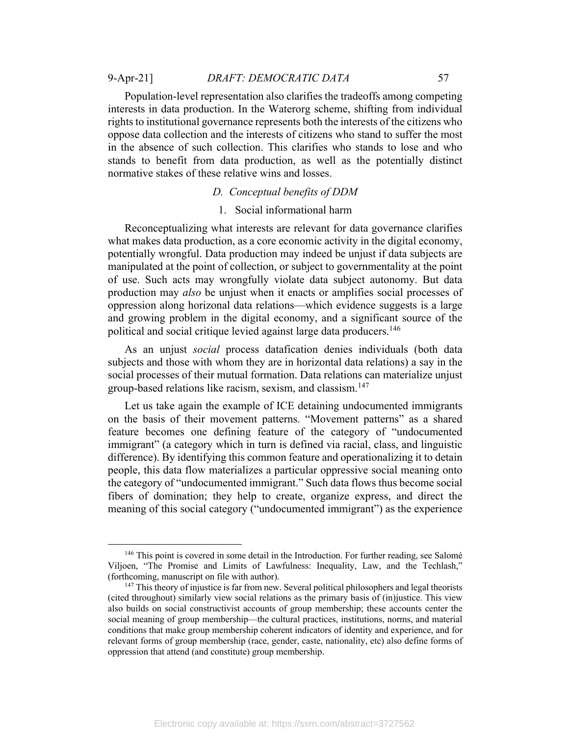Population-level representation also clarifies the tradeoffs among competing interests in data production. In the Waterorg scheme, shifting from individual rights to institutional governance represents both the interests of the citizens who oppose data collection and the interests of citizens who stand to suffer the most in the absence of such collection. This clarifies who stands to lose and who stands to benefit from data production, as well as the potentially distinct normative stakes of these relative wins and losses.

### D. Conceptual benefits of DDM

#### 1. Social informational harm

Reconceptualizing what interests are relevant for data governance clarifies what makes data production, as a core economic activity in the digital economy, potentially wrongful. Data production may indeed be unjust if data subjects are manipulated at the point of collection, or subject to governmentality at the point of use. Such acts may wrongfully violate data subject autonomy. But data production may *also* be unjust when it enacts or amplifies social processes of oppression along horizonal data relations—which evidence suggests is a large and growing problem in the digital economy, and a significant source of the political and social critique levied against large data producers.[146]

As an unjust *social* process datafication denies individuals (both data subjects and those with whom they are in horizontal data relations) a say in the social processes of their mutual formation. Data relations can materialize unjust group-based relations like racism, sexism, and classism.[147]

Let us take again the example of ICE detaining undocumented immigrants on the basis of their movement patterns. "Movement patterns" as a shared feature becomes one defining feature of the category of "undocumented immigrant" (a category which in turn is defined via racial, class, and linguistic difference). By identifying this common feature and operationalizing it to detain people, this data flow materializes a particular oppressive social meaning onto the category of "undocumented immigrant." Such data flows thus become social fibers of domination; they help to create, organize express, and direct the meaning of this social category ("undocumented immigrant") as the experience

---

[146] This point is covered in some detail in the Introduction. For further reading, see Salomé Viljoen, "The Promise and Limits of Lawfulness: Inequality, Law, and the Techlash," (forthcoming, manuscript on file with author).

[147] This theory of injustice is far from new. Several political philosophers and legal theorists (cited throughout) similarly view social relations as the primary basis of (in)justice. This view also builds on social constructivist accounts of group membership; these accounts center the social meaning of group membership—the cultural practices, institutions, norms, and material conditions that make group membership coherent indicators of identity and experience, and for relevant forms of group membership (race, gender, caste, nationality, etc) also define forms of oppression that attend (and constitute) group membership.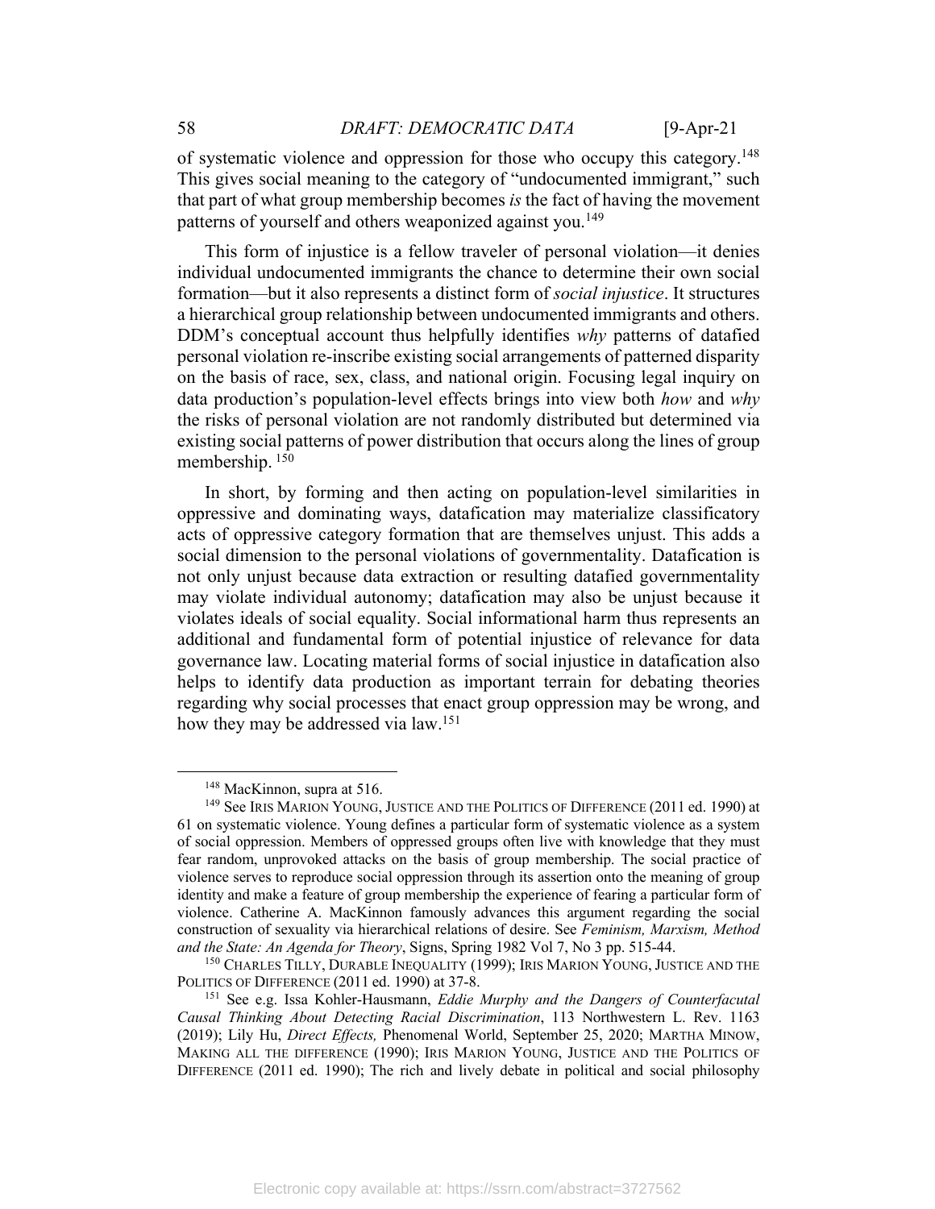of systematic violence and oppression for those who occupy this category.[148] This gives social meaning to the category of "undocumented immigrant," such that part of what group membership becomes *is* the fact of having the movement patterns of yourself and others weaponized against you.[149]

This form of injustice is a fellow traveler of personal violation—it denies individual undocumented immigrants the chance to determine their own social formation—but it also represents a distinct form of *social injustice*. It structures a hierarchical group relationship between undocumented immigrants and others. DDM's conceptual account thus helpfully identifies *why* patterns of datafied personal violation re-inscribe existing social arrangements of patterned disparity on the basis of race, sex, class, and national origin. Focusing legal inquiry on data production's population-level effects brings into view both *how* and *why* the risks of personal violation are not randomly distributed but determined via existing social patterns of power distribution that occurs along the lines of group membership. [150]

In short, by forming and then acting on population-level similarities in oppressive and dominating ways, datafication may materialize classificatory acts of oppressive category formation that are themselves unjust. This adds a social dimension to the personal violations of governmentality. Datafication is not only unjust because data extraction or resulting datafied governmentality may violate individual autonomy; datafication may also be unjust because it violates ideals of social equality. Social informational harm thus represents an additional and fundamental form of potential injustice of relevance for data governance law. Locating material forms of social injustice in datafication also helps to identify data production as important terrain for debating theories regarding why social processes that enact group oppression may be wrong, and how they may be addressed via law.[151]

---

[148] MacKinnon, supra at 516.

[149] See IRIS MARION YOUNG, JUSTICE AND THE POLITICS OF DIFFERENCE (2011 ed. 1990) at 61 on systematic violence. Young defines a particular form of systematic violence as a system of social oppression. Members of oppressed groups often live with knowledge that they must fear random, unprovoked attacks on the basis of group membership. The social practice of violence serves to reproduce social oppression through its assertion onto the meaning of group identity and make a feature of group membership the experience of fearing a particular form of violence. Catherine A. MacKinnon famously advances this argument regarding the social construction of sexuality via hierarchical relations of desire. See *Feminism, Marxism, Method and the State: An Agenda for Theory*, Signs, Spring 1982 Vol 7, No 3 pp. 515-44.

[150] CHARLES TILLY, DURABLE INEQUALITY (1999); IRIS MARION YOUNG, JUSTICE AND THE POLITICS OF DIFFERENCE (2011 ed. 1990) at 37-8.

[151] See e.g. Issa Kohler-Hausmann, *Eddie Murphy and the Dangers of Counterfacutal Causal Thinking About Detecting Racial Discrimination*, 113 Northwestern L. Rev. 1163 (2019); Lily Hu, *Direct Effects,* Phenomenal World, September 25, 2020; MARTHA MINOW, MAKING ALL THE DIFFERENCE (1990); IRIS MARION YOUNG, JUSTICE AND THE POLITICS OF DIFFERENCE (2011 ed. 1990); The rich and lively debate in political and social philosophy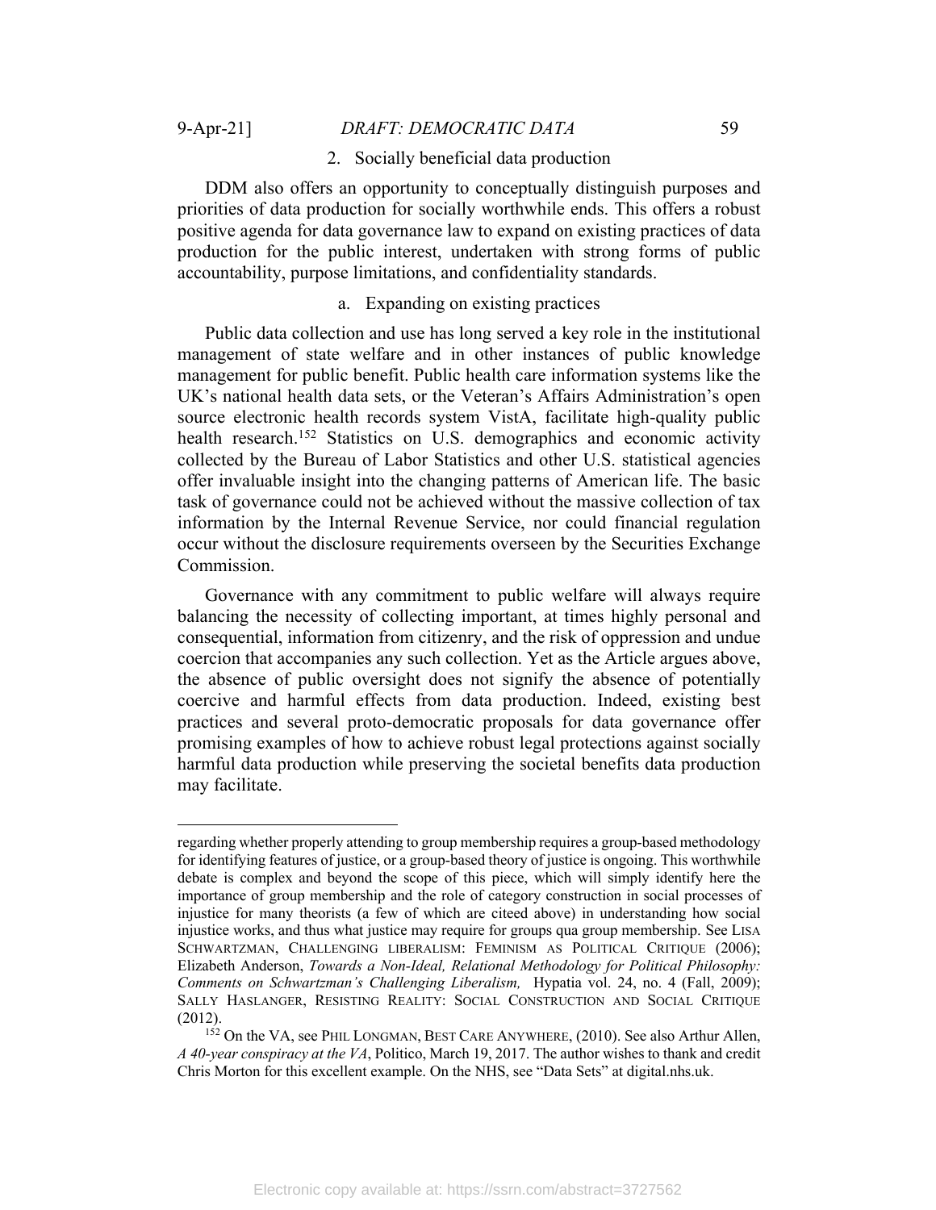### 2. Socially beneficial data production

DDM also offers an opportunity to conceptually distinguish purposes and priorities of data production for socially worthwhile ends. This offers a robust positive agenda for data governance law to expand on existing practices of data production for the public interest, undertaken with strong forms of public accountability, purpose limitations, and confidentiality standards.

#### a. Expanding on existing practices

Public data collection and use has long served a key role in the institutional management of state welfare and in other instances of public knowledge management for public benefit. Public health care information systems like the UK's national health data sets, or the Veteran's Affairs Administration's open source electronic health records system VistA, facilitate high-quality public health research.[152] Statistics on U.S. demographics and economic activity collected by the Bureau of Labor Statistics and other U.S. statistical agencies offer invaluable insight into the changing patterns of American life. The basic task of governance could not be achieved without the massive collection of tax information by the Internal Revenue Service, nor could financial regulation occur without the disclosure requirements overseen by the Securities Exchange Commission.

Governance with any commitment to public welfare will always require balancing the necessity of collecting important, at times highly personal and consequential, information from citizenry, and the risk of oppression and undue coercion that accompanies any such collection. Yet as the Article argues above, the absence of public oversight does not signify the absence of potentially coercive and harmful effects from data production. Indeed, existing best practices and several proto-democratic proposals for data governance offer promising examples of how to achieve robust legal protections against socially harmful data production while preserving the societal benefits data production may facilitate.

---

regarding whether properly attending to group membership requires a group-based methodology for identifying features of justice, or a group-based theory of justice is ongoing. This worthwhile debate is complex and beyond the scope of this piece, which will simply identify here the importance of group membership and the role of category construction in social processes of injustice for many theorists (a few of which are citeed above) in understanding how social injustice works, and thus what justice may require for groups qua group membership. See LISA SCHWARTZMAN, CHALLENGING LIBERALISM: FEMINISM AS POLITICAL CRITIQUE (2006); Elizabeth Anderson, *Towards a Non-Ideal, Relational Methodology for Political Philosophy: Comments on Schwartzman's Challenging Liberalism,* Hypatia vol. 24, no. 4 (Fall, 2009); SALLY HASLANGER, RESISTING REALITY: SOCIAL CONSTRUCTION AND SOCIAL CRITIQUE (2012).

[152] On the VA, see PHIL LONGMAN, BEST CARE ANYWHERE, (2010). See also Arthur Allen, *A 40-year conspiracy at the VA*, Politico, March 19, 2017. The author wishes to thank and credit Chris Morton for this excellent example. On the NHS, see "Data Sets" at digital.nhs.uk.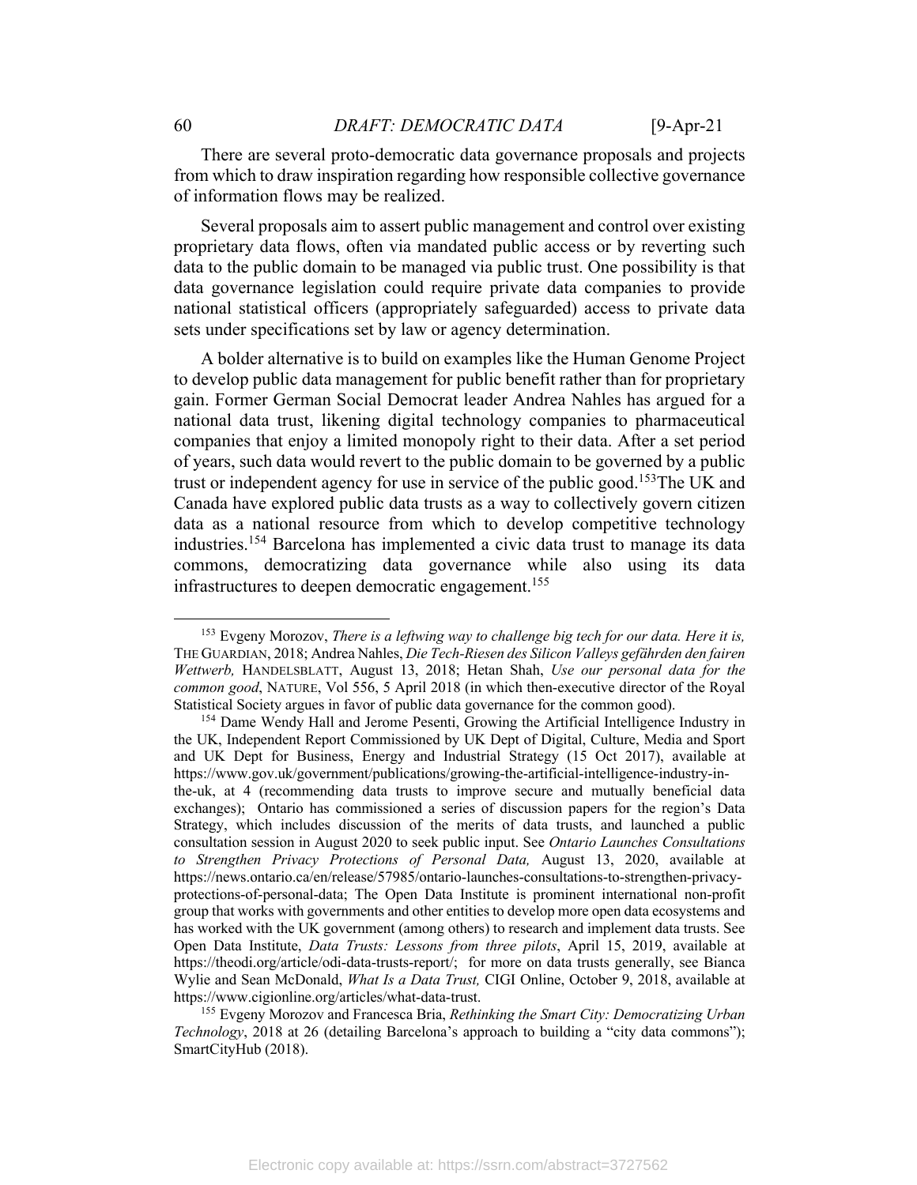There are several proto-democratic data governance proposals and projects from which to draw inspiration regarding how responsible collective governance of information flows may be realized.

Several proposals aim to assert public management and control over existing proprietary data flows, often via mandated public access or by reverting such data to the public domain to be managed via public trust. One possibility is that data governance legislation could require private data companies to provide national statistical officers (appropriately safeguarded) access to private data sets under specifications set by law or agency determination.

A bolder alternative is to build on examples like the Human Genome Project to develop public data management for public benefit rather than for proprietary gain. Former German Social Democrat leader Andrea Nahles has argued for a national data trust, likening digital technology companies to pharmaceutical companies that enjoy a limited monopoly right to their data. After a set period of years, such data would revert to the public domain to be governed by a public trust or independent agency for use in service of the public good.[153]The UK and Canada have explored public data trusts as a way to collectively govern citizen data as a national resource from which to develop competitive technology industries.[154] Barcelona has implemented a civic data trust to manage its data commons, democratizing data governance while also using its data infrastructures to deepen democratic engagement.[155]

---

[153] Evgeny Morozov, *There is a leftwing way to challenge big tech for our data. Here it is,* THE GUARDIAN, 2018; Andrea Nahles, *Die Tech-Riesen des Silicon Valleys gefährden den fairen Wettwerb,* HANDELSBLATT, August 13, 2018; Hetan Shah, *Use our personal data for the common good*, NATURE, Vol 556, 5 April 2018 (in which then-executive director of the Royal Statistical Society argues in favor of public data governance for the common good).

[154] Dame Wendy Hall and Jerome Pesenti, Growing the Artificial Intelligence Industry in the UK, Independent Report Commissioned by UK Dept of Digital, Culture, Media and Sport and UK Dept for Business, Energy and Industrial Strategy (15 Oct 2017), available at https://www.gov.uk/government/publications/growing-the-artificial-intelligence-industry-in-the-uk, at 4 (recommending data trusts to improve secure and mutually beneficial data exchanges); Ontario has commissioned a series of discussion papers for the region's Data Strategy, which includes discussion of the merits of data trusts, and launched a public consultation session in August 2020 to seek public input. See *Ontario Launches Consultations to Strengthen Privacy Protections of Personal Data,* August 13, 2020, available at https://news.ontario.ca/en/release/57985/ontario-launches-consultations-to-strengthen-privacy-protections-of-personal-data; The Open Data Institute is prominent international non-profit group that works with governments and other entities to develop more open data ecosystems and has worked with the UK government (among others) to research and implement data trusts. See Open Data Institute, *Data Trusts: Lessons from three pilots*, April 15, 2019, available at https://theodi.org/article/odi-data-trusts-report/; for more on data trusts generally, see Bianca Wylie and Sean McDonald, *What Is a Data Trust,* CIGI Online, October 9, 2018, available at https://www.cigionline.org/articles/what-data-trust.

[155] Evgeny Morozov and Francesca Bria, *Rethinking the Smart City: Democratizing Urban Technology*, 2018 at 26 (detailing Barcelona's approach to building a "city data commons"); SmartCityHub (2018).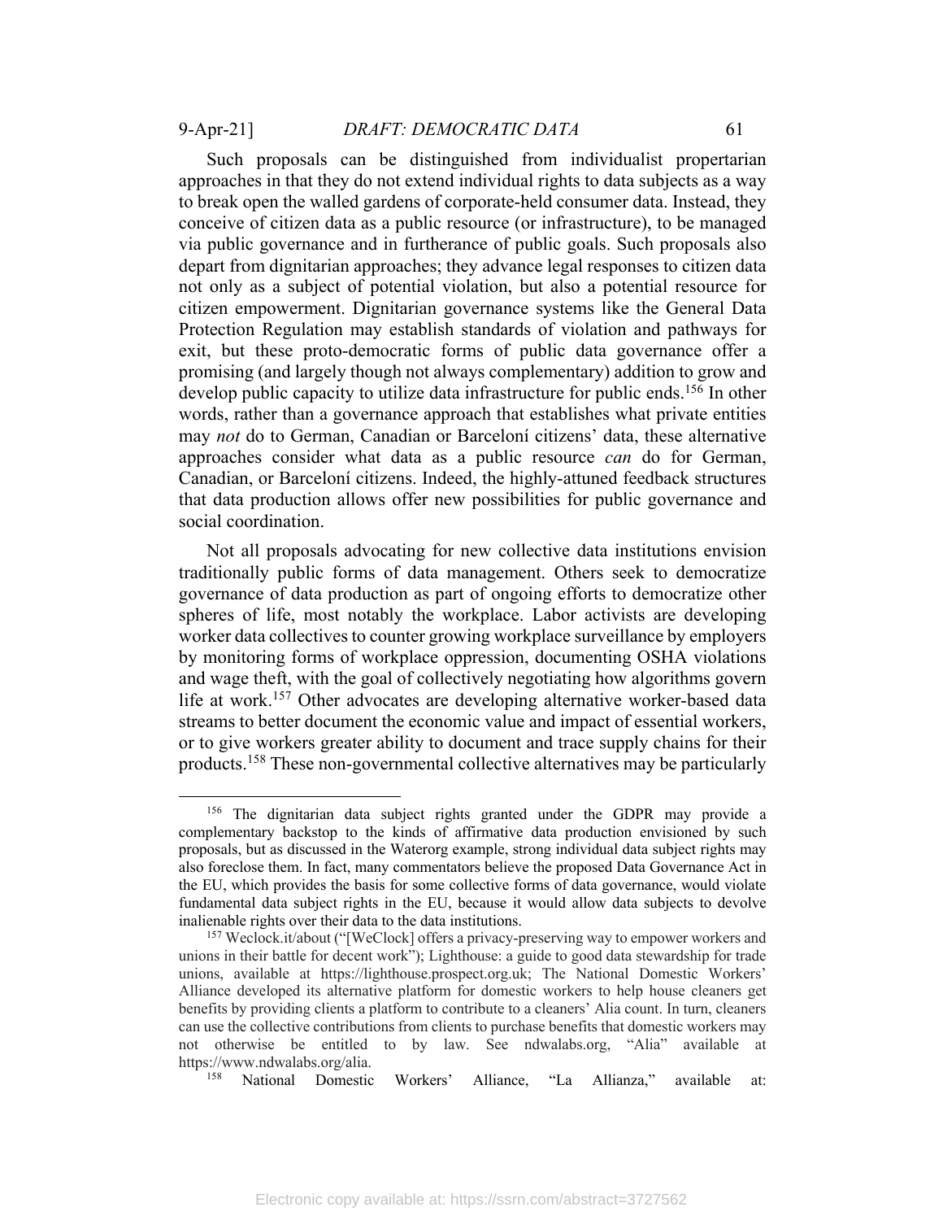Such proposals can be distinguished from individualist propertarian approaches in that they do not extend individual rights to data subjects as a way to break open the walled gardens of corporate-held consumer data. Instead, they conceive of citizen data as a public resource (or infrastructure), to be managed via public governance and in furtherance of public goals. Such proposals also depart from dignitarian approaches; they advance legal responses to citizen data not only as a subject of potential violation, but also a potential resource for citizen empowerment. Dignitarian governance systems like the General Data Protection Regulation may establish standards of violation and pathways for exit, but these proto-democratic forms of public data governance offer a promising (and largely though not always complementary) addition to grow and develop public capacity to utilize data infrastructure for public ends.[156] In other words, rather than a governance approach that establishes what private entities may *not* do to German, Canadian or Barceloní citizens' data, these alternative approaches consider what data as a public resource *can* do for German, Canadian, or Barceloní citizens. Indeed, the highly-attuned feedback structures that data production allows offer new possibilities for public governance and social coordination.

Not all proposals advocating for new collective data institutions envision traditionally public forms of data management. Others seek to democratize governance of data production as part of ongoing efforts to democratize other spheres of life, most notably the workplace. Labor activists are developing worker data collectives to counter growing workplace surveillance by employers by monitoring forms of workplace oppression, documenting OSHA violations and wage theft, with the goal of collectively negotiating how algorithms govern life at work.[157] Other advocates are developing alternative worker-based data streams to better document the economic value and impact of essential workers, or to give workers greater ability to document and trace supply chains for their products.[158] These non-governmental collective alternatives may be particularly

---

[156] The dignitarian data subject rights granted under the GDPR may provide a complementary backstop to the kinds of affirmative data production envisioned by such proposals, but as discussed in the Waterorg example, strong individual data subject rights may also foreclose them. In fact, many commentators believe the proposed Data Governance Act in the EU, which provides the basis for some collective forms of data governance, would violate fundamental data subject rights in the EU, because it would allow data subjects to devolve inalienable rights over their data to the data institutions.

[157] Weclock.it/about ("[WeClock] offers a privacy-preserving way to empower workers and unions in their battle for decent work"); Lighthouse: a guide to good data stewardship for trade unions, available at https://lighthouse.prospect.org.uk; The National Domestic Workers' Alliance developed its alternative platform for domestic workers to help house cleaners get benefits by providing clients a platform to contribute to a cleaners' Alia count. In turn, cleaners can use the collective contributions from clients to purchase benefits that domestic workers may not otherwise be entitled to by law. See ndwalabs.org, "Alia" available at https://www.ndwalabs.org/alia.

[158] National Domestic Workers' Alliance, "La Allianza," available at: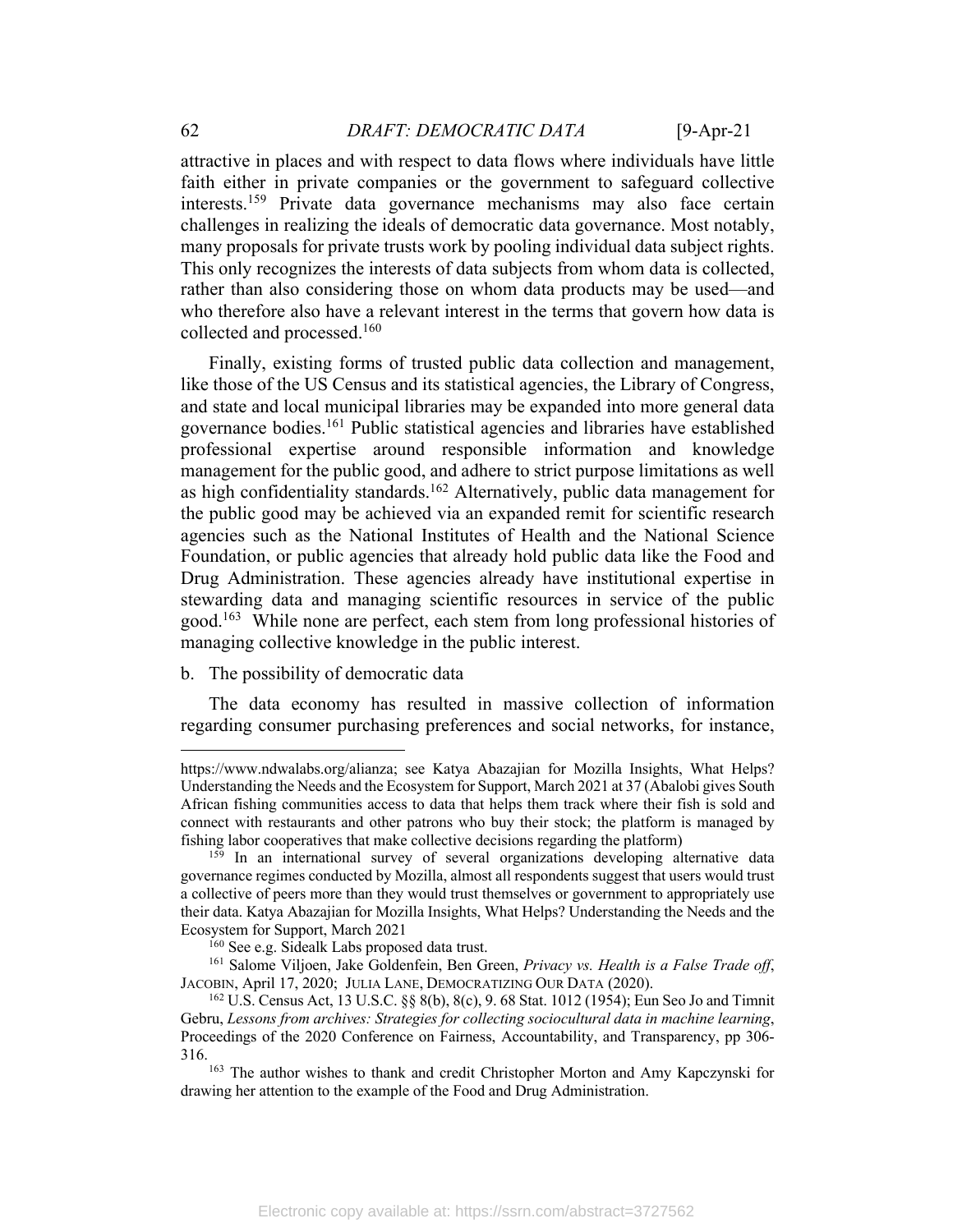attractive in places and with respect to data flows where individuals have little faith either in private companies or the government to safeguard collective interests.[159] Private data governance mechanisms may also face certain challenges in realizing the ideals of democratic data governance. Most notably, many proposals for private trusts work by pooling individual data subject rights. This only recognizes the interests of data subjects from whom data is collected, rather than also considering those on whom data products may be used—and who therefore also have a relevant interest in the terms that govern how data is collected and processed.[160]

Finally, existing forms of trusted public data collection and management, like those of the US Census and its statistical agencies, the Library of Congress, and state and local municipal libraries may be expanded into more general data governance bodies.[161] Public statistical agencies and libraries have established professional expertise around responsible information and knowledge management for the public good, and adhere to strict purpose limitations as well as high confidentiality standards.[162] Alternatively, public data management for the public good may be achieved via an expanded remit for scientific research agencies such as the National Institutes of Health and the National Science Foundation, or public agencies that already hold public data like the Food and Drug Administration. These agencies already have institutional expertise in stewarding data and managing scientific resources in service of the public good.[163] While none are perfect, each stem from long professional histories of managing collective knowledge in the public interest.

b. The possibility of democratic data

The data economy has resulted in massive collection of information regarding consumer purchasing preferences and social networks, for instance,

---

https://www.ndwalabs.org/alianza; see Katya Abazajian for Mozilla Insights, What Helps? Understanding the Needs and the Ecosystem for Support, March 2021 at 37 (Abalobi gives South African fishing communities access to data that helps them track where their fish is sold and connect with restaurants and other patrons who buy their stock; the platform is managed by fishing labor cooperatives that make collective decisions regarding the platform)

[159] In an international survey of several organizations developing alternative data governance regimes conducted by Mozilla, almost all respondents suggest that users would trust a collective of peers more than they would trust themselves or government to appropriately use their data. Katya Abazajian for Mozilla Insights, What Helps? Understanding the Needs and the Ecosystem for Support, March 2021

[160] See e.g. Sidealk Labs proposed data trust.

[161] Salome Viljoen, Jake Goldenfein, Ben Green, *Privacy vs. Health is a False Trade off*, JACOBIN, April 17, 2020; JULIA LANE, DEMOCRATIZING OUR DATA (2020).

[162] U.S. Census Act, 13 U.S.C. §§ 8(b), 8(c), 9. 68 Stat. 1012 (1954); Eun Seo Jo and Timnit Gebru, *Lessons from archives: Strategies for collecting sociocultural data in machine learning*, Proceedings of the 2020 Conference on Fairness, Accountability, and Transparency, pp 306-316.

[163] The author wishes to thank and credit Christopher Morton and Amy Kapczynski for drawing her attention to the example of the Food and Drug Administration.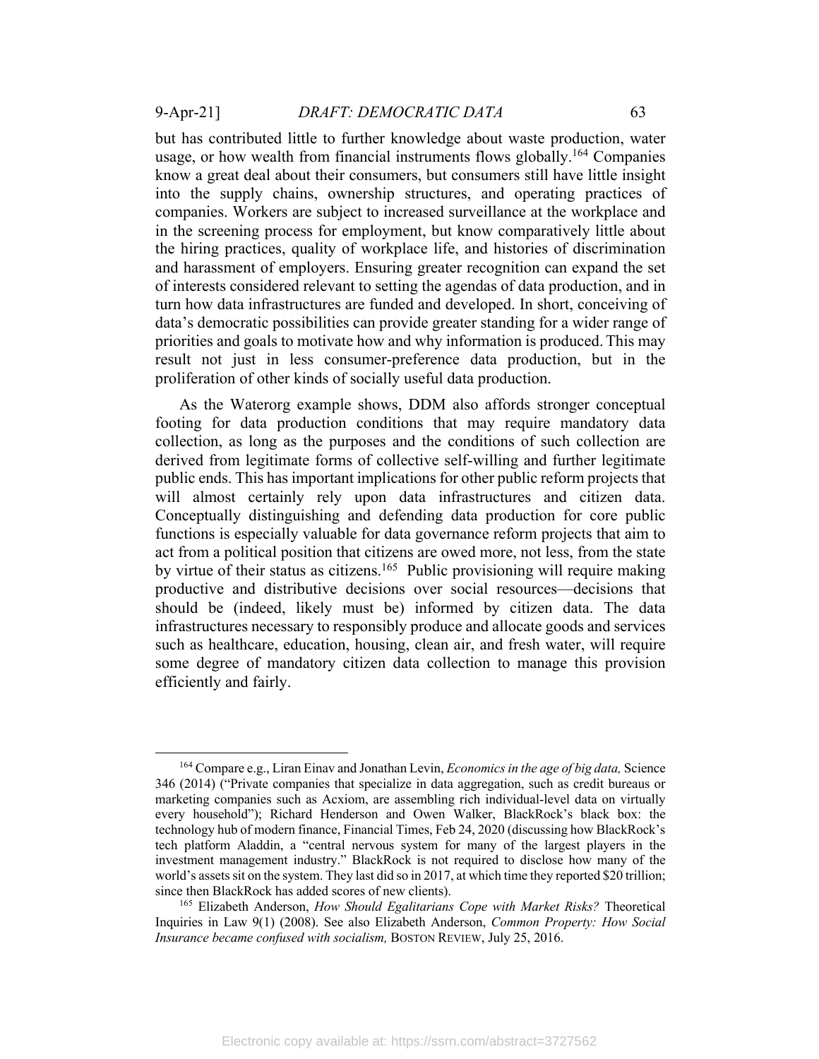but has contributed little to further knowledge about waste production, water usage, or how wealth from financial instruments flows globally.[164] Companies know a great deal about their consumers, but consumers still have little insight into the supply chains, ownership structures, and operating practices of companies. Workers are subject to increased surveillance at the workplace and in the screening process for employment, but know comparatively little about the hiring practices, quality of workplace life, and histories of discrimination and harassment of employers. Ensuring greater recognition can expand the set of interests considered relevant to setting the agendas of data production, and in turn how data infrastructures are funded and developed. In short, conceiving of data's democratic possibilities can provide greater standing for a wider range of priorities and goals to motivate how and why information is produced. This may result not just in less consumer-preference data production, but in the proliferation of other kinds of socially useful data production.

As the Waterorg example shows, DDM also affords stronger conceptual footing for data production conditions that may require mandatory data collection, as long as the purposes and the conditions of such collection are derived from legitimate forms of collective self-willing and further legitimate public ends. This has important implications for other public reform projects that will almost certainly rely upon data infrastructures and citizen data. Conceptually distinguishing and defending data production for core public functions is especially valuable for data governance reform projects that aim to act from a political position that citizens are owed more, not less, from the state by virtue of their status as citizens.[165] Public provisioning will require making productive and distributive decisions over social resources—decisions that should be (indeed, likely must be) informed by citizen data. The data infrastructures necessary to responsibly produce and allocate goods and services such as healthcare, education, housing, clean air, and fresh water, will require some degree of mandatory citizen data collection to manage this provision efficiently and fairly.

---

[164] Compare e.g., Liran Einav and Jonathan Levin, *Economics in the age of big data,* Science 346 (2014) ("Private companies that specialize in data aggregation, such as credit bureaus or marketing companies such as Acxiom, are assembling rich individual-level data on virtually every household"); Richard Henderson and Owen Walker, BlackRock's black box: the technology hub of modern finance, Financial Times, Feb 24, 2020 (discussing how BlackRock's tech platform Aladdin, a "central nervous system for many of the largest players in the investment management industry." BlackRock is not required to disclose how many of the world's assets sit on the system. They last did so in 2017, at which time they reported $20 trillion; since then BlackRock has added scores of new clients).

[165] Elizabeth Anderson, *How Should Egalitarians Cope with Market Risks?* Theoretical Inquiries in Law 9(1) (2008). See also Elizabeth Anderson, *Common Property: How Social Insurance became confused with socialism,* BOSTON REVIEW, July 25, 2016.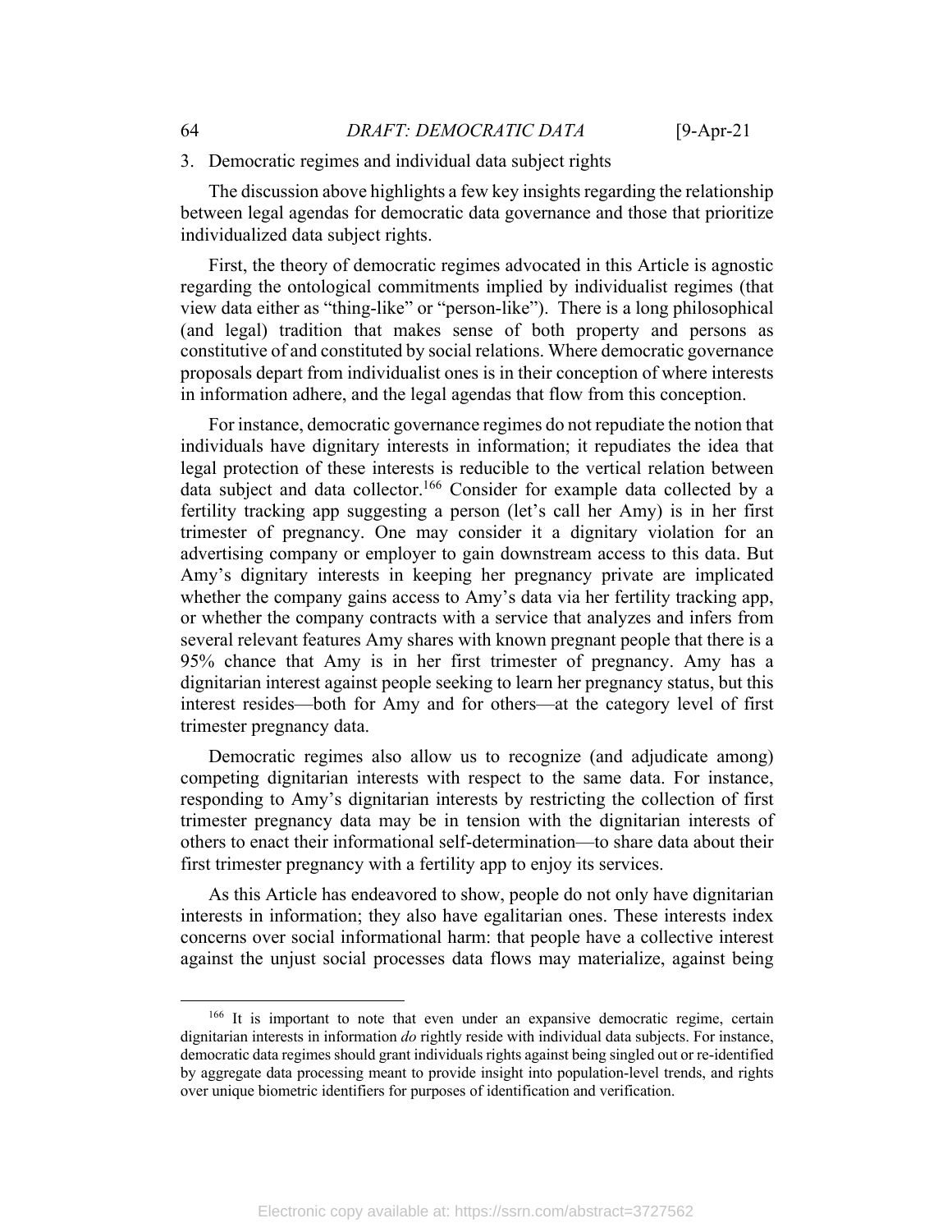### 3. Democratic regimes and individual data subject rights

The discussion above highlights a few key insights regarding the relationship between legal agendas for democratic data governance and those that prioritize individualized data subject rights.

First, the theory of democratic regimes advocated in this Article is agnostic regarding the ontological commitments implied by individualist regimes (that view data either as "thing-like" or "person-like"). There is a long philosophical (and legal) tradition that makes sense of both property and persons as constitutive of and constituted by social relations. Where democratic governance proposals depart from individualist ones is in their conception of where interests in information adhere, and the legal agendas that flow from this conception.

For instance, democratic governance regimes do not repudiate the notion that individuals have dignitary interests in information; it repudiates the idea that legal protection of these interests is reducible to the vertical relation between data subject and data collector.[166] Consider for example data collected by a fertility tracking app suggesting a person (let's call her Amy) is in her first trimester of pregnancy. One may consider it a dignitary violation for an advertising company or employer to gain downstream access to this data. But Amy's dignitary interests in keeping her pregnancy private are implicated whether the company gains access to Amy's data via her fertility tracking app, or whether the company contracts with a service that analyzes and infers from several relevant features Amy shares with known pregnant people that there is a 95% chance that Amy is in her first trimester of pregnancy. Amy has a dignitarian interest against people seeking to learn her pregnancy status, but this interest resides—both for Amy and for others—at the category level of first trimester pregnancy data.

Democratic regimes also allow us to recognize (and adjudicate among) competing dignitarian interests with respect to the same data. For instance, responding to Amy's dignitarian interests by restricting the collection of first trimester pregnancy data may be in tension with the dignitarian interests of others to enact their informational self-determination—to share data about their first trimester pregnancy with a fertility app to enjoy its services.

As this Article has endeavored to show, people do not only have dignitarian interests in information; they also have egalitarian ones. These interests index concerns over social informational harm: that people have a collective interest against the unjust social processes data flows may materialize, against being

---

[166] It is important to note that even under an expansive democratic regime, certain dignitarian interests in information *do* rightly reside with individual data subjects. For instance, democratic data regimes should grant individuals rights against being singled out or re-identified by aggregate data processing meant to provide insight into population-level trends, and rights over unique biometric identifiers for purposes of identification and verification.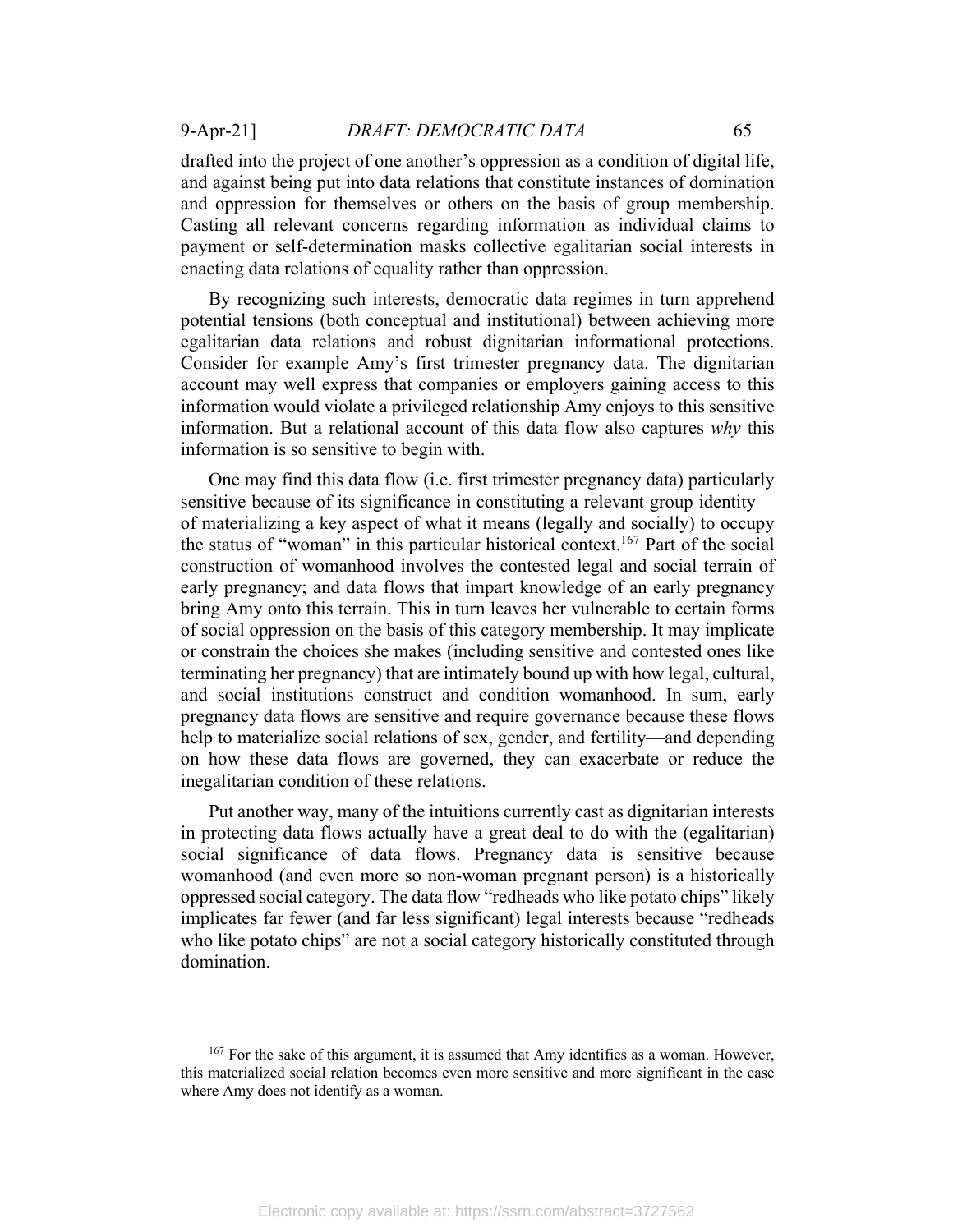drafted into the project of one another's oppression as a condition of digital life, and against being put into data relations that constitute instances of domination and oppression for themselves or others on the basis of group membership. Casting all relevant concerns regarding information as individual claims to payment or self-determination masks collective egalitarian social interests in enacting data relations of equality rather than oppression.

By recognizing such interests, democratic data regimes in turn apprehend potential tensions (both conceptual and institutional) between achieving more egalitarian data relations and robust dignitarian informational protections. Consider for example Amy's first trimester pregnancy data. The dignitarian account may well express that companies or employers gaining access to this information would violate a privileged relationship Amy enjoys to this sensitive information. But a relational account of this data flow also captures *why* this information is so sensitive to begin with.

One may find this data flow (i.e. first trimester pregnancy data) particularly sensitive because of its significance in constituting a relevant group identity—of materializing a key aspect of what it means (legally and socially) to occupy the status of "woman" in this particular historical context.[167] Part of the social construction of womanhood involves the contested legal and social terrain of early pregnancy; and data flows that impart knowledge of an early pregnancy bring Amy onto this terrain. This in turn leaves her vulnerable to certain forms of social oppression on the basis of this category membership. It may implicate or constrain the choices she makes (including sensitive and contested ones like terminating her pregnancy) that are intimately bound up with how legal, cultural, and social institutions construct and condition womanhood. In sum, early pregnancy data flows are sensitive and require governance because these flows help to materialize social relations of sex, gender, and fertility—and depending on how these data flows are governed, they can exacerbate or reduce the inegalitarian condition of these relations.

Put another way, many of the intuitions currently cast as dignitarian interests in protecting data flows actually have a great deal to do with the (egalitarian) social significance of data flows. Pregnancy data is sensitive because womanhood (and even more so non-woman pregnant person) is a historically oppressed social category. The data flow "redheads who like potato chips" likely implicates far fewer (and far less significant) legal interests because "redheads who like potato chips" are not a social category historically constituted through domination.

[167] For the sake of this argument, it is assumed that Amy identifies as a woman. However, this materialized social relation becomes even more sensitive and more significant in the case where Amy does not identify as a woman.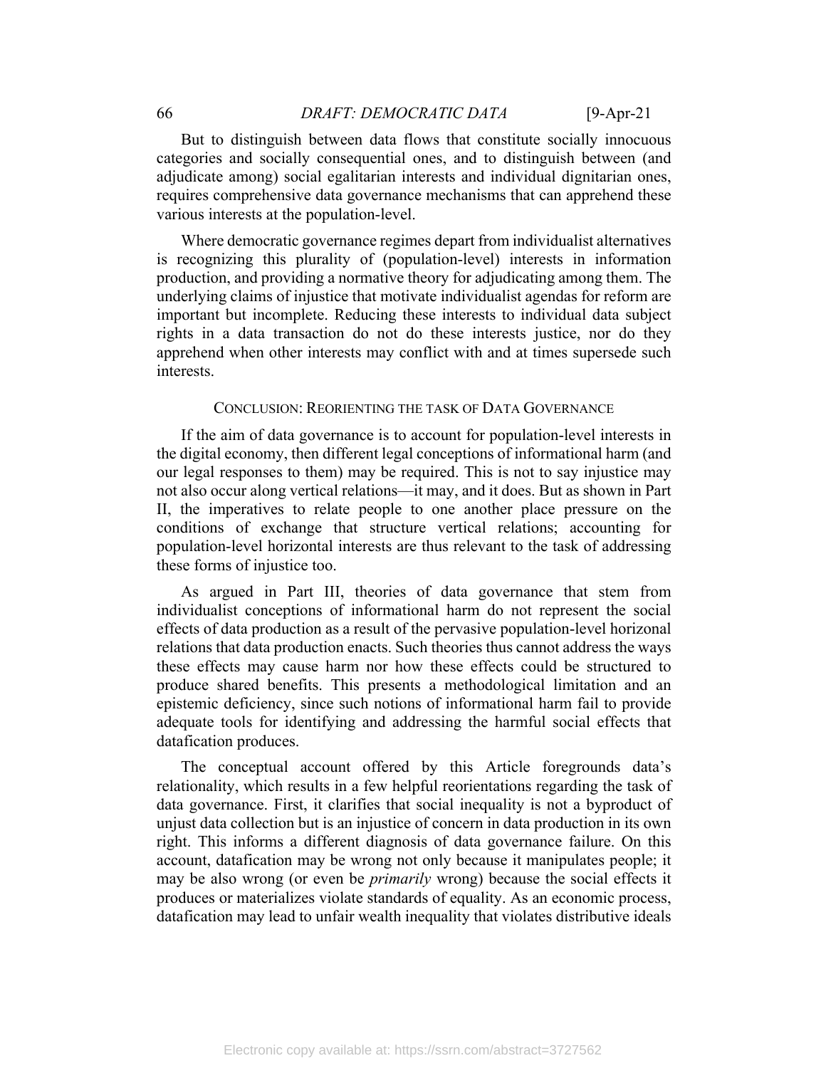But to distinguish between data flows that constitute socially innocuous categories and socially consequential ones, and to distinguish between (and adjudicate among) social egalitarian interests and individual dignitarian ones, requires comprehensive data governance mechanisms that can apprehend these various interests at the population-level.

Where democratic governance regimes depart from individualist alternatives is recognizing this plurality of (population-level) interests in information production, and providing a normative theory for adjudicating among them. The underlying claims of injustice that motivate individualist agendas for reform are important but incomplete. Reducing these interests to individual data subject rights in a data transaction do not do these interests justice, nor do they apprehend when other interests may conflict with and at times supersede such interests.

## CONCLUSION: REORIENTING THE TASK OF DATA GOVERNANCE

If the aim of data governance is to account for population-level interests in the digital economy, then different legal conceptions of informational harm (and our legal responses to them) may be required. This is not to say injustice may not also occur along vertical relations—it may, and it does. But as shown in Part II, the imperatives to relate people to one another place pressure on the conditions of exchange that structure vertical relations; accounting for population-level horizontal interests are thus relevant to the task of addressing these forms of injustice too.

As argued in Part III, theories of data governance that stem from individualist conceptions of informational harm do not represent the social effects of data production as a result of the pervasive population-level horizonal relations that data production enacts. Such theories thus cannot address the ways these effects may cause harm nor how these effects could be structured to produce shared benefits. This presents a methodological limitation and an epistemic deficiency, since such notions of informational harm fail to provide adequate tools for identifying and addressing the harmful social effects that datafication produces.

The conceptual account offered by this Article foregrounds data's relationality, which results in a few helpful reorientations regarding the task of data governance. First, it clarifies that social inequality is not a byproduct of unjust data collection but is an injustice of concern in data production in its own right. This informs a different diagnosis of data governance failure. On this account, datafication may be wrong not only because it manipulates people; it may be also wrong (or even be *primarily* wrong) because the social effects it produces or materializes violate standards of equality. As an economic process, datafication may lead to unfair wealth inequality that violates distributive ideals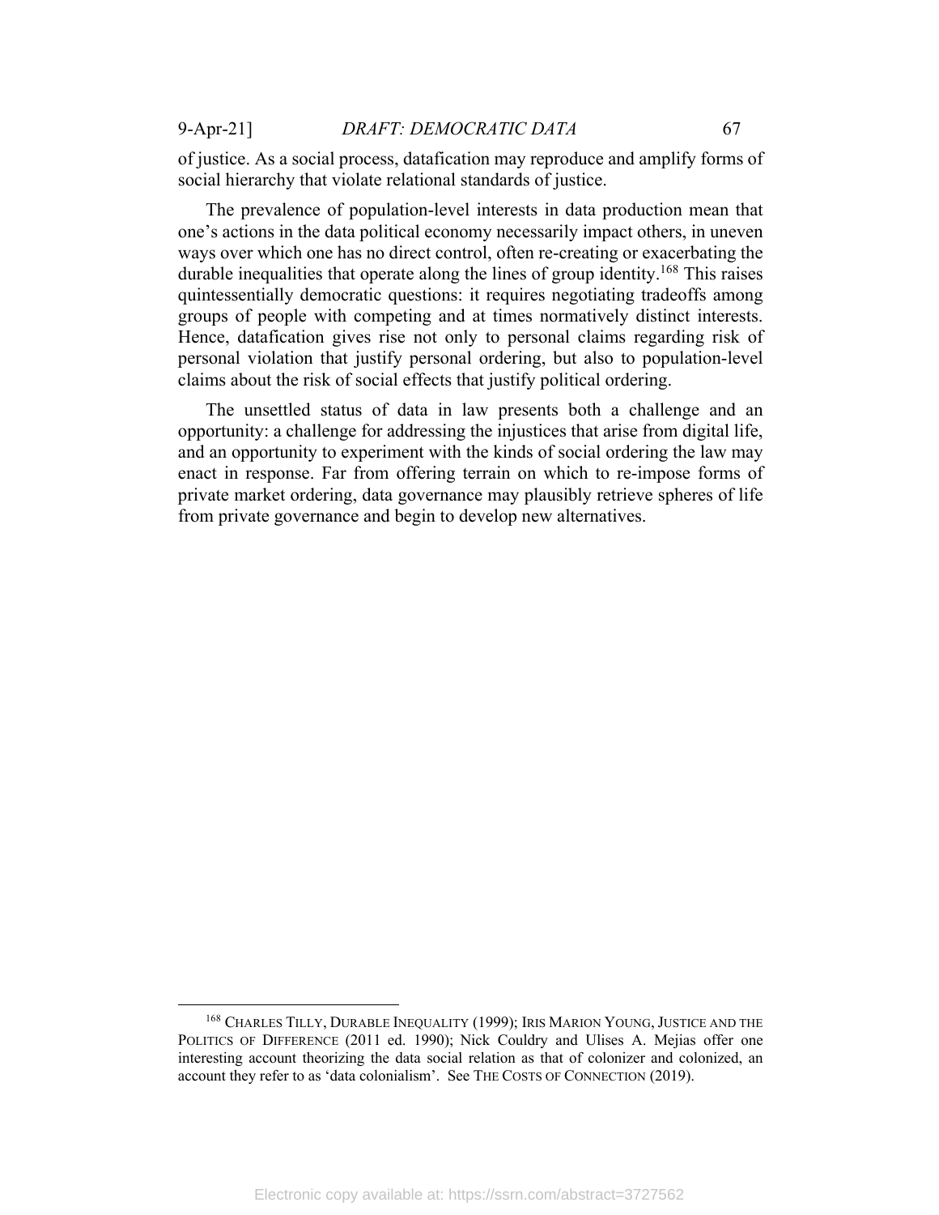of justice. As a social process, datafication may reproduce and amplify forms of social hierarchy that violate relational standards of justice.

The prevalence of population-level interests in data production mean that one's actions in the data political economy necessarily impact others, in uneven ways over which one has no direct control, often re-creating or exacerbating the durable inequalities that operate along the lines of group identity.[168] This raises quintessentially democratic questions: it requires negotiating tradeoffs among groups of people with competing and at times normatively distinct interests. Hence, datafication gives rise not only to personal claims regarding risk of personal violation that justify personal ordering, but also to population-level claims about the risk of social effects that justify political ordering.

The unsettled status of data in law presents both a challenge and an opportunity: a challenge for addressing the injustices that arise from digital life, and an opportunity to experiment with the kinds of social ordering the law may enact in response. Far from offering terrain on which to re-impose forms of private market ordering, data governance may plausibly retrieve spheres of life from private governance and begin to develop new alternatives.

---

[168] CHARLES TILLY, DURABLE INEQUALITY (1999); IRIS MARION YOUNG, JUSTICE AND THE POLITICS OF DIFFERENCE (2011 ed. 1990); Nick Couldry and Ulises A. Mejias offer one interesting account theorizing the data social relation as that of colonizer and colonized, an account they refer to as 'data colonialism'. See THE COSTS OF CONNECTION (2019).